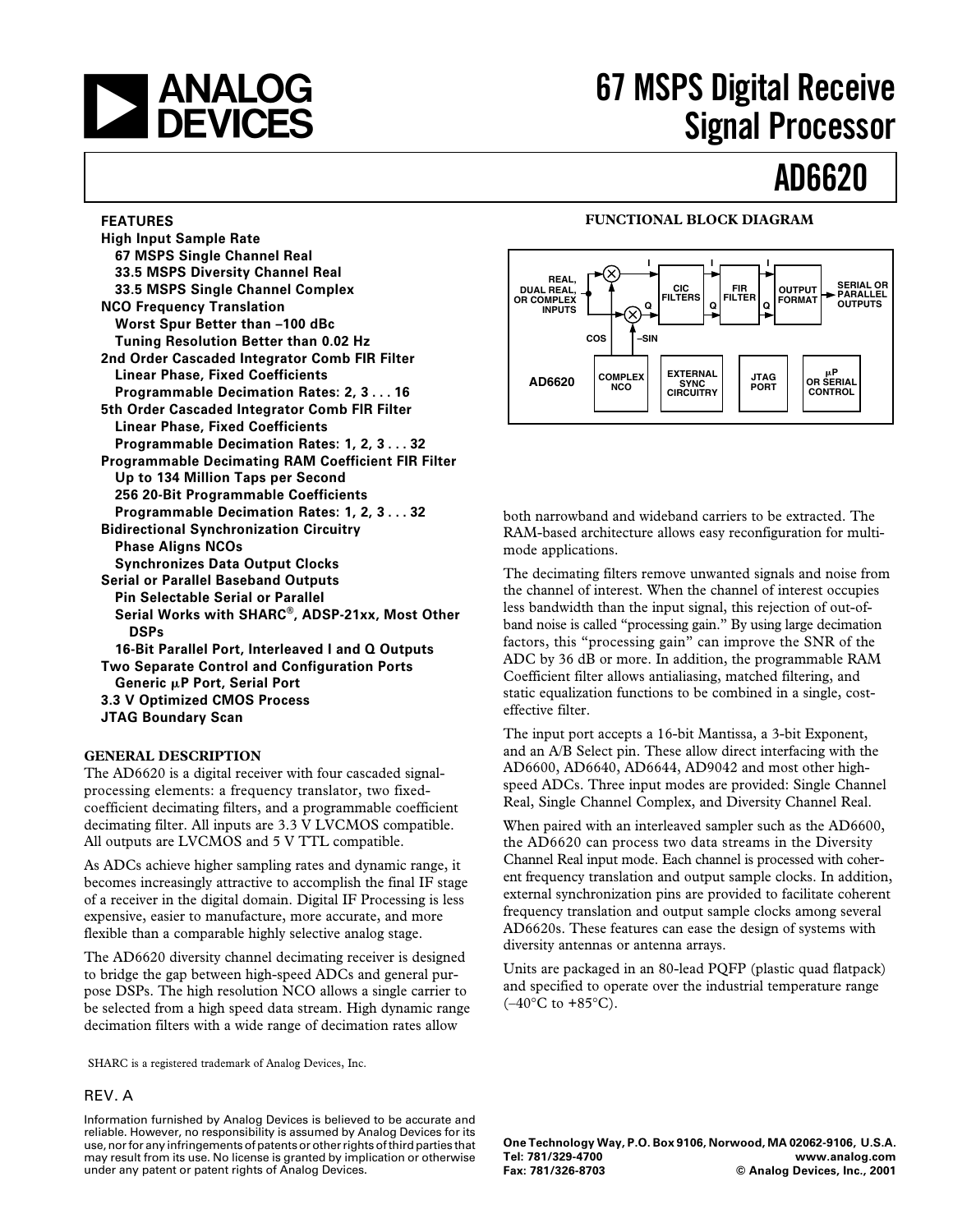# 67 MSPS Digital Receive Signal Processor

# AD6620

## FEATURES

**High Input Sample Rate**
- **67 MSPS Single Channel Real**
- **33.5 MSPS Diversity Channel Real**
- **33.5 MSPS Single Channel Complex**

**NCO Frequency Translation**
- **Worst Spur Better than –100 dBc**
- **Tuning Resolution Better than 0.02 Hz**

**2nd Order Cascaded Integrator Comb FIR Filter**
- **Linear Phase, Fixed Coefficients**
- **Programmable Decimation Rates: 2, 3 . . . 16**

**5th Order Cascaded Integrator Comb FIR Filter**
- **Linear Phase, Fixed Coefficients**
- **Programmable Decimation Rates: 1, 2, 3 . . . 32**

**Programmable Decimating RAM Coefficient FIR Filter**
- **Up to 134 Million Taps per Second**
- **256 20-Bit Programmable Coefficients**
- **Programmable Decimation Rates: 1, 2, 3 . . . 32**

**Bidirectional Synchronization Circuitry**
- **Phase Aligns NCOs**
- **Synchronizes Data Output Clocks**

**Serial or Parallel Baseband Outputs**
- **Pin Selectable Serial or Parallel**
- **Serial Works with SHARC®, ADSP-21xx, Most Other DSPs**
- **16-Bit Parallel Port, Interleaved I and Q Outputs**

**Two Separate Control and Configuration Ports**
- **Generic µP Port, Serial Port**

**3.3 V Optimized CMOS Process**

**JTAG Boundary Scan**

## FUNCTIONAL BLOCK DIAGRAM

## GENERAL DESCRIPTION

The AD6620 is a digital receiver with four cascaded signal-processing elements: a frequency translator, two fixed-coefficient decimating filters, and a programmable coefficient decimating filter. All inputs are 3.3 V LVCMOS compatible. All outputs are LVCMOS and 5 V TTL compatible.

As ADCs achieve higher sampling rates and dynamic range, it becomes increasingly attractive to accomplish the final IF stage of a receiver in the digital domain. Digital IF Processing is less expensive, easier to manufacture, more accurate, and more flexible than a comparable highly selective analog stage.

The AD6620 diversity channel decimating receiver is designed to bridge the gap between high-speed ADCs and general purpose DSPs. The high resolution NCO allows a single carrier to be selected from a high speed data stream. High dynamic range decimation filters with a wide range of decimation rates allow both narrowband and wideband carriers to be extracted. The RAM-based architecture allows easy reconfiguration for multi-mode applications.

The decimating filters remove unwanted signals and noise from the channel of interest. When the channel of interest occupies less bandwidth than the input signal, this rejection of out-of-band noise is called "processing gain." By using large decimation factors, this "processing gain" can improve the SNR of the ADC by 36 dB or more. In addition, the programmable RAM Coefficient filter allows antialiasing, matched filtering, and static equalization functions to be combined in a single, cost-effective filter.

The input port accepts a 16-bit Mantissa, a 3-bit Exponent, and an A/B Select pin. These allow direct interfacing with the AD6600, AD6640, AD6644, AD9042 and most other high-speed ADCs. Three input modes are provided: Single Channel Real, Single Channel Complex, and Diversity Channel Real.

When paired with an interleaved sampler such as the AD6600, the AD6620 can process two data streams in the Diversity Channel Real input mode. Each channel is processed with coherent frequency translation and output sample clocks. In addition, external synchronization pins are provided to facilitate coherent frequency translation and output sample clocks among several AD6620s. These features can ease the design of systems with diversity antennas or antenna arrays.

Units are packaged in an 80-lead PQFP (plastic quad flatpack) and specified to operate over the industrial temperature range (–40°C to +85°C).

SHARC is a registered trademark of Analog Devices, Inc.

REV. A

Information furnished by Analog Devices is believed to be accurate and reliable. However, no responsibility is assumed by Analog Devices for its use, nor for any infringements of patents or other rights of third parties that may result from its use. No license is granted by implication or otherwise under any patent or patent rights of Analog Devices.

**One Technology Way, P.O. Box 9106, Norwood, MA 02062-9106, U.S.A.**
**Tel: 781/329-4700 www.analog.com**
**Fax: 781/326-8703 © Analog Devices, Inc., 2001**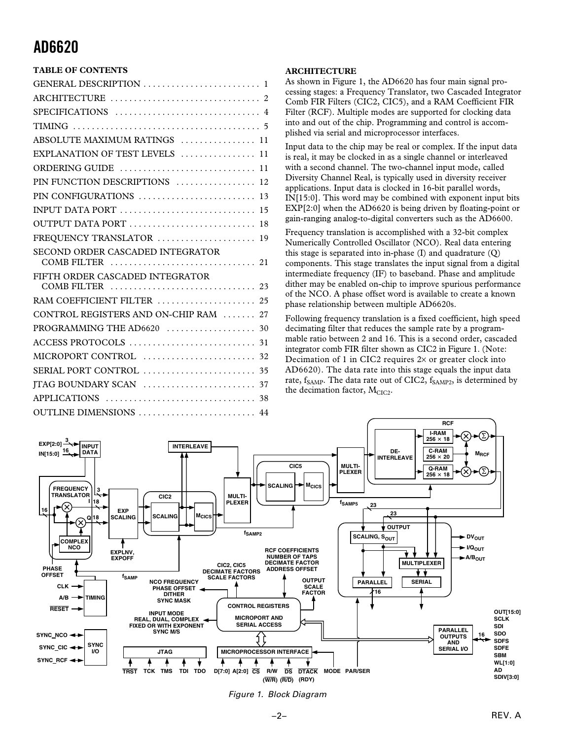## TABLE OF CONTENTS

GENERAL DESCRIPTION . . . . . . . . . . . . . . . . . . . . . . . . . 1
ARCHITECTURE . . . . . . . . . . . . . . . . . . . . . . . . . . . . . . . 2
SPECIFICATIONS . . . . . . . . . . . . . . . . . . . . . . . . . . . . . . 4
TIMING . . . . . . . . . . . . . . . . . . . . . . . . . . . . . . . . . . . . . . 5
ABSOLUTE MAXIMUM RATINGS . . . . . . . . . . . . . . . . 11
EXPLANATION OF TEST LEVELS . . . . . . . . . . . . . . . . 11
ORDERING GUIDE . . . . . . . . . . . . . . . . . . . . . . . . . . . . 11
PIN FUNCTION DESCRIPTIONS . . . . . . . . . . . . . . . . 12
PIN CONFIGURATIONS . . . . . . . . . . . . . . . . . . . . . . . . 13
INPUT DATA PORT . . . . . . . . . . . . . . . . . . . . . . . . . . . . 15
OUTPUT DATA PORT . . . . . . . . . . . . . . . . . . . . . . . . . . 18
FREQUENCY TRANSLATOR . . . . . . . . . . . . . . . . . . . . 19
SECOND ORDER CASCADED INTEGRATOR COMB FILTER . . . . . . . . . . . . . . . . . . . . . . . . . . . . . . 21
FIFTH ORDER CASCADED INTEGRATOR COMB FILTER . . . . . . . . . . . . . . . . . . . . . . . . . . . . . . 23
RAM COEFFICIENT FILTER . . . . . . . . . . . . . . . . . . . . 25
CONTROL REGISTERS AND ON-CHIP RAM . . . . . . . 27
PROGRAMMING THE AD6620 . . . . . . . . . . . . . . . . . . 30
ACCESS PROTOCOLS . . . . . . . . . . . . . . . . . . . . . . . . . . 31
MICROPORT CONTROL . . . . . . . . . . . . . . . . . . . . . . . . 32
SERIAL PORT CONTROL . . . . . . . . . . . . . . . . . . . . . . . 35
JTAG BOUNDARY SCAN . . . . . . . . . . . . . . . . . . . . . . . 37
APPLICATIONS . . . . . . . . . . . . . . . . . . . . . . . . . . . . . . . 38
OUTLINE DIMENSIONS . . . . . . . . . . . . . . . . . . . . . . . . 44

## ARCHITECTURE

As shown in Figure 1, the AD6620 has four main signal processing stages: a Frequency Translator, two Cascaded Integrator Comb FIR Filters (CIC2, CIC5), and a RAM Coefficient FIR Filter (RCF). Multiple modes are supported for clocking data into and out of the chip. Programming and control is accomplished via serial and microprocessor interfaces.

Input data to the chip may be real or complex. If the input data is real, it may be clocked in as a single channel or interleaved with a second channel. The two-channel input mode, called Diversity Channel Real, is typically used in diversity receiver applications. Input data is clocked in 16-bit parallel words, IN[15:0]. This word may be combined with exponent input bits EXP[2:0] when the AD6620 is being driven by floating-point or gain-ranging analog-to-digital converters such as the AD6600.

Frequency translation is accomplished with a 32-bit complex Numerically Controlled Oscillator (NCO). Real data entering this stage is separated into in-phase (I) and quadrature (Q) components. This stage translates the input signal from a digital intermediate frequency (IF) to baseband. Phase and amplitude dither may be enabled on-chip to improve spurious performance of the NCO. A phase offset word is available to create a known phase relationship between multiple AD6620s.

Following frequency translation is a fixed coefficient, high speed decimating filter that reduces the sample rate by a programmable ratio between 2 and 16. This is a second order, cascaded integrator comb FIR filter shown as CIC2 in Figure 1. (Note: Decimation of 1 in CIC2 requires 2× or greater clock into AD6620). The data rate into this stage equals the input data rate, $f_{SAMP}$. The data rate out of CIC2, $f_{SAMP2}$, is determined by the decimation factor, $M_{CIC2}$.

*Figure 1. Block Diagram*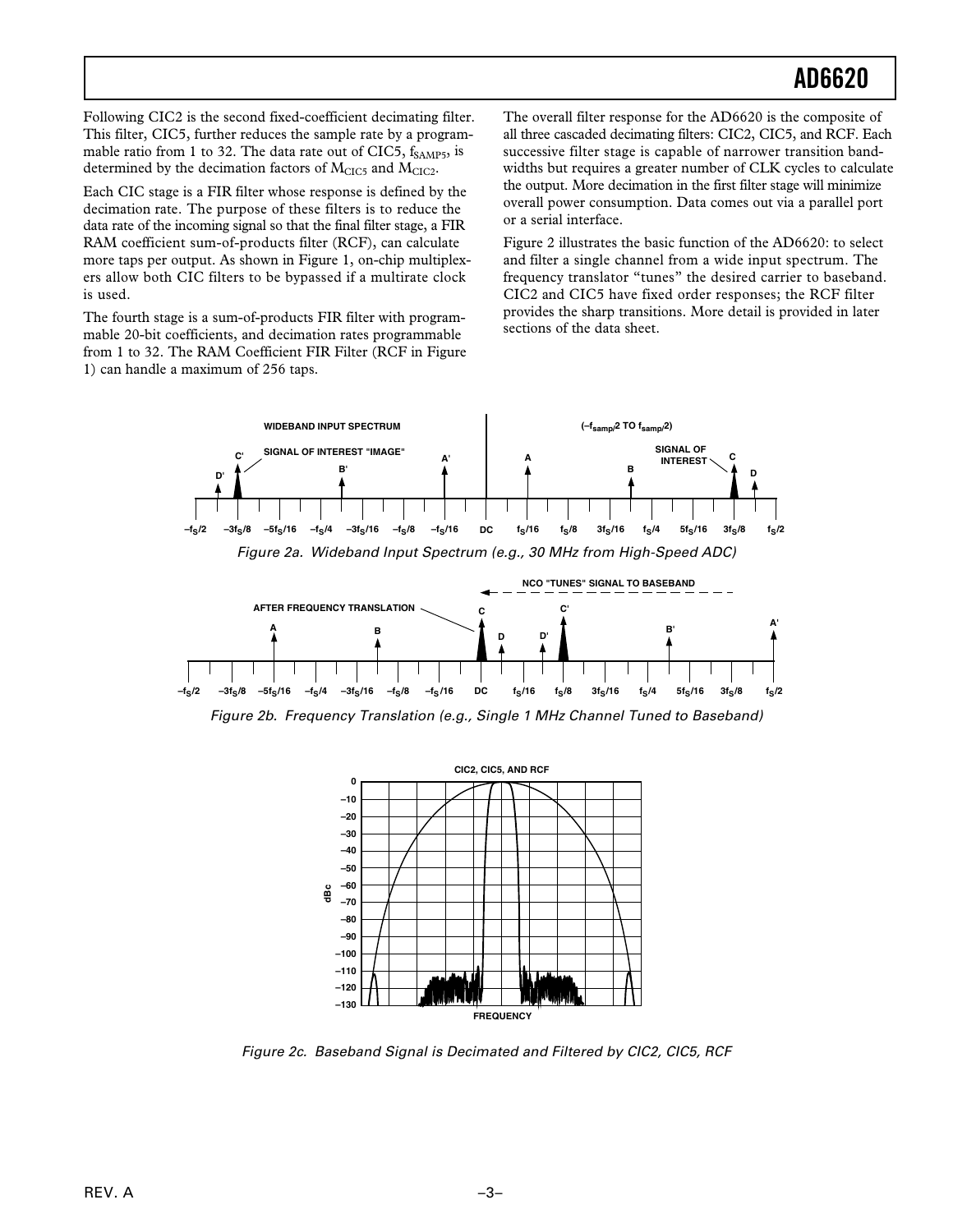Following CIC2 is the second fixed-coefficient decimating filter. This filter, CIC5, further reduces the sample rate by a programmable ratio from 1 to 32. The data rate out of CIC5, $f_{SAMP5}$, is determined by the decimation factors of $M_{CIC5}$ and $M_{CIC2}$.

Each CIC stage is a FIR filter whose response is defined by the decimation rate. The purpose of these filters is to reduce the data rate of the incoming signal so that the final filter stage, a FIR RAM coefficient sum-of-products filter (RCF), can calculate more taps per output. As shown in Figure 1, on-chip multiplexers allow both CIC filters to be bypassed if a multirate clock is used.

The fourth stage is a sum-of-products FIR filter with programmable 20-bit coefficients, and decimation rates programmable from 1 to 32. The RAM Coefficient FIR Filter (RCF in Figure 1) can handle a maximum of 256 taps.

The overall filter response for the AD6620 is the composite of all three cascaded decimating filters: CIC2, CIC5, and RCF. Each successive filter stage is capable of narrower transition bandwidths but requires a greater number of CLK cycles to calculate the output. More decimation in the first filter stage will minimize overall power consumption. Data comes out via a parallel port or a serial interface.

Figure 2 illustrates the basic function of the AD6620: to select and filter a single channel from a wide input spectrum. The frequency translator "tunes" the desired carrier to baseband. CIC2 and CIC5 have fixed order responses; the RCF filter provides the sharp transitions. More detail is provided in later sections of the data sheet.

*Figure 2a. Wideband Input Spectrum (e.g., 30 MHz from High-Speed ADC)*

*Figure 2b. Frequency Translation (e.g., Single 1 MHz Channel Tuned to Baseband)*

*Figure 2c. Baseband Signal is Decimated and Filtered by CIC2, CIC5, RCF*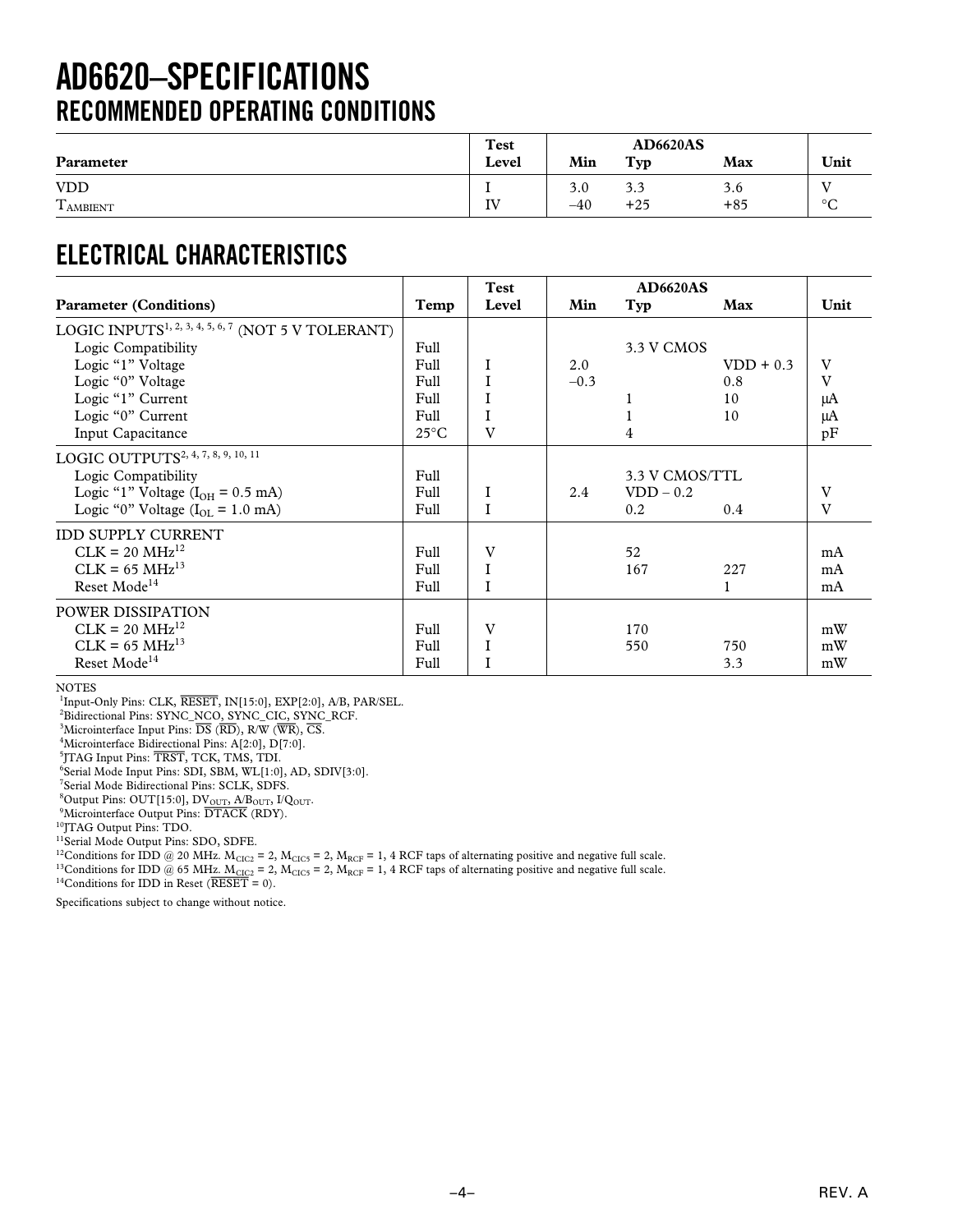# AD6620–SPECIFICATIONS

## RECOMMENDED OPERATING CONDITIONS

| Parameter | Test Level | AD6620AS Min | Typ | Max | Unit |
|---|---|---|---|---|---|
| VDD | I | 3.0 | 3.3 | 3.6 | V |
| $T_{AMBIENT}$ | IV | –40 | +25 | +85 | °C |

## ELECTRICAL CHARACTERISTICS

| Parameter (Conditions) | Temp | Test Level | AD6620AS Min | Typ | Max | Unit |
|---|---|---|---|---|---|---|
| LOGIC INPUTS[1, 2, 3, 4, 5, 6, 7] (NOT 5 V TOLERANT) | | | | | | |
| Logic Compatibility | Full | | | 3.3 V CMOS | | |
| Logic "1" Voltage | Full | I | 2.0 | | VDD + 0.3 | V |
| Logic "0" Voltage | Full | I | –0.3 | | 0.8 | V |
| Logic "1" Current | Full | I | | 1 | 10 | µA |
| Logic "0" Current | Full | I | | 1 | 10 | µA |
| Input Capacitance | 25°C | V | | 4 | | pF |
| LOGIC OUTPUTS[2, 4, 7, 8, 9, 10, 11] | | | | | | |
| Logic Compatibility | Full | | | 3.3 V CMOS/TTL | | |
| Logic "1" Voltage ($I_{OH}$ = 0.5 mA) | Full | I | 2.4 | VDD – 0.2 | | V |
| Logic "0" Voltage ($I_{OL}$ = 1.0 mA) | Full | I | | 0.2 | 0.4 | V |
| IDD SUPPLY CURRENT | | | | | | |
| CLK = 20 MHz[12] | Full | V | | 52 | | mA |
| CLK = 65 MHz[13] | Full | I | | 167 | 227 | mA |
| Reset Mode[14] | Full | I | | | 1 | mA |
| POWER DISSIPATION | | | | | | |
| CLK = 20 MHz[12] | Full | V | | 170 | | mW |
| CLK = 65 MHz[13] | Full | I | | 550 | 750 | mW |
| Reset Mode[14] | Full | I | | | 3.3 | mW |

NOTES

[1]Input-Only Pins: CLK, $\overline{RESET}$, IN[15:0], EXP[2:0], A/B, PAR/SEL.

[2]Bidirectional Pins: SYNC_NCO, SYNC_CIC, SYNC_RCF.

[3]Microinterface Input Pins: $\overline{DS}$ ($\overline{RD}$), R/W ($\overline{WR}$), $\overline{CS}$.

[4]Microinterface Bidirectional Pins: A[2:0], D[7:0].

[5]JTAG Input Pins: $\overline{TRST}$, TCK, TMS, TDI.

[6]Serial Mode Input Pins: SDI, SBM, WL[1:0], AD, SDIV[3:0].

[7]Serial Mode Bidirectional Pins: SCLK, SDFS.

[8]Output Pins: OUT[15:0], $DV_{OUT}$, $A/B_{OUT}$, $I/Q_{OUT}$.

[9]Microinterface Output Pins: $\overline{DTACK}$ (RDY).

[10]JTAG Output Pins: TDO.

[11]Serial Mode Output Pins: SDO, SDFE.

[12]Conditions for IDD @ 20 MHz. $M_{CIC2}$ = 2, $M_{CIC5}$ = 2, $M_{RCF}$ = 1, 4 RCF taps of alternating positive and negative full scale.

[13]Conditions for IDD @ 65 MHz. $M_{CIC2}$ = 2, $M_{CIC5}$ = 2, $M_{RCF}$ = 1, 4 RCF taps of alternating positive and negative full scale.

[14]Conditions for IDD in Reset ($\overline{RESET}$ = 0).

Specifications subject to change without notice.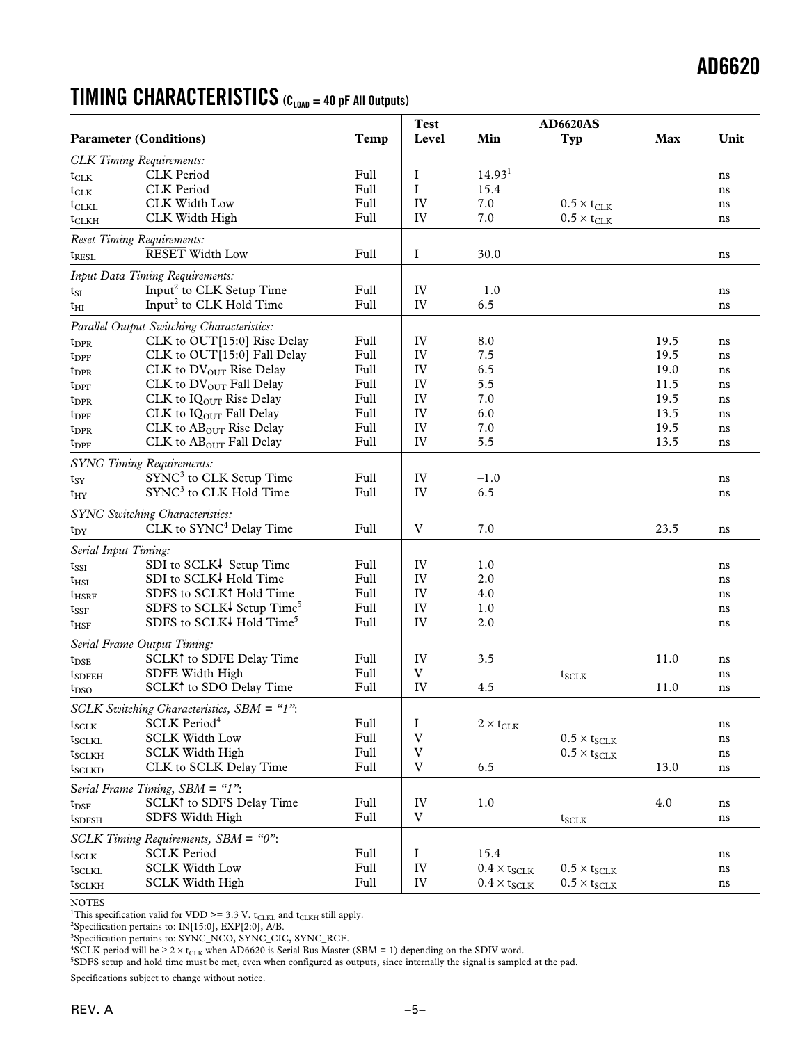## TIMING CHARACTERISTICS ($C_{LOAD}$ = 40 pF All Outputs)

| Parameter (Conditions) | | Temp | Test Level | AD6620AS Min | Typ | Max | Unit |
|---|---|---|---|---|---|---|---|
| *CLK Timing Requirements:* | | | | | | | |
| $t_{CLK}$ | CLK Period | Full | I | 14.93[1] | | | ns |
| $t_{CLK}$ | CLK Period | Full | I | 15.4 | | | ns |
| $t_{CLKL}$ | CLK Width Low | Full | IV | 7.0 | $0.5 \times t_{CLK}$ | | ns |
| $t_{CLKH}$ | CLK Width High | Full | IV | 7.0 | $0.5 \times t_{CLK}$ | | ns |
| *Reset Timing Requirements:* | | | | | | | |
| $t_{RESL}$ | $\overline{RESET}$ Width Low | Full | I | 30.0 | | | ns |
| *Input Data Timing Requirements:* | | | | | | | |
| $t_{SI}$ | Input[2] to CLK Setup Time | Full | IV | –1.0 | | | ns |
| $t_{HI}$ | Input[2] to CLK Hold Time | Full | IV | 6.5 | | | ns |
| *Parallel Output Switching Characteristics:* | | | | | | | |
| $t_{DPR}$ | CLK to OUT[15:0] Rise Delay | Full | IV | 8.0 | | 19.5 | ns |
| $t_{DPF}$ | CLK to OUT[15:0] Fall Delay | Full | IV | 7.5 | | 19.5 | ns |
| $t_{DPR}$ | CLK to $DV_{OUT}$ Rise Delay | Full | IV | 6.5 | | 19.0 | ns |
| $t_{DPF}$ | CLK to $DV_{OUT}$ Fall Delay | Full | IV | 5.5 | | 11.5 | ns |
| $t_{DPR}$ | CLK to $IQ_{OUT}$ Rise Delay | Full | IV | 7.0 | | 19.5 | ns |
| $t_{DPF}$ | CLK to $IQ_{OUT}$ Fall Delay | Full | IV | 6.0 | | 13.5 | ns |
| $t_{DPR}$ | CLK to $AB_{OUT}$ Rise Delay | Full | IV | 7.0 | | 19.5 | ns |
| $t_{DPF}$ | CLK to $AB_{OUT}$ Fall Delay | Full | IV | 5.5 | | 13.5 | ns |
| *SYNC Timing Requirements:* | | | | | | | |
| $t_{SY}$ | SYNC[3] to CLK Setup Time | Full | IV | –1.0 | | | ns |
| $t_{HY}$ | SYNC[3] to CLK Hold Time | Full | IV | 6.5 | | | ns |
| *SYNC Switching Characteristics:* | | | | | | | |
| $t_{DY}$ | CLK to SYNC[4] Delay Time | Full | V | 7.0 | | 23.5 | ns |
| *Serial Input Timing:* | | | | | | | |
| $t_{SSI}$ | SDI to SCLK↓ Setup Time | Full | IV | 1.0 | | | ns |
| $t_{HSI}$ | SDI to SCLK↓ Hold Time | Full | IV | 2.0 | | | ns |
| $t_{HSRF}$ | SDFS to SCLK↑ Hold Time | Full | IV | 4.0 | | | ns |
| $t_{SSF}$ | SDFS to SCLK↓ Setup Time[5] | Full | IV | 1.0 | | | ns |
| $t_{HSF}$ | SDFS to SCLK↓ Hold Time[5] | Full | IV | 2.0 | | | ns |
| *Serial Frame Output Timing:* | | | | | | | |
| $t_{DSE}$ | SCLK↑ to SDFE Delay Time | Full | IV | 3.5 | | 11.0 | ns |
| $t_{SDFEH}$ | SDFE Width High | Full | V | | $t_{SCLK}$ | | ns |
| $t_{DSO}$ | SCLK↑ to SDO Delay Time | Full | IV | 4.5 | | 11.0 | ns |
| *SCLK Switching Characteristics, SBM = "1":* | | | | | | | |
| $t_{SCLK}$ | SCLK Period[4] | Full | I | $2 \times t_{CLK}$ | | | ns |
| $t_{SCLKL}$ | SCLK Width Low | Full | V | | $0.5 \times t_{SCLK}$ | | ns |
| $t_{SCLKH}$ | SCLK Width High | Full | V | | $0.5 \times t_{SCLK}$ | | ns |
| $t_{SCLKD}$ | CLK to SCLK Delay Time | Full | V | 6.5 | | 13.0 | ns |
| *Serial Frame Timing, SBM = "1":* | | | | | | | |
| $t_{DSF}$ | SCLK↑ to SDFS Delay Time | Full | IV | 1.0 | | 4.0 | ns |
| $t_{SDFSH}$ | SDFS Width High | Full | V | | $t_{SCLK}$ | | ns |
| *SCLK Timing Requirements, SBM = "0":* | | | | | | | |
| $t_{SCLK}$ | SCLK Period | Full | I | 15.4 | | | ns |
| $t_{SCLKL}$ | SCLK Width Low | Full | IV | $0.4 \times t_{SCLK}$ | $0.5 \times t_{SCLK}$ | | ns |
| $t_{SCLKH}$ | SCLK Width High | Full | IV | $0.4 \times t_{SCLK}$ | $0.5 \times t_{SCLK}$ | | ns |

NOTES

[1]This specification valid for VDD >= 3.3 V. $t_{CLKL}$ and $t_{CLKH}$ still apply.

[2]Specification pertains to: IN[15:0], EXP[2:0], A/B.

[3]Specification pertains to: SYNC_NCO, SYNC_CIC, SYNC_RCF.

[4]SCLK period will be $\geq 2 \times t_{CLK}$ when AD6620 is Serial Bus Master (SBM = 1) depending on the SDIV word.

[5]SDFS setup and hold time must be met, even when configured as outputs, since internally the signal is sampled at the pad.

Specifications subject to change without notice.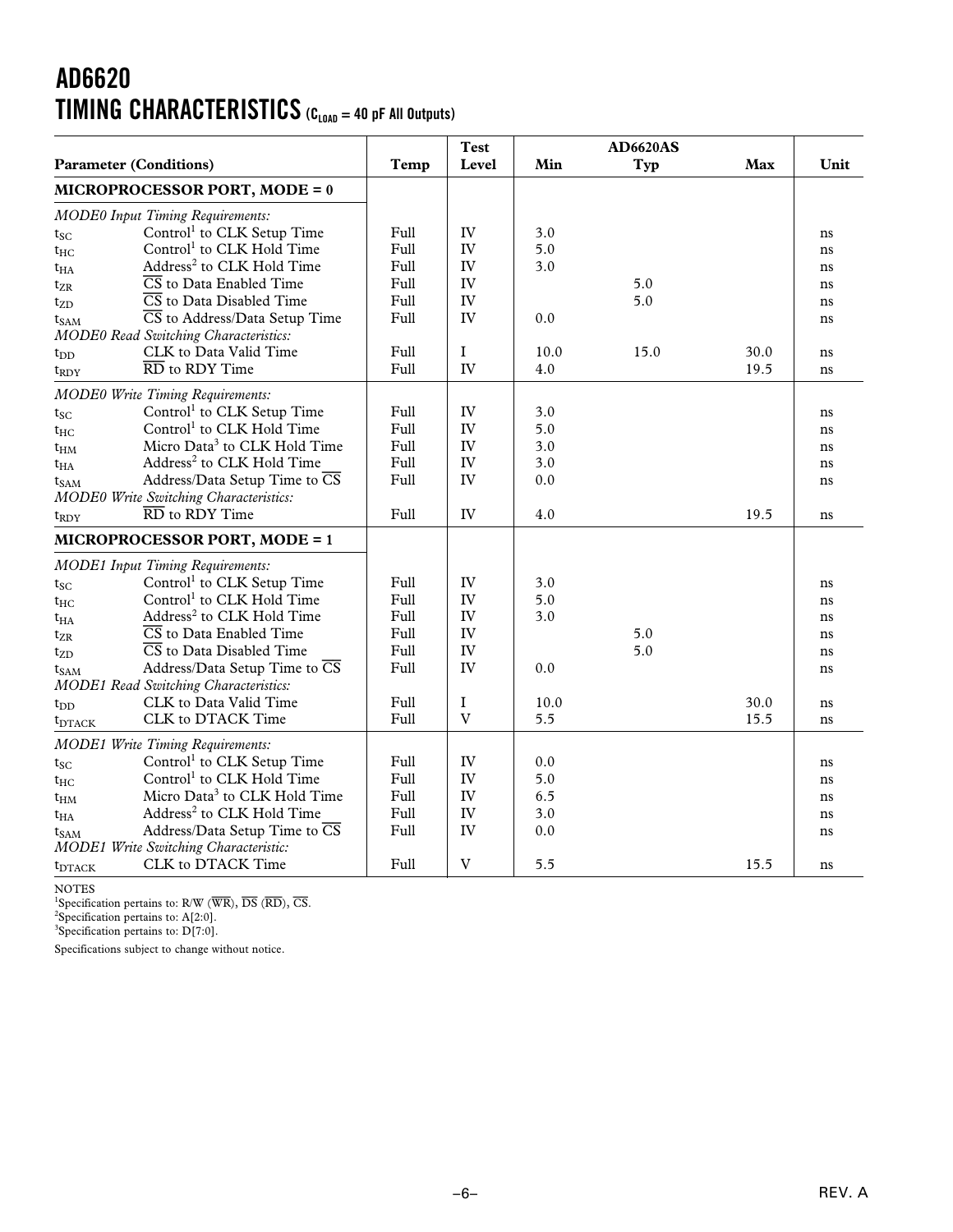# AD6620

## TIMING CHARACTERISTICS ($C_{LOAD}$ = 40 pF All Outputs)

| Parameter (Conditions) | | Temp | Test Level | AD6620AS Min | Typ | Max | Unit |
|---|---|---|---|---|---|---|---|
| **MICROPROCESSOR PORT, MODE = 0** | | | | | | | |
| *MODE0 Input Timing Requirements:* | | | | | | | |
| $t_{SC}$ | Control[1] to CLK Setup Time | Full | IV | 3.0 | | | ns |
| $t_{HC}$ | Control[1] to CLK Hold Time | Full | IV | 5.0 | | | ns |
| $t_{HA}$ | Address[2] to CLK Hold Time | Full | IV | 3.0 | | | ns |
| $t_{ZR}$ | $\overline{CS}$ to Data Enabled Time | Full | IV | | 5.0 | | ns |
| $t_{ZD}$ | $\overline{CS}$ to Data Disabled Time | Full | IV | | 5.0 | | ns |
| $t_{SAM}$ | $\overline{CS}$ to Address/Data Setup Time | Full | IV | 0.0 | | | ns |
| *MODE0 Read Switching Characteristics:* | | | | | | | |
| $t_{DD}$ | CLK to Data Valid Time | Full | I | 10.0 | 15.0 | 30.0 | ns |
| $t_{RDY}$ | $\overline{RD}$ to RDY Time | Full | IV | 4.0 | | 19.5 | ns |
| *MODE0 Write Timing Requirements:* | | | | | | | |
| $t_{SC}$ | Control[1] to CLK Setup Time | Full | IV | 3.0 | | | ns |
| $t_{HC}$ | Control[1] to CLK Hold Time | Full | IV | 5.0 | | | ns |
| $t_{HM}$ | Micro Data[3] to CLK Hold Time | Full | IV | 3.0 | | | ns |
| $t_{HA}$ | Address[2] to CLK Hold Time | Full | IV | 3.0 | | | ns |
| $t_{SAM}$ | Address/Data Setup Time to $\overline{CS}$ | Full | IV | 0.0 | | | ns |
| *MODE0 Write Switching Characteristics:* | | | | | | | |
| $t_{RDY}$ | $\overline{RD}$ to RDY Time | Full | IV | 4.0 | | 19.5 | ns |
| **MICROPROCESSOR PORT, MODE = 1** | | | | | | | |
| *MODE1 Input Timing Requirements:* | | | | | | | |
| $t_{SC}$ | Control[1] to CLK Setup Time | Full | IV | 3.0 | | | ns |
| $t_{HC}$ | Control[1] to CLK Hold Time | Full | IV | 5.0 | | | ns |
| $t_{HA}$ | Address[2] to CLK Hold Time | Full | IV | 3.0 | | | ns |
| $t_{ZR}$ | $\overline{CS}$ to Data Enabled Time | Full | IV | | 5.0 | | ns |
| $t_{ZD}$ | $\overline{CS}$ to Data Disabled Time | Full | IV | | 5.0 | | ns |
| $t_{SAM}$ | Address/Data Setup Time to $\overline{CS}$ | Full | IV | 0.0 | | | ns |
| *MODE1 Read Switching Characteristics:* | | | | | | | |
| $t_{DD}$ | CLK to Data Valid Time | Full | I | 10.0 | | 30.0 | ns |
| $t_{DTACK}$ | CLK to DTACK Time | Full | V | 5.5 | | 15.5 | ns |
| *MODE1 Write Timing Requirements:* | | | | | | | |
| $t_{SC}$ | Control[1] to CLK Setup Time | Full | IV | 0.0 | | | ns |
| $t_{HC}$ | Control[1] to CLK Hold Time | Full | IV | 5.0 | | | ns |
| $t_{HM}$ | Micro Data[3] to CLK Hold Time | Full | IV | 6.5 | | | ns |
| $t_{HA}$ | Address[2] to CLK Hold Time | Full | IV | 3.0 | | | ns |
| $t_{SAM}$ | Address/Data Setup Time to $\overline{CS}$ | Full | IV | 0.0 | | | ns |
| *MODE1 Write Switching Characteristic:* | | | | | | | |
| $t_{DTACK}$ | CLK to DTACK Time | Full | V | 5.5 | | 15.5 | ns |

NOTES

[1]Specification pertains to: R/W ($\overline{WR}$), $\overline{DS}$ ($\overline{RD}$), $\overline{CS}$.

[2]Specification pertains to: A[2:0].

[3]Specification pertains to: D[7:0].

Specifications subject to change without notice.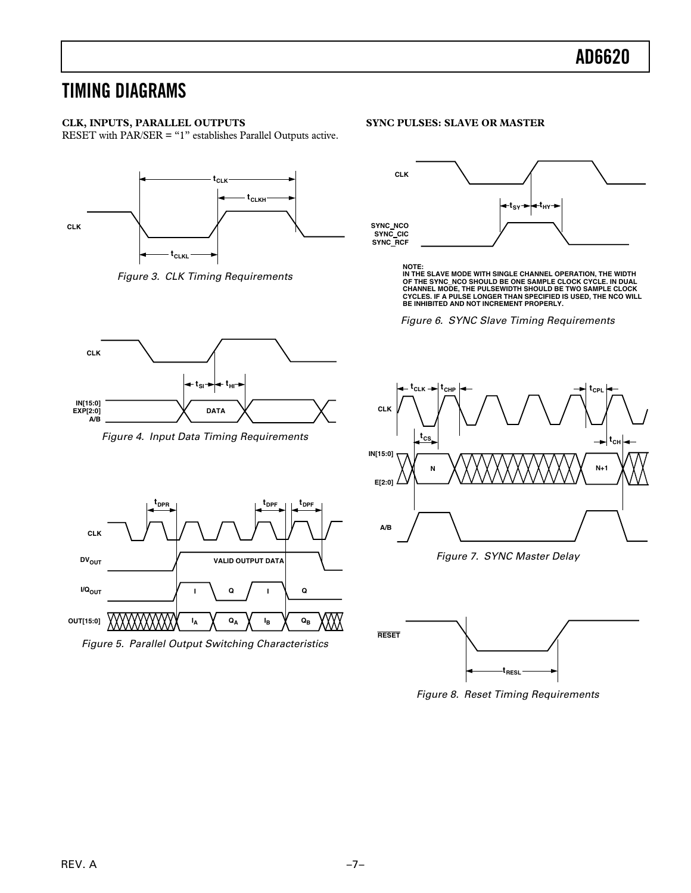## TIMING DIAGRAMS

### CLK, INPUTS, PARALLEL OUTPUTS

RESET with PAR/SER = "1" establishes Parallel Outputs active.

*Figure 3. CLK Timing Requirements*

*Figure 4. Input Data Timing Requirements*

*Figure 5. Parallel Output Switching Characteristics*

### SYNC PULSES: SLAVE OR MASTER

NOTE:
IN THE SLAVE MODE WITH SINGLE CHANNEL OPERATION, THE WIDTH OF THE SYNC_NCO SHOULD BE ONE SAMPLE CLOCK CYCLE. IN DUAL CHANNEL MODE, THE PULSEWIDTH SHOULD BE TWO SAMPLE CLOCK CYCLES. IF A PULSE LONGER THAN SPECIFIED IS USED, THE NCO WILL BE INHIBITED AND NOT INCREMENT PROPERLY.

*Figure 6. SYNC Slave Timing Requirements*

*Figure 7. SYNC Master Delay*

*Figure 8. Reset Timing Requirements*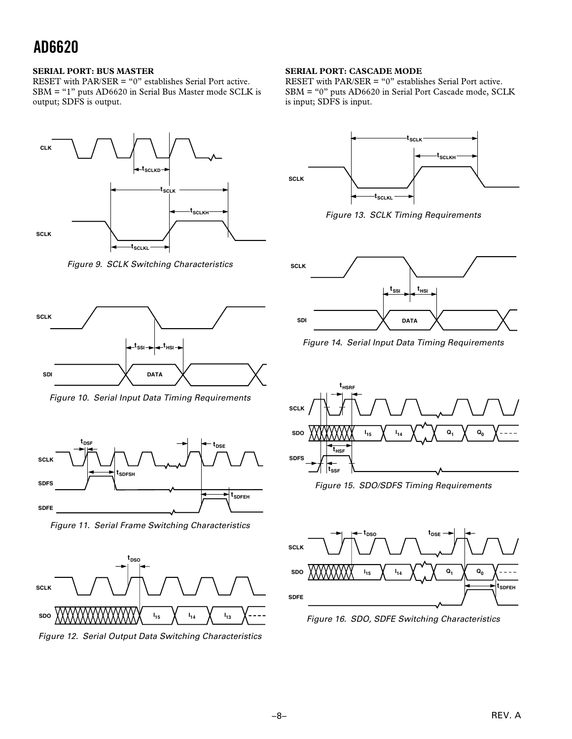## SERIAL PORT: BUS MASTER

RESET with PAR/SER = "0" establishes Serial Port active. SBM = "1" puts AD6620 in Serial Bus Master mode SCLK is output; SDFS is output.

*Figure 9. SCLK Switching Characteristics*

*Figure 10. Serial Input Data Timing Requirements*

*Figure 11. Serial Frame Switching Characteristics*

*Figure 12. Serial Output Data Switching Characteristics*

## SERIAL PORT: CASCADE MODE

RESET with PAR/SER = "0" establishes Serial Port active. SBM = "0" puts AD6620 in Serial Port Cascade mode, SCLK is input; SDFS is input.

*Figure 13. SCLK Timing Requirements*

*Figure 14. Serial Input Data Timing Requirements*

*Figure 15. SDO/SDFS Timing Requirements*

*Figure 16. SDO, SDFE Switching Characteristics*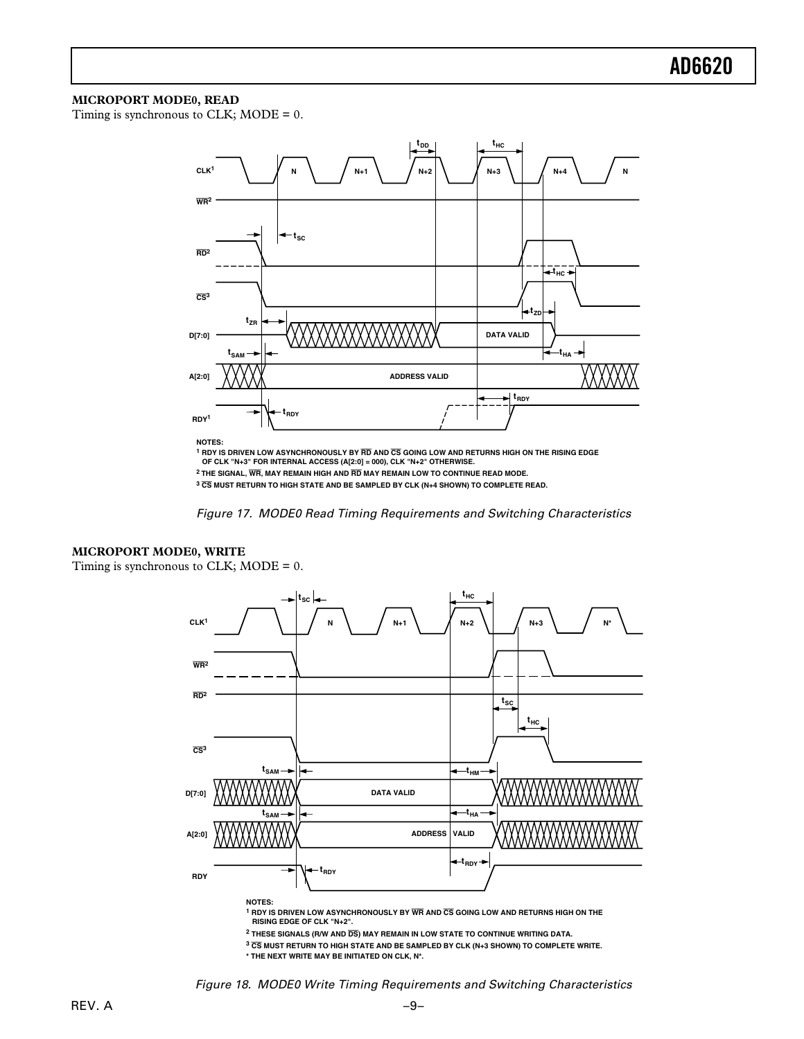### MICROPORT MODE0, READ

Timing is synchronous to CLK; MODE = 0.

NOTES:
[1] RDY IS DRIVEN LOW ASYNCHRONOUSLY BY RD AND CS GOING LOW AND RETURNS HIGH ON THE RISING EDGE OF CLK "N+3" FOR INTERNAL ACCESS (A[2:0] = 000), CLK "N+2" OTHERWISE.
[2] THE SIGNAL, WR, MAY REMAIN HIGH AND RD MAY REMAIN LOW TO CONTINUE READ MODE.
[3] CS MUST RETURN TO HIGH STATE AND BE SAMPLED BY CLK (N+4 SHOWN) TO COMPLETE READ.

*Figure 17. MODE0 Read Timing Requirements and Switching Characteristics*

### MICROPORT MODE0, WRITE

Timing is synchronous to CLK; MODE = 0.

NOTES:
[1] RDY IS DRIVEN LOW ASYNCHRONOUSLY BY WR AND CS GOING LOW AND RETURNS HIGH ON THE RISING EDGE OF CLK "N+2".
[2] THESE SIGNALS (R/W AND DS) MAY REMAIN IN LOW STATE TO CONTINUE WRITING DATA.
[3] CS MUST RETURN TO HIGH STATE AND BE SAMPLED BY CLK (N+3 SHOWN) TO COMPLETE WRITE.
* THE NEXT WRITE MAY BE INITIATED ON CLK, N*.

*Figure 18. MODE0 Write Timing Requirements and Switching Characteristics*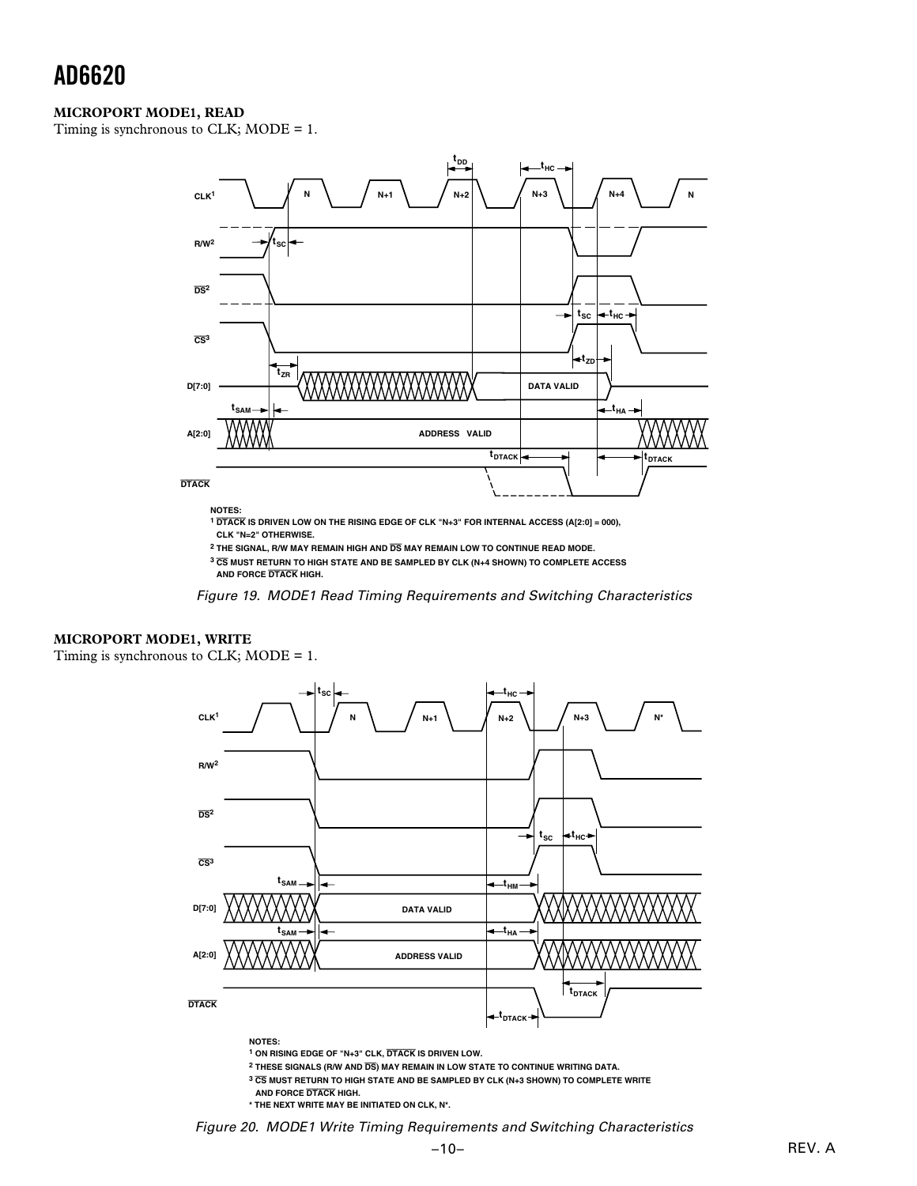## MICROPORT MODE1, READ

Timing is synchronous to CLK; MODE = 1.

NOTES:
1 DTACK IS DRIVEN LOW ON THE RISING EDGE OF CLK "N+3" FOR INTERNAL ACCESS (A[2:0] = 000), CLK "N=2" OTHERWISE.
2 THE SIGNAL, R/W MAY REMAIN HIGH AND DS MAY REMAIN LOW TO CONTINUE READ MODE.
3 CS MUST RETURN TO HIGH STATE AND BE SAMPLED BY CLK (N+4 SHOWN) TO COMPLETE ACCESS AND FORCE DTACK HIGH.

*Figure 19. MODE1 Read Timing Requirements and Switching Characteristics*

## MICROPORT MODE1, WRITE

Timing is synchronous to CLK; MODE = 1.

NOTES:
1 ON RISING EDGE OF "N+3" CLK, DTACK IS DRIVEN LOW.
2 THESE SIGNALS (R/W AND DS) MAY REMAIN IN LOW STATE TO CONTINUE WRITING DATA.
3 CS MUST RETURN TO HIGH STATE AND BE SAMPLED BY CLK (N+3 SHOWN) TO COMPLETE WRITE AND FORCE DTACK HIGH.
* THE NEXT WRITE MAY BE INITIATED ON CLK, N*.

*Figure 20. MODE1 Write Timing Requirements and Switching Characteristics*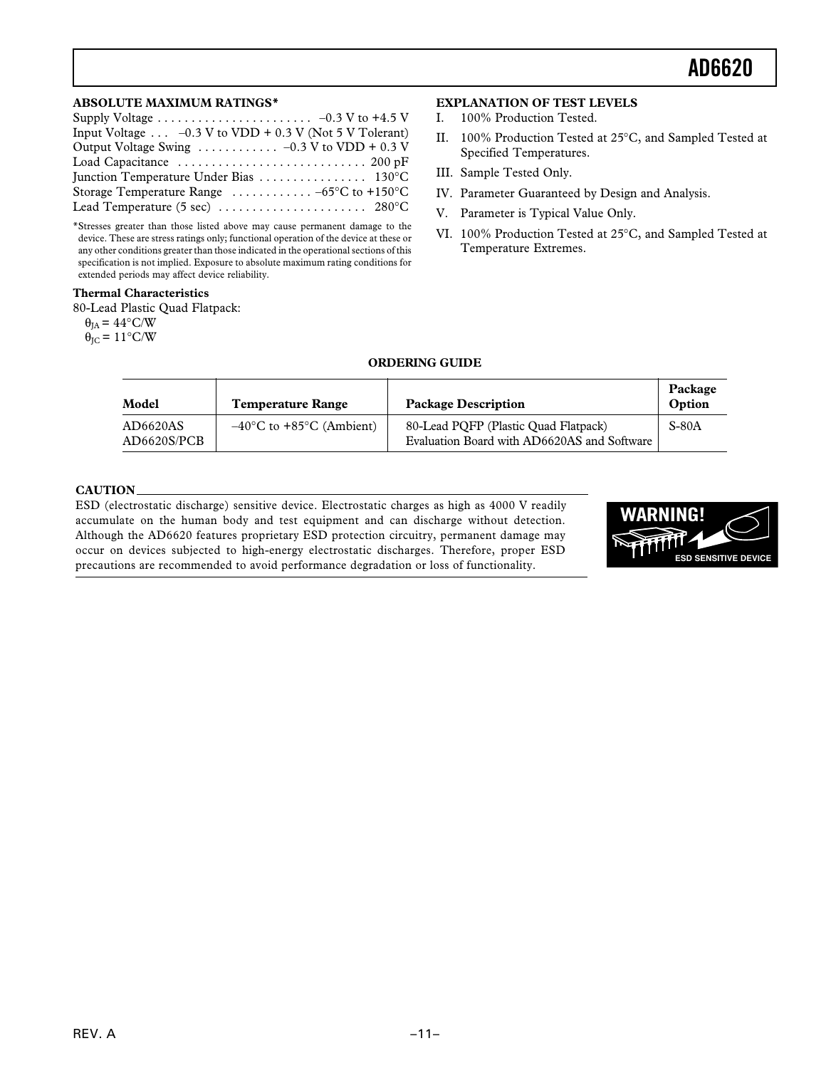## ABSOLUTE MAXIMUM RATINGS*

Supply Voltage . . . . . . . . . . . . . . . . . . . . . . . –0.3 V to +4.5 V
Input Voltage . . . –0.3 V to VDD + 0.3 V (Not 5 V Tolerant)
Output Voltage Swing . . . . . . . . . . . . –0.3 V to VDD + 0.3 V
Load Capacitance . . . . . . . . . . . . . . . . . . . . . . . . . . . 200 pF
Junction Temperature Under Bias . . . . . . . . . . . . . . . . 130°C
Storage Temperature Range . . . . . . . . . . . . –65°C to +150°C
Lead Temperature (5 sec) . . . . . . . . . . . . . . . . . . . . . . 280°C

*Stresses greater than those listed above may cause permanent damage to the device. These are stress ratings only; functional operation of the device at these or any other conditions greater than those indicated in the operational sections of this specification is not implied. Exposure to absolute maximum rating conditions for extended periods may affect device reliability.

### Thermal Characteristics

80-Lead Plastic Quad Flatpack:
$\theta_{JA}$ = 44°C/W
$\theta_{JC}$ = 11°C/W

## EXPLANATION OF TEST LEVELS

I. 100% Production Tested.
II. 100% Production Tested at 25°C, and Sampled Tested at Specified Temperatures.
III. Sample Tested Only.
IV. Parameter Guaranteed by Design and Analysis.
V. Parameter is Typical Value Only.
VI. 100% Production Tested at 25°C, and Sampled Tested at Temperature Extremes.

## ORDERING GUIDE

| Model | Temperature Range | Package Description | Package Option |
|---|---|---|---|
| AD6620AS | –40°C to +85°C (Ambient) | 80-Lead PQFP (Plastic Quad Flatpack) | S-80A |
| AD6620S/PCB | | Evaluation Board with AD6620AS and Software | |

## CAUTION

ESD (electrostatic discharge) sensitive device. Electrostatic charges as high as 4000 V readily accumulate on the human body and test equipment and can discharge without detection. Although the AD6620 features proprietary ESD protection circuitry, permanent damage may occur on devices subjected to high-energy electrostatic discharges. Therefore, proper ESD precautions are recommended to avoid performance degradation or loss of functionality.

WARNING! ESD SENSITIVE DEVICE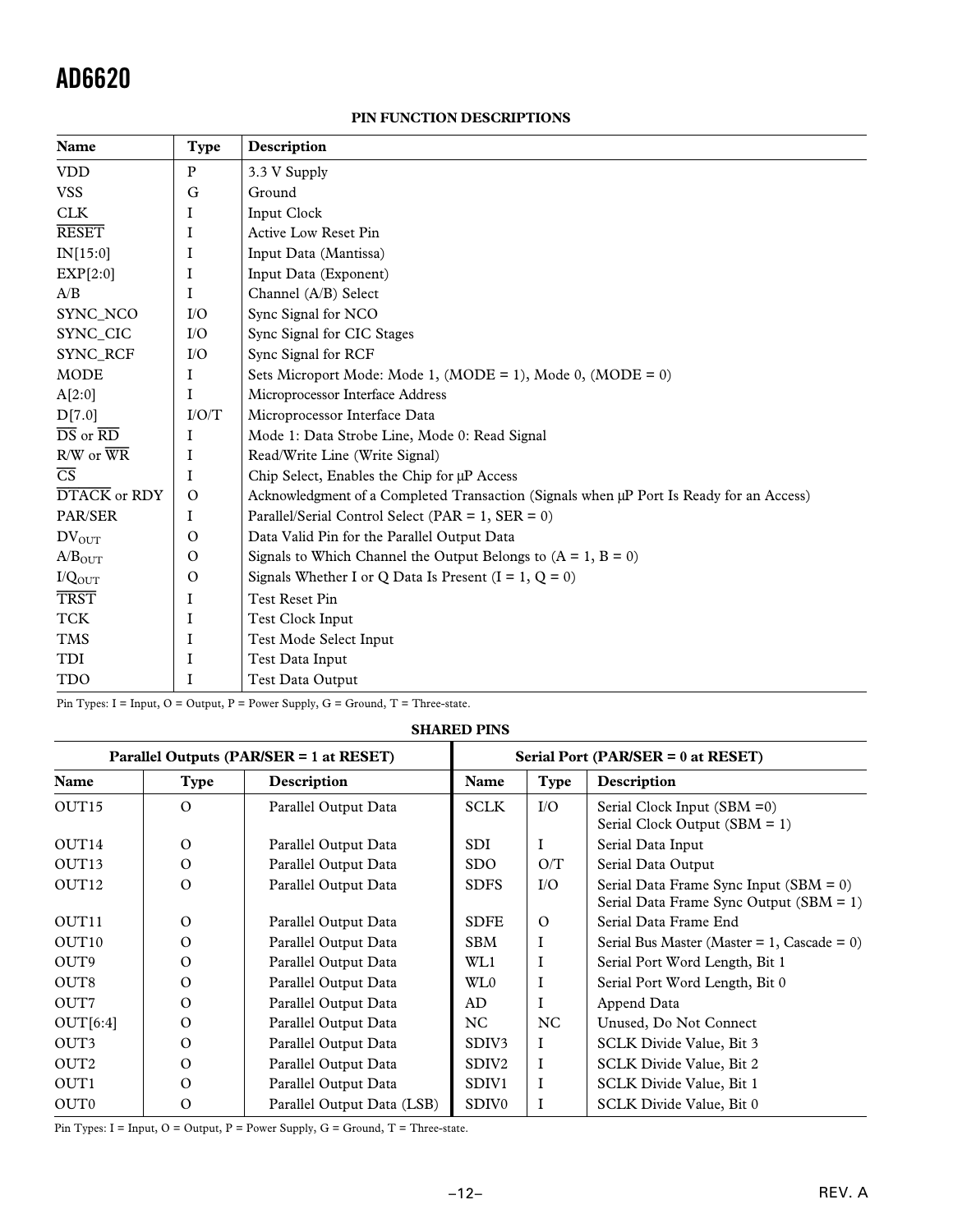## PIN FUNCTION DESCRIPTIONS

| Name | Type | Description |
|---|---|---|
| VDD | P | 3.3 V Supply |
| VSS | G | Ground |
| CLK | I | Input Clock |
| $\overline{\text{RESET}}$ | I | Active Low Reset Pin |
| IN[15:0] | I | Input Data (Mantissa) |
| EXP[2:0] | I | Input Data (Exponent) |
| A/B | I | Channel (A/B) Select |
| SYNC_NCO | I/O | Sync Signal for NCO |
| SYNC_CIC | I/O | Sync Signal for CIC Stages |
| SYNC_RCF | I/O | Sync Signal for RCF |
| MODE | I | Sets Microport Mode: Mode 1, (MODE = 1), Mode 0, (MODE = 0) |
| A[2:0] | I | Microprocessor Interface Address |
| D[7.0] | I/O/T | Microprocessor Interface Data |
| $\overline{\text{DS}}$ or $\overline{\text{RD}}$ | I | Mode 1: Data Strobe Line, Mode 0: Read Signal |
| R/W or $\overline{\text{WR}}$ | I | Read/Write Line (Write Signal) |
| $\overline{\text{CS}}$ | I | Chip Select, Enables the Chip for µP Access |
| $\overline{\text{DTACK}}$ or RDY | O | Acknowledgment of a Completed Transaction (Signals when µP Port Is Ready for an Access) |
| PAR/SER | I | Parallel/Serial Control Select (PAR = 1, SER = 0) |
| $DV_{OUT}$ | O | Data Valid Pin for the Parallel Output Data |
| $A/B_{OUT}$ | O | Signals to Which Channel the Output Belongs to (A = 1, B = 0) |
| $I/Q_{OUT}$ | O | Signals Whether I or Q Data Is Present (I = 1, Q = 0) |
| $\overline{\text{TRST}}$ | I | Test Reset Pin |
| TCK | I | Test Clock Input |
| TMS | I | Test Mode Select Input |
| TDI | I | Test Data Input |
| TDO | I | Test Data Output |

Pin Types: I = Input, O = Output, P = Power Supply, G = Ground, T = Three-state.

## SHARED PINS

| Parallel Outputs (PAR/SER = 1 at RESET) | | | Serial Port (PAR/SER = 0 at RESET) | | |
|---|---|---|---|---|---|
| **Name** | **Type** | **Description** | **Name** | **Type** | **Description** |
| OUT15 | O | Parallel Output Data | SCLK | I/O | Serial Clock Input (SBM =0)<br>Serial Clock Output (SBM = 1) |
| OUT14 | O | Parallel Output Data | SDI | I | Serial Data Input |
| OUT13 | O | Parallel Output Data | SDO | O/T | Serial Data Output |
| OUT12 | O | Parallel Output Data | SDFS | I/O | Serial Data Frame Sync Input (SBM = 0)<br>Serial Data Frame Sync Output (SBM = 1) |
| OUT11 | O | Parallel Output Data | SDFE | O | Serial Data Frame End |
| OUT10 | O | Parallel Output Data | SBM | I | Serial Bus Master (Master = 1, Cascade = 0) |
| OUT9 | O | Parallel Output Data | WL1 | I | Serial Port Word Length, Bit 1 |
| OUT8 | O | Parallel Output Data | WL0 | I | Serial Port Word Length, Bit 0 |
| OUT7 | O | Parallel Output Data | AD | I | Append Data |
| OUT[6:4] | O | Parallel Output Data | NC | NC | Unused, Do Not Connect |
| OUT3 | O | Parallel Output Data | SDIV3 | I | SCLK Divide Value, Bit 3 |
| OUT2 | O | Parallel Output Data | SDIV2 | I | SCLK Divide Value, Bit 2 |
| OUT1 | O | Parallel Output Data | SDIV1 | I | SCLK Divide Value, Bit 1 |
| OUT0 | O | Parallel Output Data (LSB) | SDIV0 | I | SCLK Divide Value, Bit 0 |

Pin Types: I = Input, O = Output, P = Power Supply, G = Ground, T = Three-state.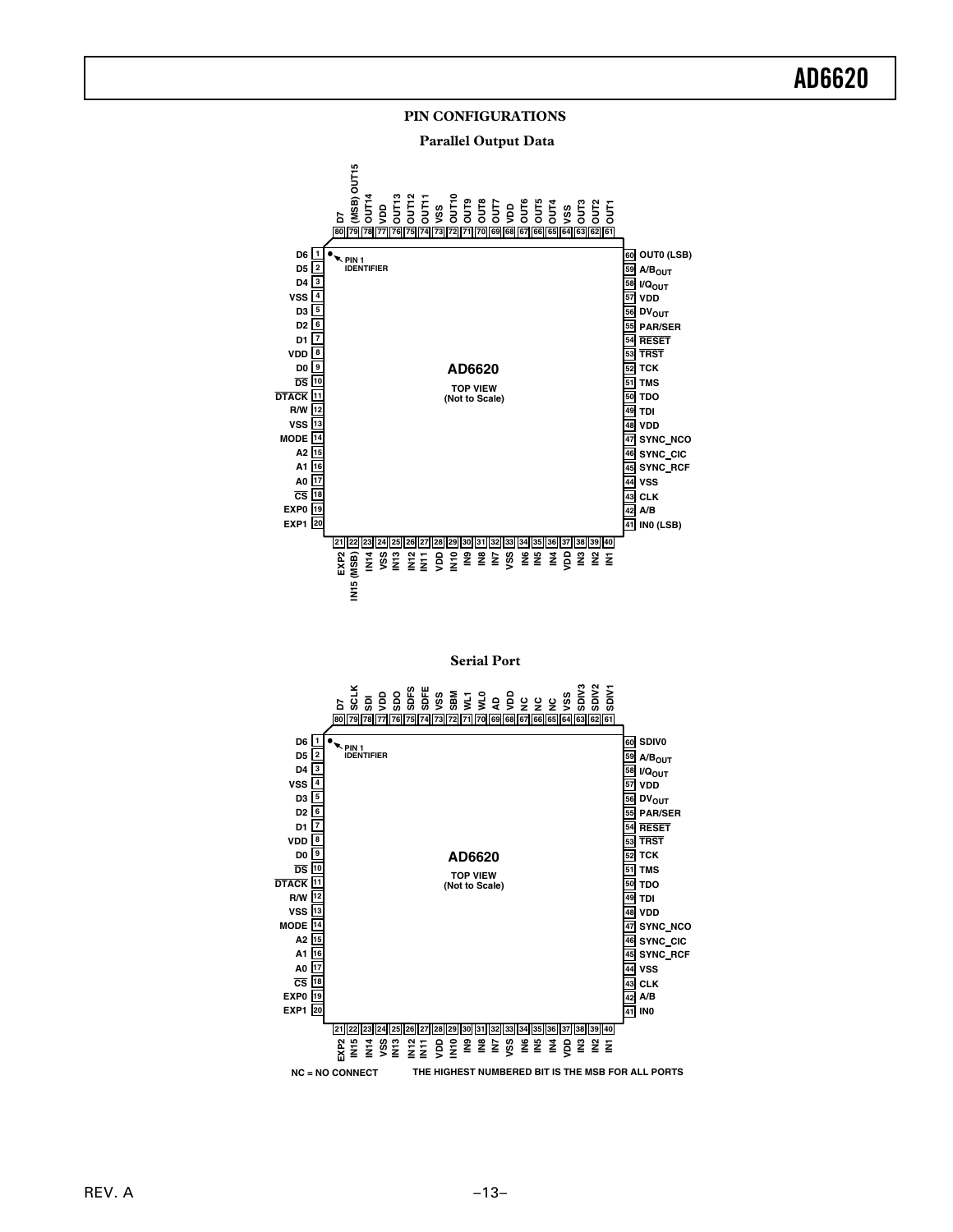## PIN CONFIGURATIONS

### Parallel Output Data

| Pin | Name | Pin | Name | Pin | Name | Pin | Name |
|---|---|---|---|---|---|---|---|
| 1 | D6 | 21 | EXP2 | 41 | IN0 (LSB) | 61 | OUT1 |
| 2 | D5 | 22 | IN15 (MSB) | 42 | A/B | 62 | OUT2 |
| 3 | D4 | 23 | IN14 | 43 | CLK | 63 | OUT3 |
| 4 | VSS | 24 | VSS | 44 | VSS | 64 | VSS |
| 5 | D3 | 25 | IN13 | 45 | SYNC_RCF | 65 | OUT4 |
| 6 | D2 | 26 | IN12 | 46 | SYNC_CIC | 66 | OUT5 |
| 7 | D1 | 27 | IN11 | 47 | SYNC_NCO | 67 | OUT6 |
| 8 | VDD | 28 | VDD | 48 | VDD | 68 | VDD |
| 9 | D0 | 29 | IN10 | 49 | TDI | 69 | OUT7 |
| 10 | $\overline{DS}$ | 30 | IN9 | 50 | TDO | 70 | OUT8 |
| 11 | $\overline{DTACK}$ | 31 | IN8 | 51 | TMS | 71 | OUT9 |
| 12 | R/W | 32 | IN7 | 52 | TCK | 72 | OUT10 |
| 13 | VSS | 33 | VSS | 53 | $\overline{TRST}$ | 73 | VSS |
| 14 | MODE | 34 | IN6 | 54 | $\overline{RESET}$ | 74 | OUT11 |
| 15 | A2 | 35 | IN5 | 55 | PAR/SER | 75 | OUT12 |
| 16 | A1 | 36 | IN4 | 56 | $DV_{OUT}$ | 76 | OUT13 |
| 17 | A0 | 37 | VDD | 57 | VDD | 77 | VDD |
| 18 | $\overline{CS}$ | 38 | IN3 | 58 | $I/Q_{OUT}$ | 78 | OUT14 |
| 19 | EXP0 | 39 | IN2 | 59 | $A/B_{OUT}$ | 79 | (MSB) OUT15 |
| 20 | EXP1 | 40 | IN1 | 60 | OUT0 (LSB) | 80 | D7 |

AD6620 TOP VIEW (Not to Scale)

### Serial Port

| Pin | Name | Pin | Name | Pin | Name | Pin | Name |
|---|---|---|---|---|---|---|---|
| 1 | D6 | 21 | EXP2 | 41 | IN0 | 61 | SDIV1 |
| 2 | D5 | 22 | IN15 | 42 | A/B | 62 | SDIV2 |
| 3 | D4 | 23 | IN14 | 43 | CLK | 63 | SDIV3 |
| 4 | VSS | 24 | VSS | 44 | VSS | 64 | VSS |
| 5 | D3 | 25 | IN13 | 45 | SYNC_RCF | 65 | NC |
| 6 | D2 | 26 | IN12 | 46 | SYNC_CIC | 66 | NC |
| 7 | D1 | 27 | IN11 | 47 | SYNC_NCO | 67 | NC |
| 8 | VDD | 28 | VDD | 48 | VDD | 68 | VDD |
| 9 | D0 | 29 | IN10 | 49 | TDI | 69 | AD |
| 10 | $\overline{DS}$ | 30 | IN9 | 50 | TDO | 70 | WL0 |
| 11 | $\overline{DTACK}$ | 31 | IN8 | 51 | TMS | 71 | WL1 |
| 12 | R/W | 32 | IN7 | 52 | TCK | 72 | SBM |
| 13 | VSS | 33 | VSS | 53 | $\overline{TRST}$ | 73 | VSS |
| 14 | MODE | 34 | IN6 | 54 | $\overline{RESET}$ | 74 | SDFE |
| 15 | A2 | 35 | IN5 | 55 | PAR/SER | 75 | SDFS |
| 16 | A1 | 36 | IN4 | 56 | $DV_{OUT}$ | 76 | SDO |
| 17 | A0 | 37 | VDD | 57 | VDD | 77 | VDD |
| 18 | $\overline{CS}$ | 38 | IN3 | 58 | $I/Q_{OUT}$ | 78 | SDI |
| 19 | EXP0 | 39 | IN2 | 59 | $A/B_{OUT}$ | 79 | SCLK |
| 20 | EXP1 | 40 | IN1 | 60 | SDIV0 | 80 | D7 |

AD6620 TOP VIEW (Not to Scale)

NC = NO CONNECT

THE HIGHEST NUMBERED BIT IS THE MSB FOR ALL PORTS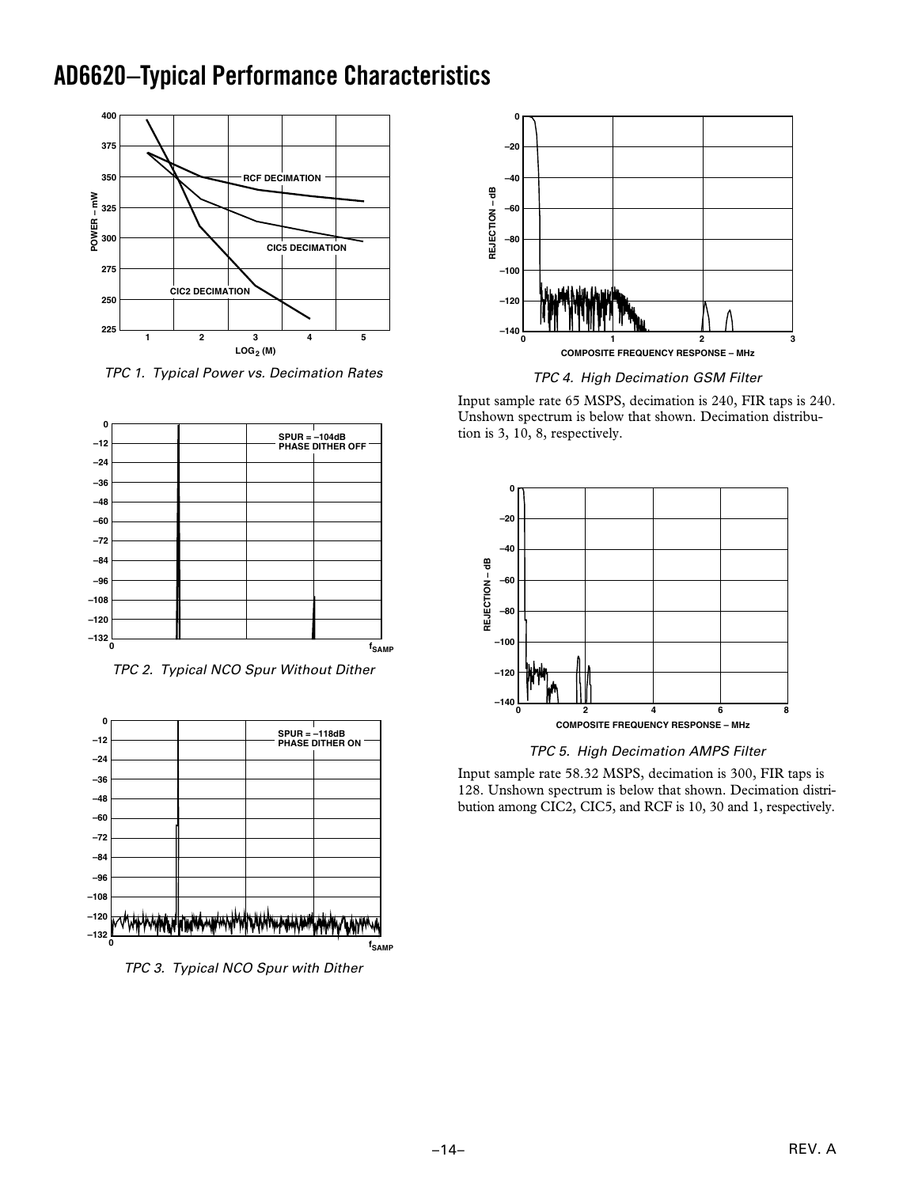# AD6620–Typical Performance Characteristics

TPC 1. Typical Power vs. Decimation Rates

TPC 2. Typical NCO Spur Without Dither

TPC 3. Typical NCO Spur with Dither

TPC 4. High Decimation GSM Filter

Input sample rate 65 MSPS, decimation is 240, FIR taps is 240. Unshown spectrum is below that shown. Decimation distribution is 3, 10, 8, respectively.

TPC 5. High Decimation AMPS Filter

Input sample rate 58.32 MSPS, decimation is 300, FIR taps is 128. Unshown spectrum is below that shown. Decimation distribution among CIC2, CIC5, and RCF is 10, 30 and 1, respectively.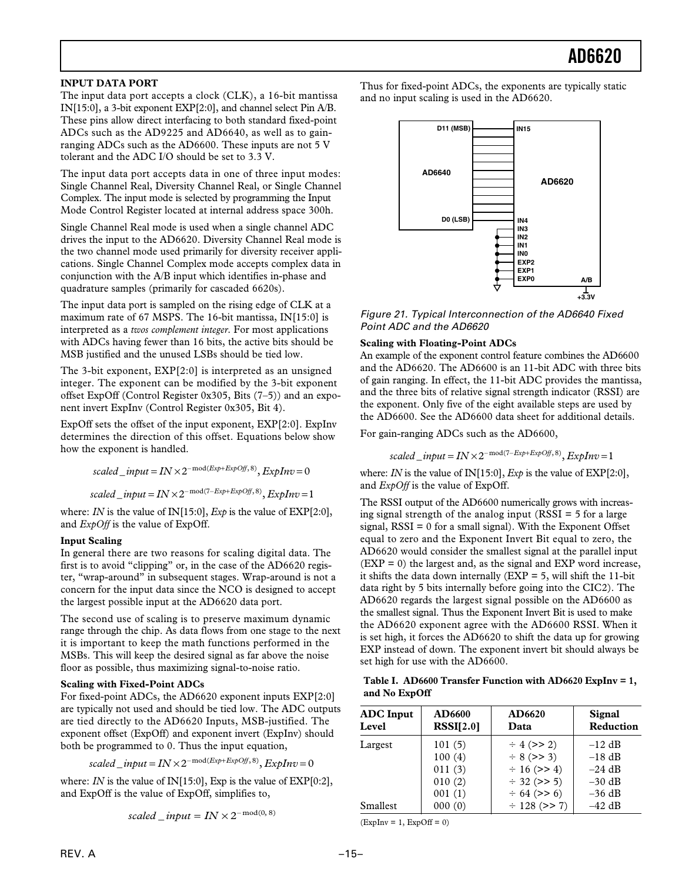### INPUT DATA PORT

The input data port accepts a clock (CLK), a 16-bit mantissa IN[15:0], a 3-bit exponent EXP[2:0], and channel select Pin A/B. These pins allow direct interfacing to both standard fixed-point ADCs such as the AD9225 and AD6640, as well as to gain-ranging ADCs such as the AD6600. These inputs are not 5 V tolerant and the ADC I/O should be set to 3.3 V.

The input data port accepts data in one of three input modes: Single Channel Real, Diversity Channel Real, or Single Channel Complex. The input mode is selected by programming the Input Mode Control Register located at internal address space 300h.

Single Channel Real mode is used when a single channel ADC drives the input to the AD6620. Diversity Channel Real mode is the two channel mode used primarily for diversity receiver applications. Single Channel Complex mode accepts complex data in conjunction with the A/B input which identifies in-phase and quadrature samples (primarily for cascaded 6620s).

The input data port is sampled on the rising edge of CLK at a maximum rate of 67 MSPS. The 16-bit mantissa, IN[15:0] is interpreted as a *twos complement integer*. For most applications with ADCs having fewer than 16 bits, the active bits should be MSB justified and the unused LSBs should be tied low.

The 3-bit exponent, EXP[2:0] is interpreted as an unsigned integer. The exponent can be modified by the 3-bit exponent offset ExpOff (Control Register 0x305, Bits (7–5)) and an exponent invert ExpInv (Control Register 0x305, Bit 4).

ExpOff sets the offset of the input exponent, EXP[2:0]. ExpInv determines the direction of this offset. Equations below show how the exponent is handled.

$$scaled\_input = IN \times 2^{-\text{mod}(Exp+ExpOff,\,8)},\ ExpInv = 0$$

$$scaled\_input = IN \times 2^{-\text{mod}(7-Exp+ExpOff,\,8)},\ ExpInv = 1$$

where: *IN* is the value of IN[15:0], *Exp* is the value of EXP[2:0], and *ExpOff* is the value of ExpOff.

#### Input Scaling

In general there are two reasons for scaling digital data. The first is to avoid "clipping" or, in the case of the AD6620 register, "wrap-around" in subsequent stages. Wrap-around is not a concern for the input data since the NCO is designed to accept the largest possible input at the AD6620 data port.

The second use of scaling is to preserve maximum dynamic range through the chip. As data flows from one stage to the next it is important to keep the math functions performed in the MSBs. This will keep the desired signal as far above the noise floor as possible, thus maximizing signal-to-noise ratio.

#### Scaling with Fixed-Point ADCs

For fixed-point ADCs, the AD6620 exponent inputs EXP[2:0] are typically not used and should be tied low. The ADC outputs are tied directly to the AD6620 Inputs, MSB-justified. The exponent offset (ExpOff) and exponent invert (ExpInv) should both be programmed to 0. Thus the input equation,

$$scaled\_input = IN \times 2^{-\text{mod}(Exp+ExpOff,\,8)},\ ExpInv = 0$$

where: *IN* is the value of IN[15:0], Exp is the value of EXP[0:2], and ExpOff is the value of ExpOff, simplifies to,

$$scaled\_input = IN \times 2^{-\text{mod}(0,\,8)}$$

Thus for fixed-point ADCs, the exponents are typically static and no input scaling is used in the AD6620.

*Figure 21. Typical Interconnection of the AD6640 Fixed Point ADC and the AD6620*

#### Scaling with Floating-Point ADCs

An example of the exponent control feature combines the AD6600 and the AD6620. The AD6600 is an 11-bit ADC with three bits of gain ranging. In effect, the 11-bit ADC provides the mantissa, and the three bits of relative signal strength indicator (RSSI) are the exponent. Only five of the eight available steps are used by the AD6600. See the AD6600 data sheet for additional details.

For gain-ranging ADCs such as the AD6600,

$$scaled\_input = IN \times 2^{-\text{mod}(7-Exp+ExpOff,\,8)},\ ExpInv = 1$$

where: *IN* is the value of IN[15:0], *Exp* is the value of EXP[2:0], and *ExpOff* is the value of ExpOff.

The RSSI output of the AD6600 numerically grows with increasing signal strength of the analog input (RSSI = 5 for a large signal, RSSI = 0 for a small signal). With the Exponent Offset equal to zero and the Exponent Invert Bit equal to zero, the AD6620 would consider the smallest signal at the parallel input (EXP = 0) the largest and, as the signal and EXP word increase, it shifts the data down internally (EXP = 5, will shift the 11-bit data right by 5 bits internally before going into the CIC2). The AD6620 regards the largest signal possible on the AD6600 as the smallest signal. Thus the Exponent Invert Bit is used to make the AD6620 exponent agree with the AD6600 RSSI. When it is set high, it forces the AD6620 to shift the data up for growing EXP instead of down. The exponent invert bit should always be set high for use with the AD6600.

**Table I. AD6600 Transfer Function with AD6620 ExpInv = 1, and No ExpOff**

| ADC Input Level | AD6600 RSSI[2.0] | AD6620 Data | Signal Reduction |
|---|---|---|---|
| Largest | 101 (5) | ÷ 4 (>> 2) | –12 dB |
| | 100 (4) | ÷ 8 (>> 3) | –18 dB |
| | 011 (3) | ÷ 16 (>> 4) | –24 dB |
| | 010 (2) | ÷ 32 (>> 5) | –30 dB |
| | 001 (1) | ÷ 64 (>> 6) | –36 dB |
| Smallest | 000 (0) | ÷ 128 (>> 7) | –42 dB |

(ExpInv = 1, ExpOff = 0)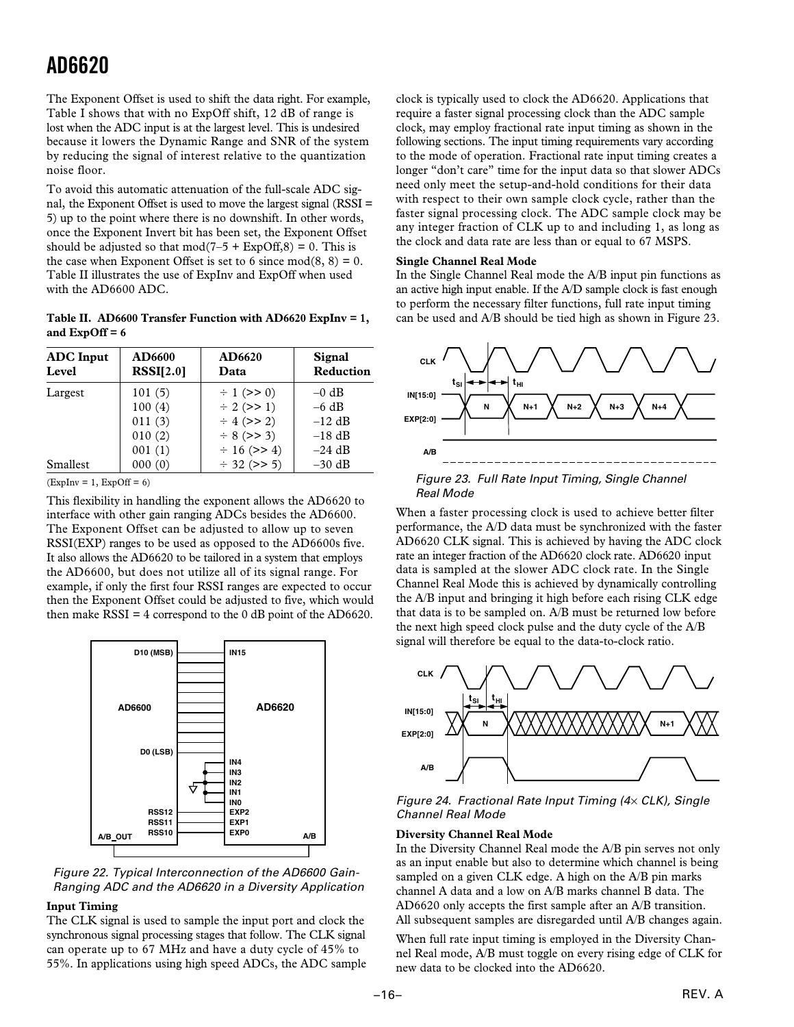The Exponent Offset is used to shift the data right. For example, Table I shows that with no ExpOff shift, 12 dB of range is lost when the ADC input is at the largest level. This is undesired because it lowers the Dynamic Range and SNR of the system by reducing the signal of interest relative to the quantization noise floor.

To avoid this automatic attenuation of the full-scale ADC signal, the Exponent Offset is used to move the largest signal (RSSI = 5) up to the point where there is no downshift. In other words, once the Exponent Invert bit has been set, the Exponent Offset should be adjusted so that mod(7–5 + ExpOff,8) = 0. This is the case when Exponent Offset is set to 6 since mod(8, 8) = 0. Table II illustrates the use of ExpInv and ExpOff when used with the AD6600 ADC.

**Table II. AD6600 Transfer Function with AD6620 ExpInv = 1, and ExpOff = 6**

| ADC Input Level | AD6600 RSSI[2.0] | AD6620 Data | Signal Reduction |
|---|---|---|---|
| Largest | 101 (5) | ÷ 1 (>> 0) | –0 dB |
| | 100 (4) | ÷ 2 (>> 1) | –6 dB |
| | 011 (3) | ÷ 4 (>> 2) | –12 dB |
| | 010 (2) | ÷ 8 (>> 3) | –18 dB |
| | 001 (1) | ÷ 16 (>> 4) | –24 dB |
| Smallest | 000 (0) | ÷ 32 (>> 5) | –30 dB |

(ExpInv = 1, ExpOff = 6)

This flexibility in handling the exponent allows the AD6620 to interface with other gain ranging ADCs besides the AD6600. The Exponent Offset can be adjusted to allow up to seven RSSI(EXP) ranges to be used as opposed to the AD6600s five. It also allows the AD6620 to be tailored in a system that employs the AD6600, but does not utilize all of its signal range. For example, if only the first four RSSI ranges are expected to occur then the Exponent Offset could be adjusted to five, which would then make RSSI = 4 correspond to the 0 dB point of the AD6620.

*Figure 22. Typical Interconnection of the AD6600 Gain-Ranging ADC and the AD6620 in a Diversity Application*

**Input Timing**

The CLK signal is used to sample the input port and clock the synchronous signal processing stages that follow. The CLK signal can operate up to 67 MHz and have a duty cycle of 45% to 55%. In applications using high speed ADCs, the ADC sample clock is typically used to clock the AD6620. Applications that require a faster signal processing clock than the ADC sample clock, may employ fractional rate input timing as shown in the following sections. The input timing requirements vary according to the mode of operation. Fractional rate input timing creates a longer "don't care" time for the input data so that slower ADCs need only meet the setup-and-hold conditions for their data with respect to their own sample clock cycle, rather than the faster signal processing clock. The ADC sample clock may be any integer fraction of CLK up to and including 1, as long as the clock and data rate are less than or equal to 67 MSPS.

**Single Channel Real Mode**

In the Single Channel Real mode the A/B input pin functions as an active high input enable. If the A/D sample clock is fast enough to perform the necessary filter functions, full rate input timing can be used and A/B should be tied high as shown in Figure 23.

*Figure 23. Full Rate Input Timing, Single Channel Real Mode*

When a faster processing clock is used to achieve better filter performance, the A/D data must be synchronized with the faster AD6620 CLK signal. This is achieved by having the ADC clock rate an integer fraction of the AD6620 clock rate. AD6620 input data is sampled at the slower ADC clock rate. In the Single Channel Real Mode this is achieved by dynamically controlling the A/B input and bringing it high before each rising CLK edge that data is to be sampled on. A/B must be returned low before the next high speed clock pulse and the duty cycle of the A/B signal will therefore be equal to the data-to-clock ratio.

*Figure 24. Fractional Rate Input Timing (4× CLK), Single Channel Real Mode*

**Diversity Channel Real Mode**

In the Diversity Channel Real mode the A/B pin serves not only as an input enable but also to determine which channel is being sampled on a given CLK edge. A high on the A/B pin marks channel A data and a low on A/B marks channel B data. The AD6620 only accepts the first sample after an A/B transition. All subsequent samples are disregarded until A/B changes again.

When full rate input timing is employed in the Diversity Channel Real mode, A/B must toggle on every rising edge of CLK for new data to be clocked into the AD6620.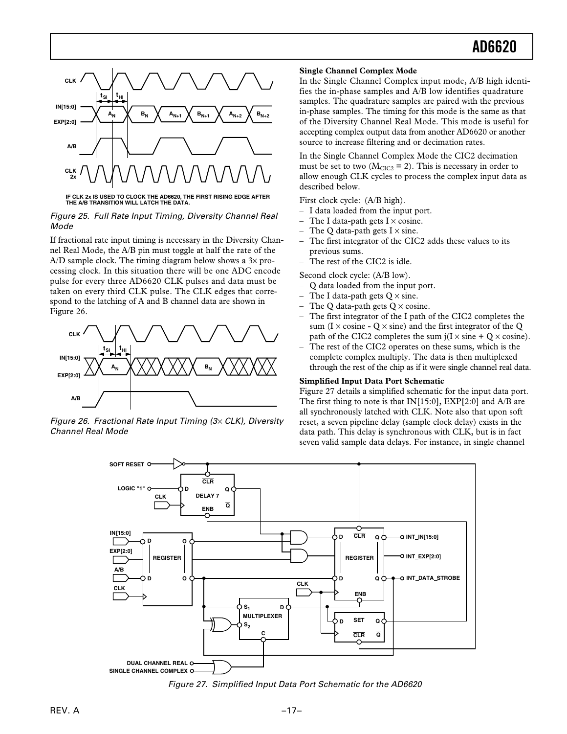Figure 25. Full Rate Input Timing, Diversity Channel Real Mode

If fractional rate input timing is necessary in the Diversity Channel Real Mode, the A/B pin must toggle at half the rate of the A/D sample clock. The timing diagram below shows a 3× processing clock. In this situation there will be one ADC encode pulse for every three AD6620 CLK pulses and data must be taken on every third CLK pulse. The CLK edges that correspond to the latching of A and B channel data are shown in Figure 26.

Figure 26. Fractional Rate Input Timing (3× CLK), Diversity Channel Real Mode

**Single Channel Complex Mode**

In the Single Channel Complex input mode, A/B high identifies the in-phase samples and A/B low identifies quadrature samples. The quadrature samples are paired with the previous in-phase samples. The timing for this mode is the same as that of the Diversity Channel Real Mode. This mode is useful for accepting complex output data from another AD6620 or another source to increase filtering and or decimation rates.

In the Single Channel Complex Mode the CIC2 decimation must be set to two ($M_{CIC2} = 2$). This is necessary in order to allow enough CLK cycles to process the complex input data as described below.

First clock cycle: (A/B high).

- I data loaded from the input port.
- The I data-path gets I × cosine.
- The Q data-path gets I × sine.
- The first integrator of the CIC2 adds these values to its previous sums.
- The rest of the CIC2 is idle.

Second clock cycle: (A/B low).

- Q data loaded from the input port.
- The I data-path gets Q × sine.
- The Q data-path gets Q × cosine.
- The first integrator of the I path of the CIC2 completes the sum (I × cosine - Q × sine) and the first integrator of the Q path of the CIC2 completes the sum j(I × sine + Q × cosine).
- The rest of the CIC2 operates on these sums, which is the complete complex multiply. The data is then multiplexed through the rest of the chip as if it were single channel real data.

**Simplified Input Data Port Schematic**

Figure 27 details a simplified schematic for the input data port. The first thing to note is that IN[15:0], EXP[2:0] and A/B are all synchronously latched with CLK. Note also that upon soft reset, a seven pipeline delay (sample clock delay) exists in the data path. This delay is synchronous with CLK, but is in fact seven valid sample data delays. For instance, in single channel

Figure 27. Simplified Input Data Port Schematic for the AD6620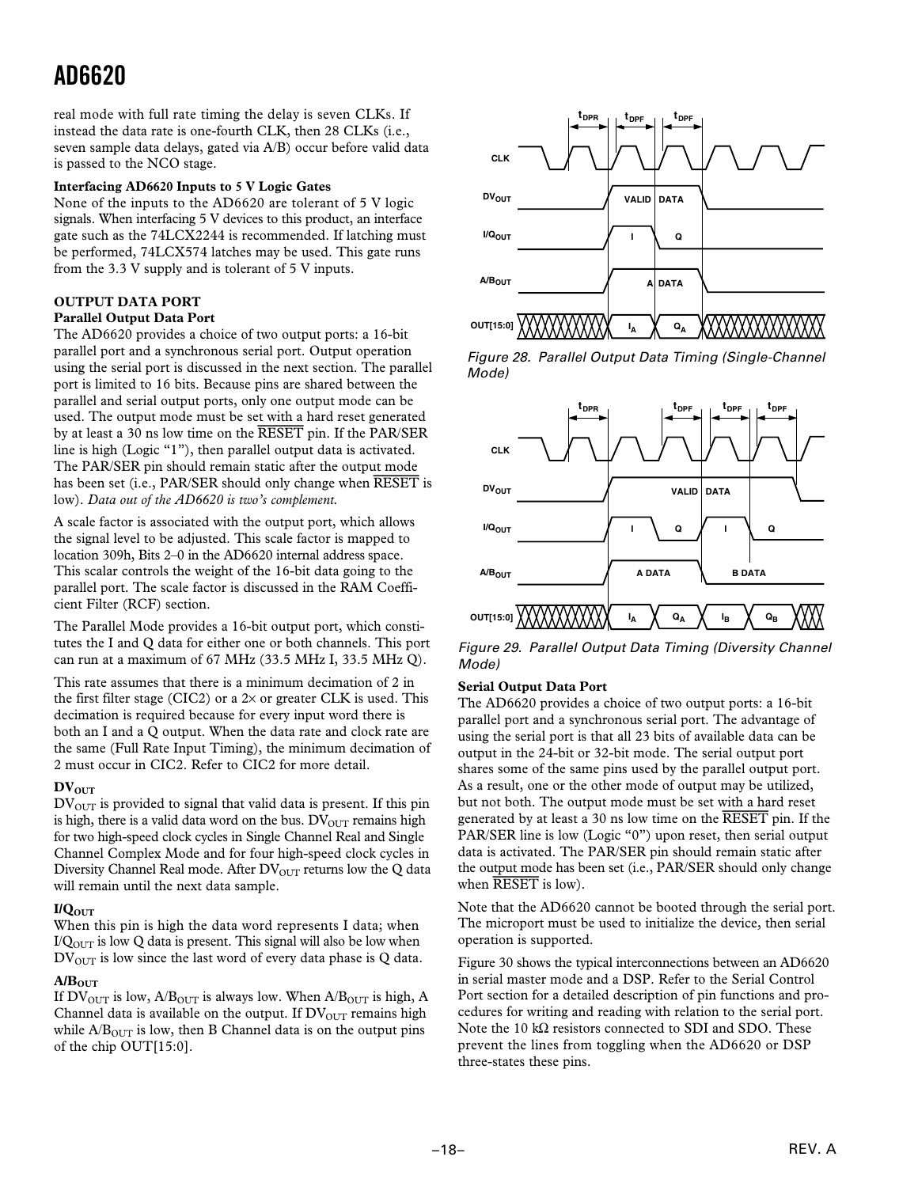real mode with full rate timing the delay is seven CLKs. If instead the data rate is one-fourth CLK, then 28 CLKs (i.e., seven sample data delays, gated via A/B) occur before valid data is passed to the NCO stage.

**Interfacing AD6620 Inputs to 5 V Logic Gates**

None of the inputs to the AD6620 are tolerant of 5 V logic signals. When interfacing 5 V devices to this product, an interface gate such as the 74LCX2244 is recommended. If latching must be performed, 74LCX574 latches may be used. This gate runs from the 3.3 V supply and is tolerant of 5 V inputs.

## OUTPUT DATA PORT

### Parallel Output Data Port

The AD6620 provides a choice of two output ports: a 16-bit parallel port and a synchronous serial port. Output operation using the serial port is discussed in the next section. The parallel port is limited to 16 bits. Because pins are shared between the parallel and serial output ports, only one output mode can be used. The output mode must be set with a hard reset generated by at least a 30 ns low time on the $\overline{\text{RESET}}$ pin. If the PAR/SER line is high (Logic "1"), then parallel output data is activated. The PAR/SER pin should remain static after the output mode has been set (i.e., PAR/SER should only change when $\overline{\text{RESET}}$ is low). *Data out of the AD6620 is two's complement.*

A scale factor is associated with the output port, which allows the signal level to be adjusted. This scale factor is mapped to location 309h, Bits 2–0 in the AD6620 internal address space. This scalar controls the weight of the 16-bit data going to the parallel port. The scale factor is discussed in the RAM Coefficient Filter (RCF) section.

The Parallel Mode provides a 16-bit output port, which constitutes the I and Q data for either one or both channels. This port can run at a maximum of 67 MHz (33.5 MHz I, 33.5 MHz Q).

This rate assumes that there is a minimum decimation of 2 in the first filter stage (CIC2) or a 2× or greater CLK is used. This decimation is required because for every input word there is both an I and a Q output. When the data rate and clock rate are the same (Full Rate Input Timing), the minimum decimation of 2 must occur in CIC2. Refer to CIC2 for more detail.

**$DV_{OUT}$**

$DV_{OUT}$ is provided to signal that valid data is present. If this pin is high, there is a valid data word on the bus. $DV_{OUT}$ remains high for two high-speed clock cycles in Single Channel Real and Single Channel Complex Mode and for four high-speed clock cycles in Diversity Channel Real mode. After $DV_{OUT}$ returns low the Q data will remain until the next data sample.

**$I/Q_{OUT}$**

When this pin is high the data word represents I data; when $I/Q_{OUT}$ is low Q data is present. This signal will also be low when $DV_{OUT}$ is low since the last word of every data phase is Q data.

**$A/B_{OUT}$**

If $DV_{OUT}$ is low, $A/B_{OUT}$ is always low. When $A/B_{OUT}$ is high, A Channel data is available on the output. If $DV_{OUT}$ remains high while $A/B_{OUT}$ is low, then B Channel data is on the output pins of the chip OUT[15:0].

*Figure 28. Parallel Output Data Timing (Single-Channel Mode)*

*Figure 29. Parallel Output Data Timing (Diversity Channel Mode)*

### Serial Output Data Port

The AD6620 provides a choice of two output ports: a 16-bit parallel port and a synchronous serial port. The advantage of using the serial port is that all 23 bits of available data can be output in the 24-bit or 32-bit mode. The serial output port shares some of the same pins used by the parallel output port. As a result, one or the other mode of output may be utilized, but not both. The output mode must be set with a hard reset generated by at least a 30 ns low time on the $\overline{\text{RESET}}$ pin. If the PAR/SER line is low (Logic "0") upon reset, then serial output data is activated. The PAR/SER pin should remain static after the output mode has been set (i.e., PAR/SER should only change when $\overline{\text{RESET}}$ is low).

Note that the AD6620 cannot be booted through the serial port. The microport must be used to initialize the device, then serial operation is supported.

Figure 30 shows the typical interconnections between an AD6620 in serial master mode and a DSP. Refer to the Serial Control Port section for a detailed description of pin functions and procedures for writing and reading with relation to the serial port. Note the 10 kΩ resistors connected to SDI and SDO. These prevent the lines from toggling when the AD6620 or DSP three-states these pins.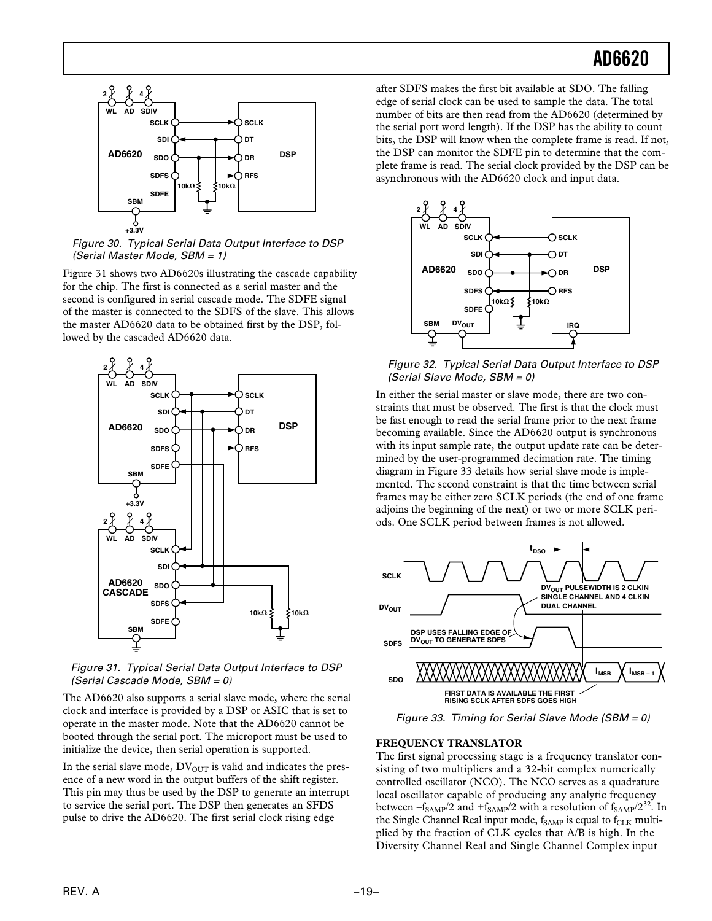Figure 30. Typical Serial Data Output Interface to DSP (Serial Master Mode, SBM = 1)

Figure 31 shows two AD6620s illustrating the cascade capability for the chip. The first is connected as a serial master and the second is configured in serial cascade mode. The SDFE signal of the master is connected to the SDFS of the slave. This allows the master AD6620 data to be obtained first by the DSP, followed by the cascaded AD6620 data.

Figure 31. Typical Serial Data Output Interface to DSP (Serial Cascade Mode, SBM = 0)

The AD6620 also supports a serial slave mode, where the serial clock and interface is provided by a DSP or ASIC that is set to operate in the master mode. Note that the AD6620 cannot be booted through the serial port. The microport must be used to initialize the device, then serial operation is supported.

In the serial slave mode, $DV_{OUT}$ is valid and indicates the presence of a new word in the output buffers of the shift register. This pin may thus be used by the DSP to generate an interrupt to service the serial port. The DSP then generates an SFDS pulse to drive the AD6620. The first serial clock rising edge after SDFS makes the first bit available at SDO. The falling edge of serial clock can be used to sample the data. The total number of bits are then read from the AD6620 (determined by the serial port word length). If the DSP has the ability to count bits, the DSP will know when the complete frame is read. If not, the DSP can monitor the SDFE pin to determine that the complete frame is read. The serial clock provided by the DSP can be asynchronous with the AD6620 clock and input data.

Figure 32. Typical Serial Data Output Interface to DSP (Serial Slave Mode, SBM = 0)

In either the serial master or slave mode, there are two constraints that must be observed. The first is that the clock must be fast enough to read the serial frame prior to the next frame becoming available. Since the AD6620 output is synchronous with its input sample rate, the output update rate can be determined by the user-programmed decimation rate. The timing diagram in Figure 33 details how serial slave mode is implemented. The second constraint is that the time between serial frames may be either zero SCLK periods (the end of one frame adjoins the beginning of the next) or two or more SCLK periods. One SCLK period between frames is not allowed.

Figure 33. Timing for Serial Slave Mode (SBM = 0)

## FREQUENCY TRANSLATOR

The first signal processing stage is a frequency translator consisting of two multipliers and a 32-bit complex numerically controlled oscillator (NCO). The NCO serves as a quadrature local oscillator capable of producing any analytic frequency between $-f_{SAMP}/2$ and $+f_{SAMP}/2$ with a resolution of $f_{SAMP}/2^{32}$. In the Single Channel Real input mode, $f_{SAMP}$ is equal to $f_{CLK}$ multiplied by the fraction of CLK cycles that A/B is high. In the Diversity Channel Real and Single Channel Complex input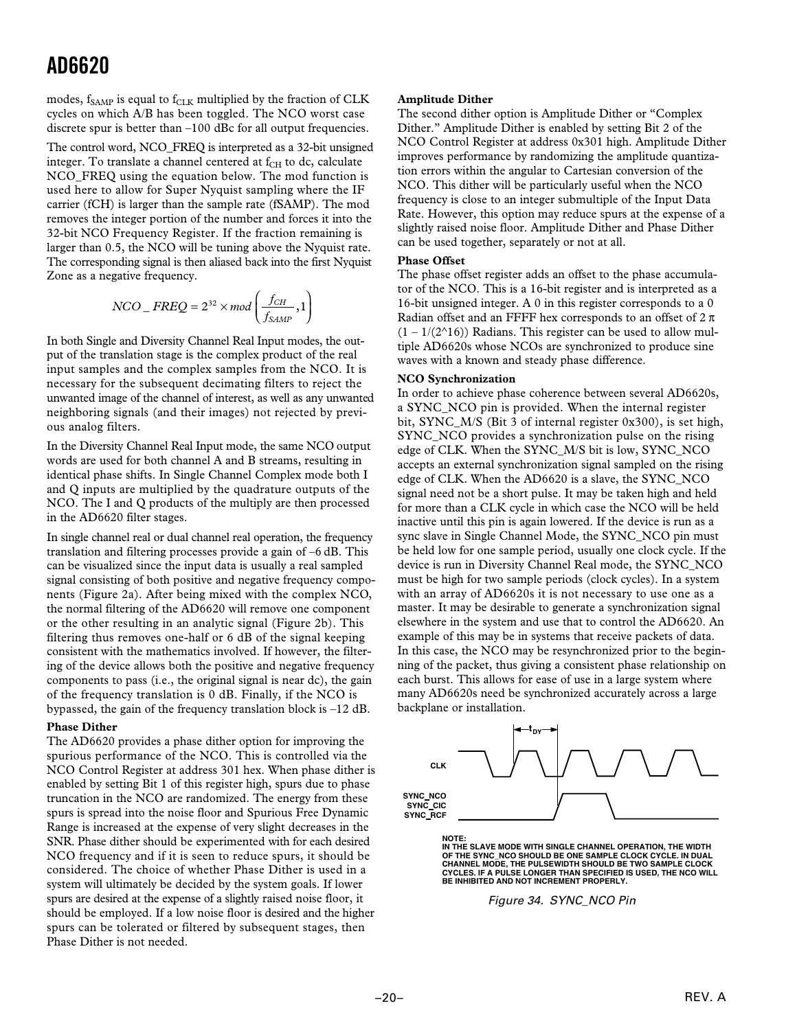modes, $f_{SAMP}$ is equal to $f_{CLK}$ multiplied by the fraction of CLK cycles on which A/B has been toggled. The NCO worst case discrete spur is better than –100 dBc for all output frequencies.

The control word, NCO_FREQ is interpreted as a 32-bit unsigned integer. To translate a channel centered at $f_{CH}$ to dc, calculate NCO_FREQ using the equation below. The mod function is used here to allow for Super Nyquist sampling where the IF carrier (fCH) is larger than the sample rate (fSAMP). The mod removes the integer portion of the number and forces it into the 32-bit NCO Frequency Register. If the fraction remaining is larger than 0.5, the NCO will be tuning above the Nyquist rate. The corresponding signal is then aliased back into the first Nyquist Zone as a negative frequency.

$$NCO\_FREQ = 2^{32} \times mod\left(\frac{f_{CH}}{f_{SAMP}}, 1\right)$$

In both Single and Diversity Channel Real Input modes, the output of the translation stage is the complex product of the real input samples and the complex samples from the NCO. It is necessary for the subsequent decimating filters to reject the unwanted image of the channel of interest, as well as any unwanted neighboring signals (and their images) not rejected by previous analog filters.

In the Diversity Channel Real Input mode, the same NCO output words are used for both channel A and B streams, resulting in identical phase shifts. In Single Channel Complex mode both I and Q inputs are multiplied by the quadrature outputs of the NCO. The I and Q products of the multiply are then processed in the AD6620 filter stages.

In single channel real or dual channel real operation, the frequency translation and filtering processes provide a gain of –6 dB. This can be visualized since the input data is usually a real sampled signal consisting of both positive and negative frequency components (Figure 2a). After being mixed with the complex NCO, the normal filtering of the AD6620 will remove one component or the other resulting in an analytic signal (Figure 2b). This filtering thus removes one-half or 6 dB of the signal keeping consistent with the mathematics involved. If however, the filtering of the device allows both the positive and negative frequency components to pass (i.e., the original signal is near dc), the gain of the frequency translation is 0 dB. Finally, if the NCO is bypassed, the gain of the frequency translation block is –12 dB.

**Phase Dither**

The AD6620 provides a phase dither option for improving the spurious performance of the NCO. This is controlled via the NCO Control Register at address 301 hex. When phase dither is enabled by setting Bit 1 of this register high, spurs due to phase truncation in the NCO are randomized. The energy from these spurs is spread into the noise floor and Spurious Free Dynamic Range is increased at the expense of very slight decreases in the SNR. Phase dither should be experimented with for each desired NCO frequency and if it is seen to reduce spurs, it should be considered. The choice of whether Phase Dither is used in a system will ultimately be decided by the system goals. If lower spurs are desired at the expense of a slightly raised noise floor, it should be employed. If a low noise floor is desired and the higher spurs can be tolerated or filtered by subsequent stages, then Phase Dither is not needed.

**Amplitude Dither**

The second dither option is Amplitude Dither or "Complex Dither." Amplitude Dither is enabled by setting Bit 2 of the NCO Control Register at address 0x301 high. Amplitude Dither improves performance by randomizing the amplitude quantization errors within the angular to Cartesian conversion of the NCO. This dither will be particularly useful when the NCO frequency is close to an integer submultiple of the Input Data Rate. However, this option may reduce spurs at the expense of a slightly raised noise floor. Amplitude Dither and Phase Dither can be used together, separately or not at all.

**Phase Offset**

The phase offset register adds an offset to the phase accumulator of the NCO. This is a 16-bit register and is interpreted as a 16-bit unsigned integer. A 0 in this register corresponds to a 0 Radian offset and an FFFF hex corresponds to an offset of $2\pi$ $(1 - 1/(2^{16}))$ Radians. This register can be used to allow multiple AD6620s whose NCOs are synchronized to produce sine waves with a known and steady phase difference.

**NCO Synchronization**

In order to achieve phase coherence between several AD6620s, a SYNC_NCO pin is provided. When the internal register bit, SYNC_M/S (Bit 3 of internal register 0x300), is set high, SYNC_NCO provides a synchronization pulse on the rising edge of CLK. When the SYNC_M/S bit is low, SYNC_NCO accepts an external synchronization signal sampled on the rising edge of CLK. When the AD6620 is a slave, the SYNC_NCO signal need not be a short pulse. It may be taken high and held for more than a CLK cycle in which case the NCO will be held inactive until this pin is again lowered. If the device is run as a sync slave in Single Channel Mode, the SYNC_NCO pin must be held low for one sample period, usually one clock cycle. If the device is run in Diversity Channel Real mode, the SYNC_NCO must be high for two sample periods (clock cycles). In a system with an array of AD6620s it is not necessary to use one as a master. It may be desirable to generate a synchronization signal elsewhere in the system and use that to control the AD6620. An example of this may be in systems that receive packets of data. In this case, the NCO may be resynchronized prior to the beginning of the packet, thus giving a consistent phase relationship on each burst. This allows for ease of use in a large system where many AD6620s need be synchronized accurately across a large backplane or installation.

NOTE:
IN THE SLAVE MODE WITH SINGLE CHANNEL OPERATION, THE WIDTH OF THE SYNC_NCO SHOULD BE ONE SAMPLE CLOCK CYCLE. IN DUAL CHANNEL MODE, THE PULSEWIDTH SHOULD BE TWO SAMPLE CLOCK CYCLES. IF A PULSE LONGER THAN SPECIFIED IS USED, THE NCO WILL BE INHIBITED AND NOT INCREMENT PROPERLY.

*Figure 34. SYNC_NCO Pin*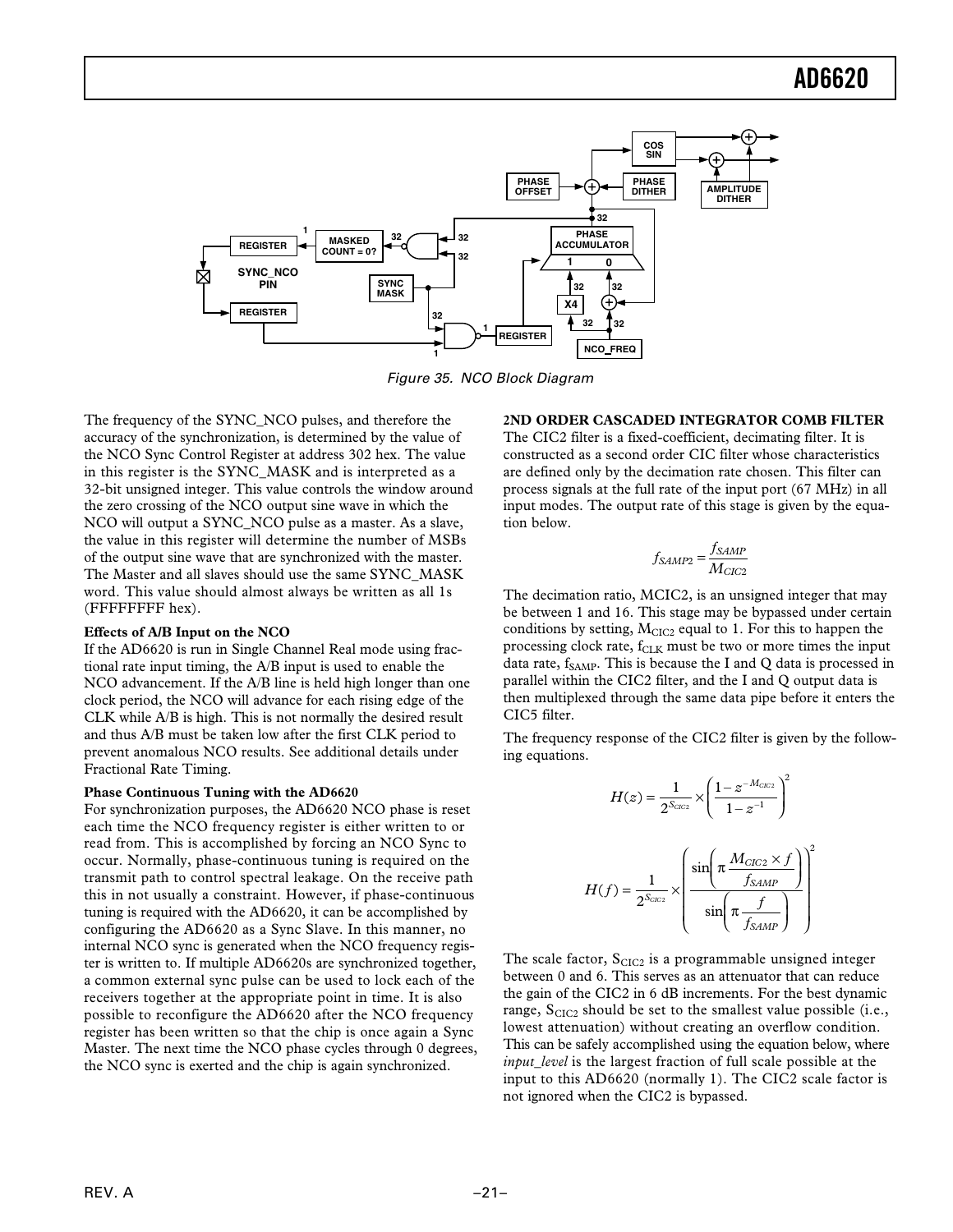Figure 35. NCO Block Diagram

The frequency of the SYNC_NCO pulses, and therefore the accuracy of the synchronization, is determined by the value of the NCO Sync Control Register at address 302 hex. The value in this register is the SYNC_MASK and is interpreted as a 32-bit unsigned integer. This value controls the window around the zero crossing of the NCO output sine wave in which the NCO will output a SYNC_NCO pulse as a master. As a slave, the value in this register will determine the number of MSBs of the output sine wave that are synchronized with the master. The Master and all slaves should use the same SYNC_MASK word. This value should almost always be written as all 1s (FFFFFFFF hex).

**Effects of A/B Input on the NCO**

If the AD6620 is run in Single Channel Real mode using fractional rate input timing, the A/B input is used to enable the NCO advancement. If the A/B line is held high longer than one clock period, the NCO will advance for each rising edge of the CLK while A/B is high. This is not normally the desired result and thus A/B must be taken low after the first CLK period to prevent anomalous NCO results. See additional details under Fractional Rate Timing.

**Phase Continuous Tuning with the AD6620**

For synchronization purposes, the AD6620 NCO phase is reset each time the NCO frequency register is either written to or read from. This is accomplished by forcing an NCO Sync to occur. Normally, phase-continuous tuning is required on the transmit path to control spectral leakage. On the receive path this in not usually a constraint. However, if phase-continuous tuning is required with the AD6620, it can be accomplished by configuring the AD6620 as a Sync Slave. In this manner, no internal NCO sync is generated when the NCO frequency register is written to. If multiple AD6620s are synchronized together, a common external sync pulse can be used to lock each of the receivers together at the appropriate point in time. It is also possible to reconfigure the AD6620 after the NCO frequency register has been written so that the chip is once again a Sync Master. The next time the NCO phase cycles through 0 degrees, the NCO sync is exerted and the chip is again synchronized.

## 2ND ORDER CASCADED INTEGRATOR COMB FILTER

The CIC2 filter is a fixed-coefficient, decimating filter. It is constructed as a second order CIC filter whose characteristics are defined only by the decimation rate chosen. This filter can process signals at the full rate of the input port (67 MHz) in all input modes. The output rate of this stage is given by the equation below.

$$f_{SAMP2} = \frac{f_{SAMP}}{M_{CIC2}}$$

The decimation ratio, MCIC2, is an unsigned integer that may be between 1 and 16. This stage may be bypassed under certain conditions by setting, $M_{CIC2}$ equal to 1. For this to happen the processing clock rate, $f_{CLK}$ must be two or more times the input data rate, $f_{SAMP}$. This is because the I and Q data is processed in parallel within the CIC2 filter, and the I and Q output data is then multiplexed through the same data pipe before it enters the CIC5 filter.

The frequency response of the CIC2 filter is given by the following equations.

$$H(z) = \frac{1}{2^{S_{CIC2}}} \times \left( \frac{1 - z^{-M_{CIC2}}}{1 - z^{-1}} \right)^2$$

$$H(f) = \frac{1}{2^{S_{CIC2}}} \times \left( \frac{\sin\left( \pi \frac{M_{CIC2} \times f}{f_{SAMP}} \right)}{\sin\left( \pi \frac{f}{f_{SAMP}} \right)} \right)^2$$

The scale factor, $S_{CIC2}$ is a programmable unsigned integer between 0 and 6. This serves as an attenuator that can reduce the gain of the CIC2 in 6 dB increments. For the best dynamic range, $S_{CIC2}$ should be set to the smallest value possible (i.e., lowest attenuation) without creating an overflow condition. This can be safely accomplished using the equation below, where *input_level* is the largest fraction of full scale possible at the input to this AD6620 (normally 1). The CIC2 scale factor is not ignored when the CIC2 is bypassed.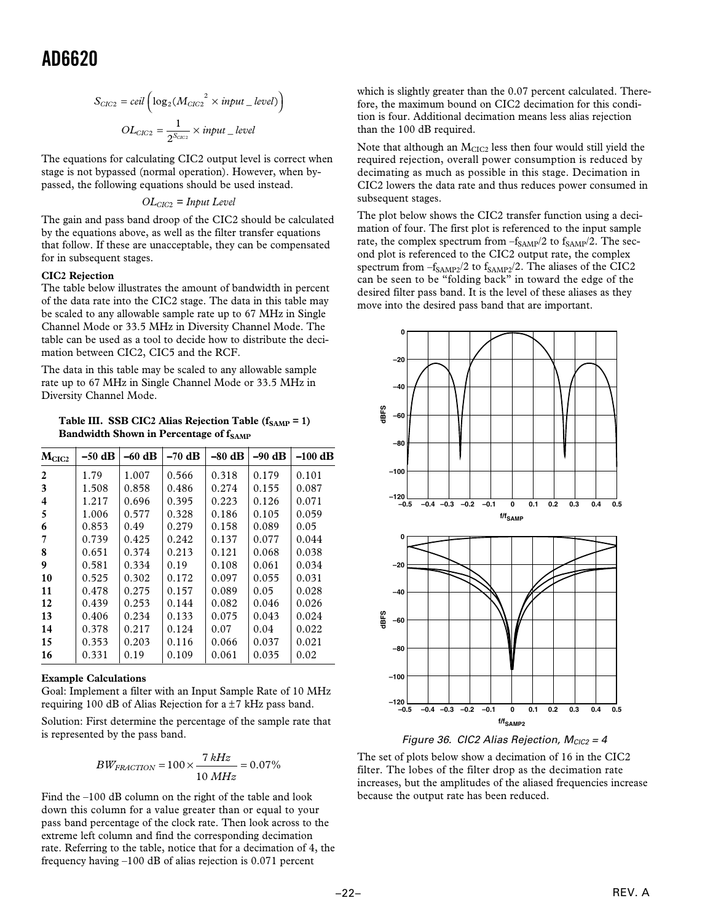$$S_{CIC2} = ceil\left(\log_2(M_{CIC2}{}^2 \times input\_level)\right)$$

$$OL_{CIC2} = \frac{1}{2^{S_{CIC2}}} \times input\_level$$

The equations for calculating CIC2 output level is correct when stage is not bypassed (normal operation). However, when bypassed, the following equations should be used instead.

$$OL_{CIC2} = Input\ Level$$

The gain and pass band droop of the CIC2 should be calculated by the equations above, as well as the filter transfer equations that follow. If these are unacceptable, they can be compensated for in subsequent stages.

**CIC2 Rejection**

The table below illustrates the amount of bandwidth in percent of the data rate into the CIC2 stage. The data in this table may be scaled to any allowable sample rate up to 67 MHz in Single Channel Mode or 33.5 MHz in Diversity Channel Mode. The table can be used as a tool to decide how to distribute the decimation between CIC2, CIC5 and the RCF.

The data in this table may be scaled to any allowable sample rate up to 67 MHz in Single Channel Mode or 33.5 MHz in Diversity Channel Mode.

**Table III. SSB CIC2 Alias Rejection Table ($f_{SAMP}$ = 1) Bandwidth Shown in Percentage of $f_{SAMP}$**

| $M_{CIC2}$ | –50 dB | –60 dB | –70 dB | –80 dB | –90 dB | –100 dB |
|---|---|---|---|---|---|---|
| 2 | 1.79 | 1.007 | 0.566 | 0.318 | 0.179 | 0.101 |
| 3 | 1.508 | 0.858 | 0.486 | 0.274 | 0.155 | 0.087 |
| 4 | 1.217 | 0.696 | 0.395 | 0.223 | 0.126 | 0.071 |
| 5 | 1.006 | 0.577 | 0.328 | 0.186 | 0.105 | 0.059 |
| 6 | 0.853 | 0.49 | 0.279 | 0.158 | 0.089 | 0.05 |
| 7 | 0.739 | 0.425 | 0.242 | 0.137 | 0.077 | 0.044 |
| 8 | 0.651 | 0.374 | 0.213 | 0.121 | 0.068 | 0.038 |
| 9 | 0.581 | 0.334 | 0.19 | 0.108 | 0.061 | 0.034 |
| 10 | 0.525 | 0.302 | 0.172 | 0.097 | 0.055 | 0.031 |
| 11 | 0.478 | 0.275 | 0.157 | 0.089 | 0.05 | 0.028 |
| 12 | 0.439 | 0.253 | 0.144 | 0.082 | 0.046 | 0.026 |
| 13 | 0.406 | 0.234 | 0.133 | 0.075 | 0.043 | 0.024 |
| 14 | 0.378 | 0.217 | 0.124 | 0.07 | 0.04 | 0.022 |
| 15 | 0.353 | 0.203 | 0.116 | 0.066 | 0.037 | 0.021 |
| 16 | 0.331 | 0.19 | 0.109 | 0.061 | 0.035 | 0.02 |

**Example Calculations**

Goal: Implement a filter with an Input Sample Rate of 10 MHz requiring 100 dB of Alias Rejection for a ±7 kHz pass band.

Solution: First determine the percentage of the sample rate that is represented by the pass band.

$$BW_{FRACTION} = 100 \times \frac{7\ kHz}{10\ MHz} = 0.07\%$$

Find the –100 dB column on the right of the table and look down this column for a value greater than or equal to your pass band percentage of the clock rate. Then look across to the extreme left column and find the corresponding decimation rate. Referring to the table, notice that for a decimation of 4, the frequency having –100 dB of alias rejection is 0.071 percent which is slightly greater than the 0.07 percent calculated. Therefore, the maximum bound on CIC2 decimation for this condition is four. Additional decimation means less alias rejection than the 100 dB required.

Note that although an $M_{CIC2}$ less then four would still yield the required rejection, overall power consumption is reduced by decimating as much as possible in this stage. Decimation in CIC2 lowers the data rate and thus reduces power consumed in subsequent stages.

The plot below shows the CIC2 transfer function using a decimation of four. The first plot is referenced to the input sample rate, the complex spectrum from $-f_{SAMP}/2$ to $f_{SAMP}/2$. The second plot is referenced to the CIC2 output rate, the complex spectrum from $-f_{SAMP2}/2$ to $f_{SAMP2}/2$. The aliases of the CIC2 can be seen to be "folding back" in toward the edge of the desired filter pass band. It is the level of these aliases as they move into the desired pass band that are important.

*Figure 36. CIC2 Alias Rejection, $M_{CIC2}$ = 4*

The set of plots below show a decimation of 16 in the CIC2 filter. The lobes of the filter drop as the decimation rate increases, but the amplitudes of the aliased frequencies increase because the output rate has been reduced.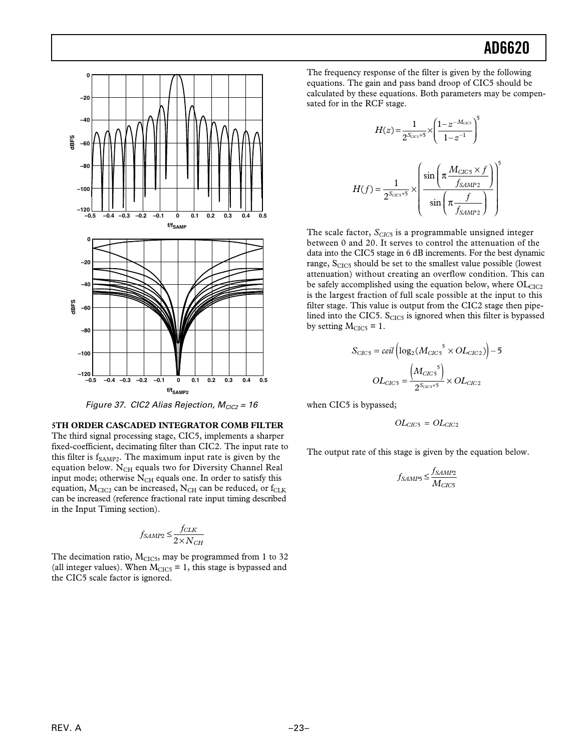Figure 37. CIC2 Alias Rejection, $M_{CIC2} = 16$

**5TH ORDER CASCADED INTEGRATOR COMB FILTER**

The third signal processing stage, CIC5, implements a sharper fixed-coefficient, decimating filter than CIC2. The input rate to this filter is $f_{SAMP2}$. The maximum input rate is given by the equation below. $N_{CH}$ equals two for Diversity Channel Real input mode; otherwise $N_{CH}$ equals one. In order to satisfy this equation, $M_{CIC2}$ can be increased, $N_{CH}$ can be reduced, or $f_{CLK}$ can be increased (reference fractional rate input timing described in the Input Timing section).

$$f_{SAMP2} \le \frac{f_{CLK}}{2 \times N_{CH}}$$

The decimation ratio, $M_{CIC5}$, may be programmed from 1 to 32 (all integer values). When $M_{CIC5} = 1$, this stage is bypassed and the CIC5 scale factor is ignored.

The frequency response of the filter is given by the following equations. The gain and pass band droop of CIC5 should be calculated by these equations. Both parameters may be compensated for in the RCF stage.

$$H(z) = \frac{1}{2^{S_{CIC5}+5}} \times \left( \frac{1 - z^{-M_{CIC5}}}{1 - z^{-1}} \right)^5$$

$$H(f) = \frac{1}{2^{S_{CIC5}+5}} \times \left( \frac{\sin\left(\pi \dfrac{M_{CIC5} \times f}{f_{SAMP2}}\right)}{\sin\left(\pi \dfrac{f}{f_{SAMP2}}\right)} \right)^5$$

The scale factor, $S_{CIC5}$ is a programmable unsigned integer between 0 and 20. It serves to control the attenuation of the data into the CIC5 stage in 6 dB increments. For the best dynamic range, $S_{CIC5}$ should be set to the smallest value possible (lowest attenuation) without creating an overflow condition. This can be safely accomplished using the equation below, where $OL_{CIC2}$ is the largest fraction of full scale possible at the input to this filter stage. This value is output from the CIC2 stage then pipelined into the CIC5. $S_{CIC5}$ is ignored when this filter is bypassed by setting $M_{CIC5} = 1$.

$$S_{CIC5} = ceil\left(\log_2(M_{CIC5}{}^5 \times OL_{CIC2})\right) - 5$$

$$OL_{CIC5} = \frac{\left(M_{CIC5}{}^5\right)}{2^{S_{CIC5}+5}} \times OL_{CIC2}$$

when CIC5 is bypassed;

$$OL_{CIC5} = OL_{CIC2}$$

The output rate of this stage is given by the equation below.

$$f_{SAMP5} \le \frac{f_{SAMP2}}{M_{CIC5}}$$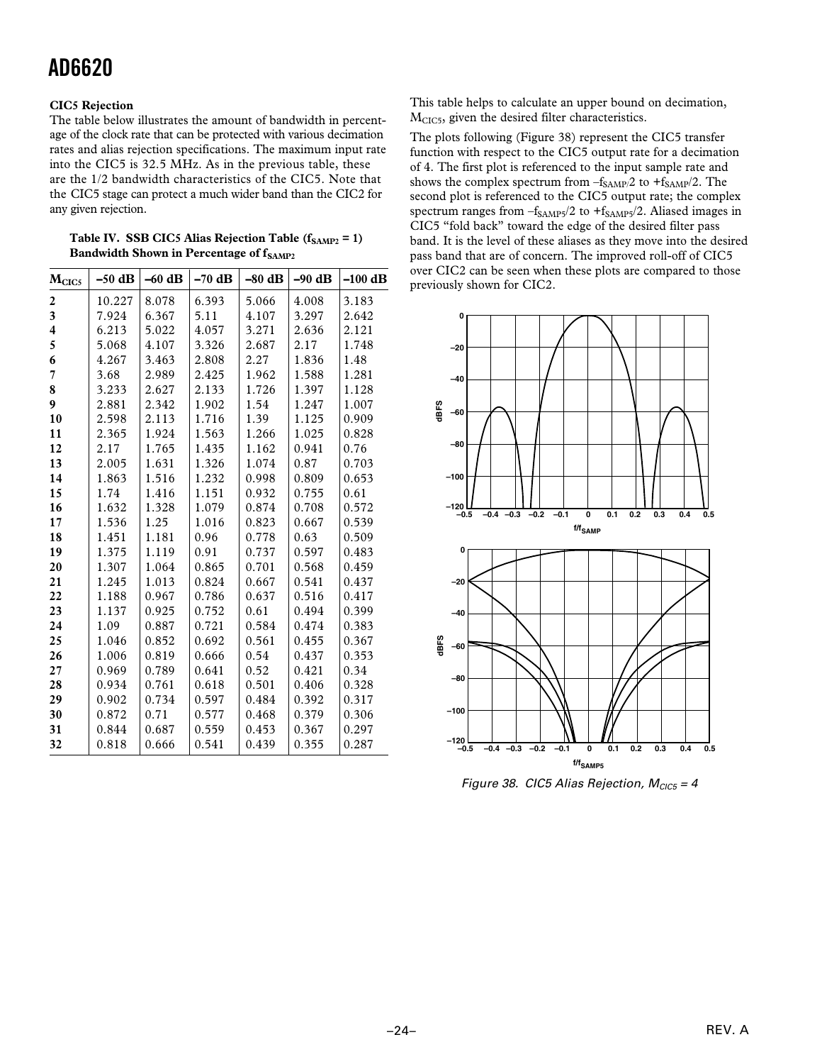### CIC5 Rejection

The table below illustrates the amount of bandwidth in percentage of the clock rate that can be protected with various decimation rates and alias rejection specifications. The maximum input rate into the CIC5 is 32.5 MHz. As in the previous table, these are the 1/2 bandwidth characteristics of the CIC5. Note that the CIC5 stage can protect a much wider band than the CIC2 for any given rejection.

**Table IV. SSB CIC5 Alias Rejection Table ($f_{SAMP2} = 1$) Bandwidth Shown in Percentage of $f_{SAMP2}$**

| $M_{CIC5}$ | –50 dB | –60 dB | –70 dB | –80 dB | –90 dB | –100 dB |
|---|---|---|---|---|---|---|
| 2 | 10.227 | 8.078 | 6.393 | 5.066 | 4.008 | 3.183 |
| 3 | 7.924 | 6.367 | 5.11 | 4.107 | 3.297 | 2.642 |
| 4 | 6.213 | 5.022 | 4.057 | 3.271 | 2.636 | 2.121 |
| 5 | 5.068 | 4.107 | 3.326 | 2.687 | 2.17 | 1.748 |
| 6 | 4.267 | 3.463 | 2.808 | 2.27 | 1.836 | 1.48 |
| 7 | 3.68 | 2.989 | 2.425 | 1.962 | 1.588 | 1.281 |
| 8 | 3.233 | 2.627 | 2.133 | 1.726 | 1.397 | 1.128 |
| 9 | 2.881 | 2.342 | 1.902 | 1.54 | 1.247 | 1.007 |
| 10 | 2.598 | 2.113 | 1.716 | 1.39 | 1.125 | 0.909 |
| 11 | 2.365 | 1.924 | 1.563 | 1.266 | 1.025 | 0.828 |
| 12 | 2.17 | 1.765 | 1.435 | 1.162 | 0.941 | 0.76 |
| 13 | 2.005 | 1.631 | 1.326 | 1.074 | 0.87 | 0.703 |
| 14 | 1.863 | 1.516 | 1.232 | 0.998 | 0.809 | 0.653 |
| 15 | 1.74 | 1.416 | 1.151 | 0.932 | 0.755 | 0.61 |
| 16 | 1.632 | 1.328 | 1.079 | 0.874 | 0.708 | 0.572 |
| 17 | 1.536 | 1.25 | 1.016 | 0.823 | 0.667 | 0.539 |
| 18 | 1.451 | 1.181 | 0.96 | 0.778 | 0.63 | 0.509 |
| 19 | 1.375 | 1.119 | 0.91 | 0.737 | 0.597 | 0.483 |
| 20 | 1.307 | 1.064 | 0.865 | 0.701 | 0.568 | 0.459 |
| 21 | 1.245 | 1.013 | 0.824 | 0.667 | 0.541 | 0.437 |
| 22 | 1.188 | 0.967 | 0.786 | 0.637 | 0.516 | 0.417 |
| 23 | 1.137 | 0.925 | 0.752 | 0.61 | 0.494 | 0.399 |
| 24 | 1.09 | 0.887 | 0.721 | 0.584 | 0.474 | 0.383 |
| 25 | 1.046 | 0.852 | 0.692 | 0.561 | 0.455 | 0.367 |
| 26 | 1.006 | 0.819 | 0.666 | 0.54 | 0.437 | 0.353 |
| 27 | 0.969 | 0.789 | 0.641 | 0.52 | 0.421 | 0.34 |
| 28 | 0.934 | 0.761 | 0.618 | 0.501 | 0.406 | 0.328 |
| 29 | 0.902 | 0.734 | 0.597 | 0.484 | 0.392 | 0.317 |
| 30 | 0.872 | 0.71 | 0.577 | 0.468 | 0.379 | 0.306 |
| 31 | 0.844 | 0.687 | 0.559 | 0.453 | 0.367 | 0.297 |
| 32 | 0.818 | 0.666 | 0.541 | 0.439 | 0.355 | 0.287 |

This table helps to calculate an upper bound on decimation, $M_{CIC5}$, given the desired filter characteristics.

The plots following (Figure 38) represent the CIC5 transfer function with respect to the CIC5 output rate for a decimation of 4. The first plot is referenced to the input sample rate and shows the complex spectrum from $-f_{SAMP}/2$ to $+f_{SAMP}/2$. The second plot is referenced to the CIC5 output rate; the complex spectrum ranges from $-f_{SAMP5}/2$ to $+f_{SAMP5}/2$. Aliased images in CIC5 "fold back" toward the edge of the desired filter pass band. It is the level of these aliases as they move into the desired pass band that are of concern. The improved roll-off of CIC5 over CIC2 can be seen when these plots are compared to those previously shown for CIC2.

*Figure 38. CIC5 Alias Rejection, $M_{CIC5} = 4$*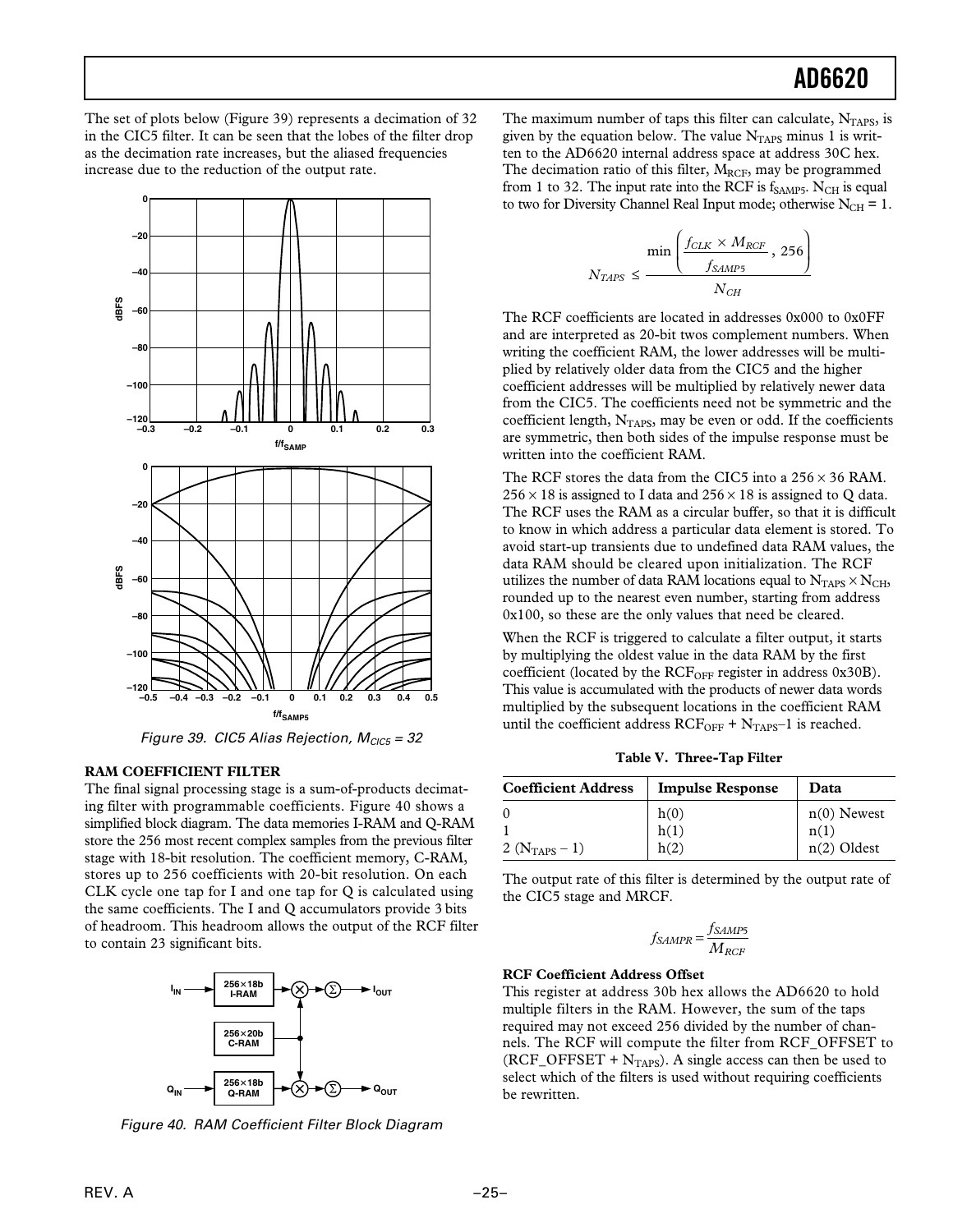The set of plots below (Figure 39) represents a decimation of 32 in the CIC5 filter. It can be seen that the lobes of the filter drop as the decimation rate increases, but the aliased frequencies increase due to the reduction of the output rate.

Figure 39. CIC5 Alias Rejection, $M_{CIC5} = 32$

### RAM COEFFICIENT FILTER

The final signal processing stage is a sum-of-products decimating filter with programmable coefficients. Figure 40 shows a simplified block diagram. The data memories I-RAM and Q-RAM store the 256 most recent complex samples from the previous filter stage with 18-bit resolution. The coefficient memory, C-RAM, stores up to 256 coefficients with 20-bit resolution. On each CLK cycle one tap for I and one tap for Q is calculated using the same coefficients. The I and Q accumulators provide 3 bits of headroom. This headroom allows the output of the RCF filter to contain 23 significant bits.

Figure 40. RAM Coefficient Filter Block Diagram

The maximum number of taps this filter can calculate, $N_{TAPS}$, is given by the equation below. The value $N_{TAPS}$ minus 1 is written to the AD6620 internal address space at address 30C hex. The decimation ratio of this filter, $M_{RCF}$, may be programmed from 1 to 32. The input rate into the RCF is $f_{SAMP5}$. $N_{CH}$ is equal to two for Diversity Channel Real Input mode; otherwise $N_{CH} = 1$.

$$N_{TAPS} \leq \frac{\min\left(\frac{f_{CLK} \times M_{RCF}}{f_{SAMP5}}, 256\right)}{N_{CH}}$$

The RCF coefficients are located in addresses 0x000 to 0x0FF and are interpreted as 20-bit twos complement numbers. When writing the coefficient RAM, the lower addresses will be multiplied by relatively older data from the CIC5 and the higher coefficient addresses will be multiplied by relatively newer data from the CIC5. The coefficients need not be symmetric and the coefficient length, $N_{TAPS}$, may be even or odd. If the coefficients are symmetric, then both sides of the impulse response must be written into the coefficient RAM.

The RCF stores the data from the CIC5 into a 256 × 36 RAM. 256 × 18 is assigned to I data and 256 × 18 is assigned to Q data. The RCF uses the RAM as a circular buffer, so that it is difficult to know in which address a particular data element is stored. To avoid start-up transients due to undefined data RAM values, the data RAM should be cleared upon initialization. The RCF utilizes the number of data RAM locations equal to $N_{TAPS} \times N_{CH}$, rounded up to the nearest even number, starting from address 0x100, so these are the only values that need be cleared.

When the RCF is triggered to calculate a filter output, it starts by multiplying the oldest value in the data RAM by the first coefficient (located by the $RCF_{OFF}$ register in address 0x30B). This value is accumulated with the products of newer data words multiplied by the subsequent locations in the coefficient RAM until the coefficient address $RCF_{OFF} + N_{TAPS}–1$ is reached.

**Table V. Three-Tap Filter**

| Coefficient Address | Impulse Response | Data |
|---|---|---|
| 0 | h(0) | n(0) Newest |
| 1 | h(1) | n(1) |
| 2 ($N_{TAPS}$ – 1) | h(2) | n(2) Oldest |

The output rate of this filter is determined by the output rate of the CIC5 stage and MRCF.

$$f_{SAMPR} = \frac{f_{SAMP5}}{M_{RCF}}$$

#### RCF Coefficient Address Offset

This register at address 30b hex allows the AD6620 to hold multiple filters in the RAM. However, the sum of the taps required may not exceed 256 divided by the number of channels. The RCF will compute the filter from RCF_OFFSET to (RCF_OFFSET + $N_{TAPS}$). A single access can then be used to select which of the filters is used without requiring coefficients be rewritten.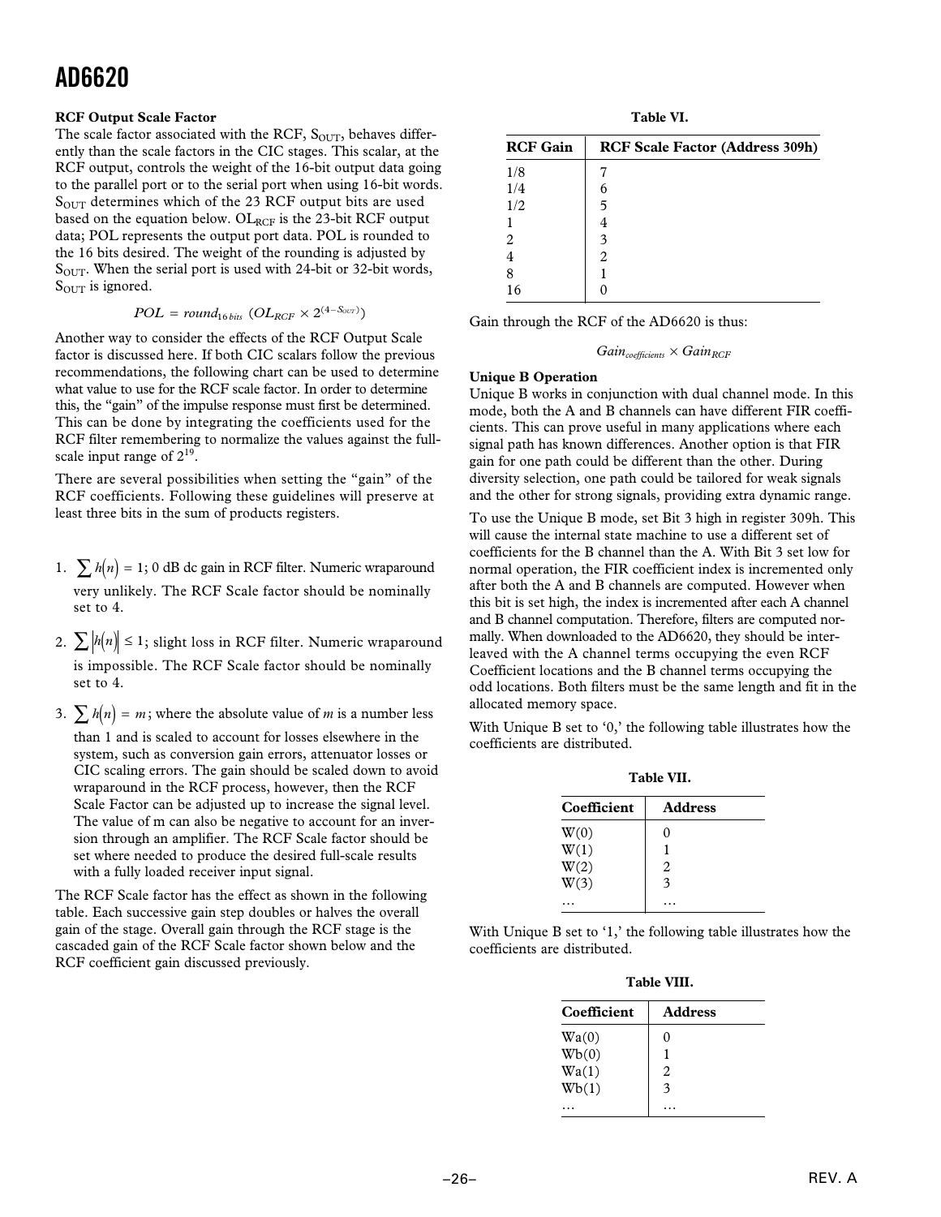**RCF Output Scale Factor**

The scale factor associated with the RCF, $S_{OUT}$, behaves differently than the scale factors in the CIC stages. This scalar, at the RCF output, controls the weight of the 16-bit output data going to the parallel port or to the serial port when using 16-bit words. $S_{OUT}$ determines which of the 23 RCF output bits are used based on the equation below. $OL_{RCF}$ is the 23-bit RCF output data; POL represents the output port data. POL is rounded to the 16 bits desired. The weight of the rounding is adjusted by $S_{OUT}$. When the serial port is used with 24-bit or 32-bit words, $S_{OUT}$ is ignored.

$$POL = round_{16\,bits}\ (OL_{RCF} \times 2^{(4-S_{OUT})})$$

Another way to consider the effects of the RCF Output Scale factor is discussed here. If both CIC scalars follow the previous recommendations, the following chart can be used to determine what value to use for the RCF scale factor. In order to determine this, the "gain" of the impulse response must first be determined. This can be done by integrating the coefficients used for the RCF filter remembering to normalize the values against the full-scale input range of $2^{19}$.

There are several possibilities when setting the "gain" of the RCF coefficients. Following these guidelines will preserve at least three bits in the sum of products registers.

1. $\sum h(n) = 1$; 0 dB dc gain in RCF filter. Numeric wraparound very unlikely. The RCF Scale factor should be nominally set to 4.
2. $\sum |h(n)| \le 1$; slight loss in RCF filter. Numeric wraparound is impossible. The RCF Scale factor should be nominally set to 4.
3. $\sum h(n) = m$; where the absolute value of $m$ is a number less than 1 and is scaled to account for losses elsewhere in the system, such as conversion gain errors, attenuator losses or CIC scaling errors. The gain should be scaled down to avoid wraparound in the RCF process, however, then the RCF Scale Factor can be adjusted up to increase the signal level. The value of m can also be negative to account for an inversion through an amplifier. The RCF Scale factor should be set where needed to produce the desired full-scale results with a fully loaded receiver input signal.

The RCF Scale factor has the effect as shown in the following table. Each successive gain step doubles or halves the overall gain of the stage. Overall gain through the RCF stage is the cascaded gain of the RCF Scale factor shown below and the RCF coefficient gain discussed previously.

**Table VI.**

| RCF Gain | RCF Scale Factor (Address 309h) |
|---|---|
| 1/8 | 7 |
| 1/4 | 6 |
| 1/2 | 5 |
| 1 | 4 |
| 2 | 3 |
| 4 | 2 |
| 8 | 1 |
| 16 | 0 |

Gain through the RCF of the AD6620 is thus:

$$Gain_{coefficients} \times Gain_{RCF}$$

**Unique B Operation**

Unique B works in conjunction with dual channel mode. In this mode, both the A and B channels can have different FIR coefficients. This can prove useful in many applications where each signal path has known differences. Another option is that FIR gain for one path could be different than the other. During diversity selection, one path could be tailored for weak signals and the other for strong signals, providing extra dynamic range.

To use the Unique B mode, set Bit 3 high in register 309h. This will cause the internal state machine to use a different set of coefficients for the B channel than the A. With Bit 3 set low for normal operation, the FIR coefficient index is incremented only after both the A and B channels are computed. However when this bit is set high, the index is incremented after each A channel and B channel computation. Therefore, filters are computed normally. When downloaded to the AD6620, they should be interleaved with the A channel terms occupying the even RCF Coefficient locations and the B channel terms occupying the odd locations. Both filters must be the same length and fit in the allocated memory space.

With Unique B set to '0,' the following table illustrates how the coefficients are distributed.

**Table VII.**

| Coefficient | Address |
|---|---|
| W(0) | 0 |
| W(1) | 1 |
| W(2) | 2 |
| W(3) | 3 |
| … | … |

With Unique B set to '1,' the following table illustrates how the coefficients are distributed.

**Table VIII.**

| Coefficient | Address |
|---|---|
| Wa(0) | 0 |
| Wb(0) | 1 |
| Wa(1) | 2 |
| Wb(1) | 3 |
| … | … |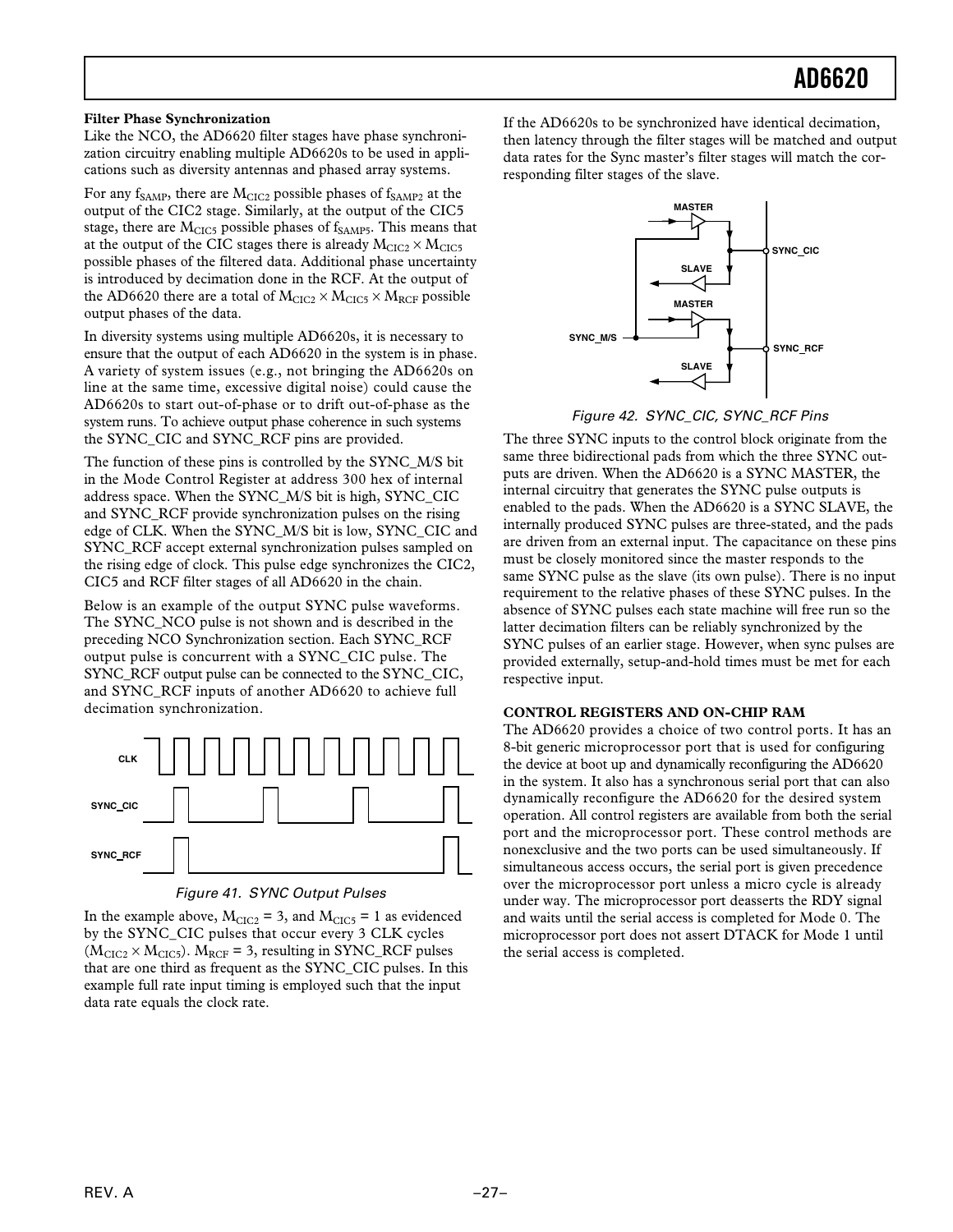### Filter Phase Synchronization

Like the NCO, the AD6620 filter stages have phase synchronization circuitry enabling multiple AD6620s to be used in applications such as diversity antennas and phased array systems.

For any $f_{SAMP}$, there are $M_{CIC2}$ possible phases of $f_{SAMP2}$ at the output of the CIC2 stage. Similarly, at the output of the CIC5 stage, there are $M_{CIC5}$ possible phases of $f_{SAMP5}$. This means that at the output of the CIC stages there is already $M_{CIC2} \times M_{CIC5}$ possible phases of the filtered data. Additional phase uncertainty is introduced by decimation done in the RCF. At the output of the AD6620 there are a total of $M_{CIC2} \times M_{CIC5} \times M_{RCF}$ possible output phases of the data.

In diversity systems using multiple AD6620s, it is necessary to ensure that the output of each AD6620 in the system is in phase. A variety of system issues (e.g., not bringing the AD6620s on line at the same time, excessive digital noise) could cause the AD6620s to start out-of-phase or to drift out-of-phase as the system runs. To achieve output phase coherence in such systems the SYNC_CIC and SYNC_RCF pins are provided.

The function of these pins is controlled by the SYNC_M/S bit in the Mode Control Register at address 300 hex of internal address space. When the SYNC_M/S bit is high, SYNC_CIC and SYNC_RCF provide synchronization pulses on the rising edge of CLK. When the SYNC_M/S bit is low, SYNC_CIC and SYNC_RCF accept external synchronization pulses sampled on the rising edge of clock. This pulse edge synchronizes the CIC2, CIC5 and RCF filter stages of all AD6620 in the chain.

Below is an example of the output SYNC pulse waveforms. The SYNC_NCO pulse is not shown and is described in the preceding NCO Synchronization section. Each SYNC_RCF output pulse is concurrent with a SYNC_CIC pulse. The SYNC_RCF output pulse can be connected to the SYNC_CIC, and SYNC_RCF inputs of another AD6620 to achieve full decimation synchronization.

*Figure 41. SYNC Output Pulses*

In the example above, $M_{CIC2} = 3$, and $M_{CIC5} = 1$ as evidenced by the SYNC_CIC pulses that occur every 3 CLK cycles ($M_{CIC2} \times M_{CIC5}$). $M_{RCF} = 3$, resulting in SYNC_RCF pulses that are one third as frequent as the SYNC_CIC pulses. In this example full rate input timing is employed such that the input data rate equals the clock rate.

If the AD6620s to be synchronized have identical decimation, then latency through the filter stages will be matched and output data rates for the Sync master's filter stages will match the corresponding filter stages of the slave.

*Figure 42. SYNC_CIC, SYNC_RCF Pins*

The three SYNC inputs to the control block originate from the same three bidirectional pads from which the three SYNC outputs are driven. When the AD6620 is a SYNC MASTER, the internal circuitry that generates the SYNC pulse outputs is enabled to the pads. When the AD6620 is a SYNC SLAVE, the internally produced SYNC pulses are three-stated, and the pads are driven from an external input. The capacitance on these pins must be closely monitored since the master responds to the same SYNC pulse as the slave (its own pulse). There is no input requirement to the relative phases of these SYNC pulses. In the absence of SYNC pulses each state machine will free run so the latter decimation filters can be reliably synchronized by the SYNC pulses of an earlier stage. However, when sync pulses are provided externally, setup-and-hold times must be met for each respective input.

## CONTROL REGISTERS AND ON-CHIP RAM

The AD6620 provides a choice of two control ports. It has an 8-bit generic microprocessor port that is used for configuring the device at boot up and dynamically reconfiguring the AD6620 in the system. It also has a synchronous serial port that can also dynamically reconfigure the AD6620 for the desired system operation. All control registers are available from both the serial port and the microprocessor port. These control methods are nonexclusive and the two ports can be used simultaneously. If simultaneous access occurs, the serial port is given precedence over the microprocessor port unless a micro cycle is already under way. The microprocessor port deasserts the RDY signal and waits until the serial access is completed for Mode 0. The microprocessor port does not assert DTACK for Mode 1 until the serial access is completed.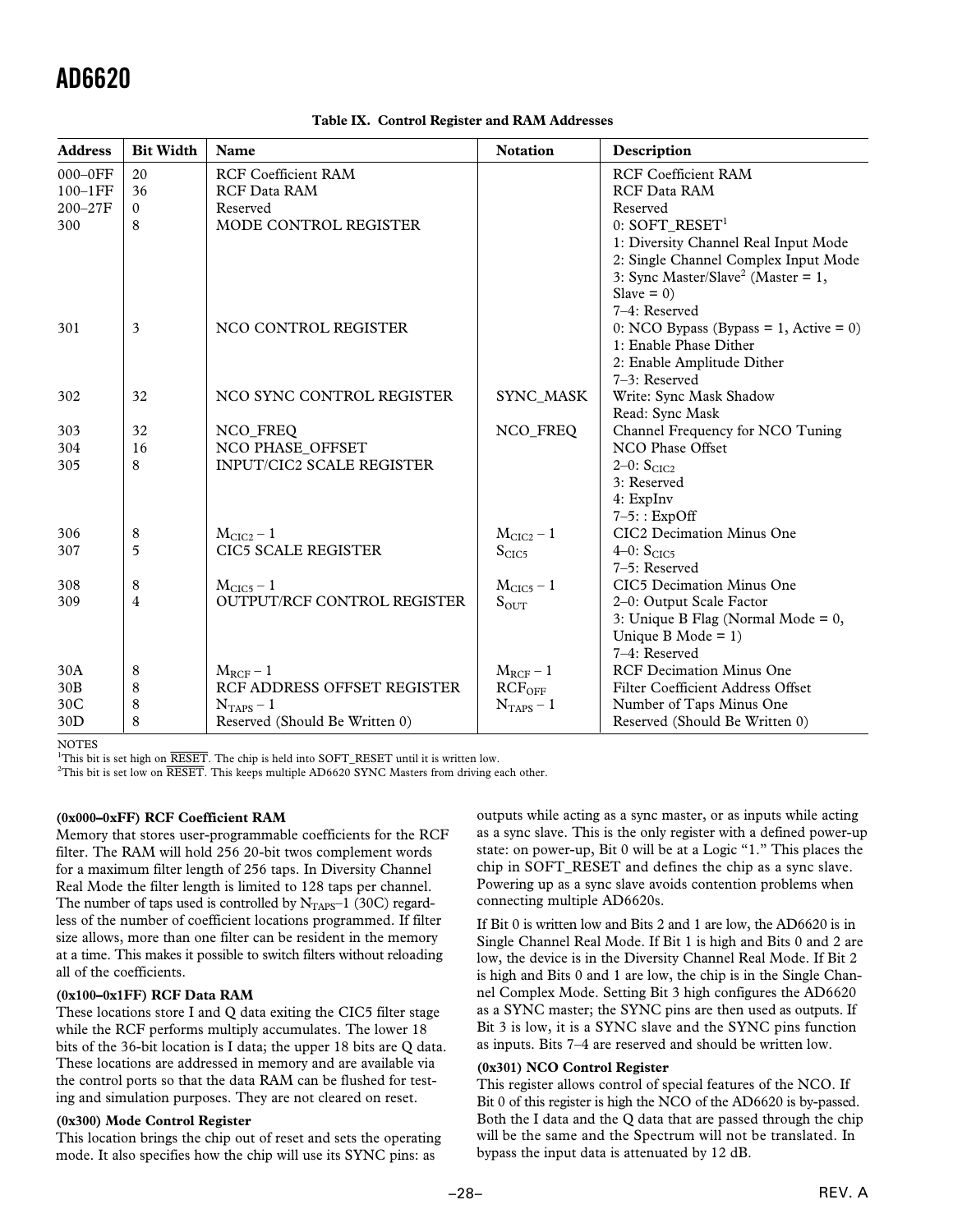**Table IX. Control Register and RAM Addresses**

| Address | Bit Width | Name | Notation | Description |
|---|---|---|---|---|
| 000–0FF | 20 | RCF Coefficient RAM | | RCF Coefficient RAM |
| 100–1FF | 36 | RCF Data RAM | | RCF Data RAM |
| 200–27F | 0 | Reserved | | Reserved |
| 300 | 8 | MODE CONTROL REGISTER | | 0: SOFT_RESET[1]<br>1: Diversity Channel Real Input Mode<br>2: Single Channel Complex Input Mode<br>3: Sync Master/Slave[2] (Master = 1, Slave = 0)<br>7–4: Reserved |
| 301 | 3 | NCO CONTROL REGISTER | | 0: NCO Bypass (Bypass = 1, Active = 0)<br>1: Enable Phase Dither<br>2: Enable Amplitude Dither<br>7–3: Reserved |
| 302 | 32 | NCO SYNC CONTROL REGISTER | SYNC_MASK | Write: Sync Mask Shadow<br>Read: Sync Mask |
| 303 | 32 | NCO_FREQ | NCO_FREQ | Channel Frequency for NCO Tuning |
| 304 | 16 | NCO PHASE_OFFSET | | NCO Phase Offset |
| 305 | 8 | INPUT/CIC2 SCALE REGISTER | | 2–0: $S_{CIC2}$<br>3: Reserved<br>4: ExpInv<br>7–5: : ExpOff |
| 306 | 8 | $M_{CIC2} – 1$ | $M_{CIC2} – 1$ | CIC2 Decimation Minus One |
| 307 | 5 | CIC5 SCALE REGISTER | $S_{CIC5}$ | 4–0: $S_{CIC5}$<br>7–5: Reserved |
| 308 | 8 | $M_{CIC5} – 1$ | $M_{CIC5} – 1$ | CIC5 Decimation Minus One |
| 309 | 4 | OUTPUT/RCF CONTROL REGISTER | $S_{OUT}$ | 2–0: Output Scale Factor<br>3: Unique B Flag (Normal Mode = 0, Unique B Mode = 1)<br>7–4: Reserved |
| 30A | 8 | $M_{RCF} – 1$ | $M_{RCF} – 1$ | RCF Decimation Minus One |
| 30B | 8 | RCF ADDRESS OFFSET REGISTER | $RCF_{OFF}$ | Filter Coefficient Address Offset |
| 30C | 8 | $N_{TAPS} – 1$ | $N_{TAPS} – 1$ | Number of Taps Minus One |
| 30D | 8 | Reserved (Should Be Written 0) | | Reserved (Should Be Written 0) |

NOTES
[1]This bit is set high on $\overline{\text{RESET}}$. The chip is held into SOFT_RESET until it is written low.
[2]This bit is set low on $\overline{\text{RESET}}$. This keeps multiple AD6620 SYNC Masters from driving each other.

**(0x000–0xFF) RCF Coefficient RAM**

Memory that stores user-programmable coefficients for the RCF filter. The RAM will hold 256 20-bit twos complement words for a maximum filter length of 256 taps. In Diversity Channel Real Mode the filter length is limited to 128 taps per channel. The number of taps used is controlled by $N_{TAPS}$–1 (30C) regardless of the number of coefficient locations programmed. If filter size allows, more than one filter can be resident in the memory at a time. This makes it possible to switch filters without reloading all of the coefficients.

**(0x100–0x1FF) RCF Data RAM**

These locations store I and Q data exiting the CIC5 filter stage while the RCF performs multiply accumulates. The lower 18 bits of the 36-bit location is I data; the upper 18 bits are Q data. These locations are addressed in memory and are available via the control ports so that the data RAM can be flushed for testing and simulation purposes. They are not cleared on reset.

**(0x300) Mode Control Register**

This location brings the chip out of reset and sets the operating mode. It also specifies how the chip will use its SYNC pins: as outputs while acting as a sync master, or as inputs while acting as a sync slave. This is the only register with a defined power-up state: on power-up, Bit 0 will be at a Logic "1." This places the chip in SOFT_RESET and defines the chip as a sync slave. Powering up as a sync slave avoids contention problems when connecting multiple AD6620s.

If Bit 0 is written low and Bits 2 and 1 are low, the AD6620 is in Single Channel Real Mode. If Bit 1 is high and Bits 0 and 2 are low, the device is in the Diversity Channel Real Mode. If Bit 2 is high and Bits 0 and 1 are low, the chip is in the Single Channel Complex Mode. Setting Bit 3 high configures the AD6620 as a SYNC master; the SYNC pins are then used as outputs. If Bit 3 is low, it is a SYNC slave and the SYNC pins function as inputs. Bits 7–4 are reserved and should be written low.

**(0x301) NCO Control Register**

This register allows control of special features of the NCO. If Bit 0 of this register is high the NCO of the AD6620 is by-passed. Both the I data and the Q data that are passed through the chip will be the same and the Spectrum will not be translated. In bypass the input data is attenuated by 12 dB.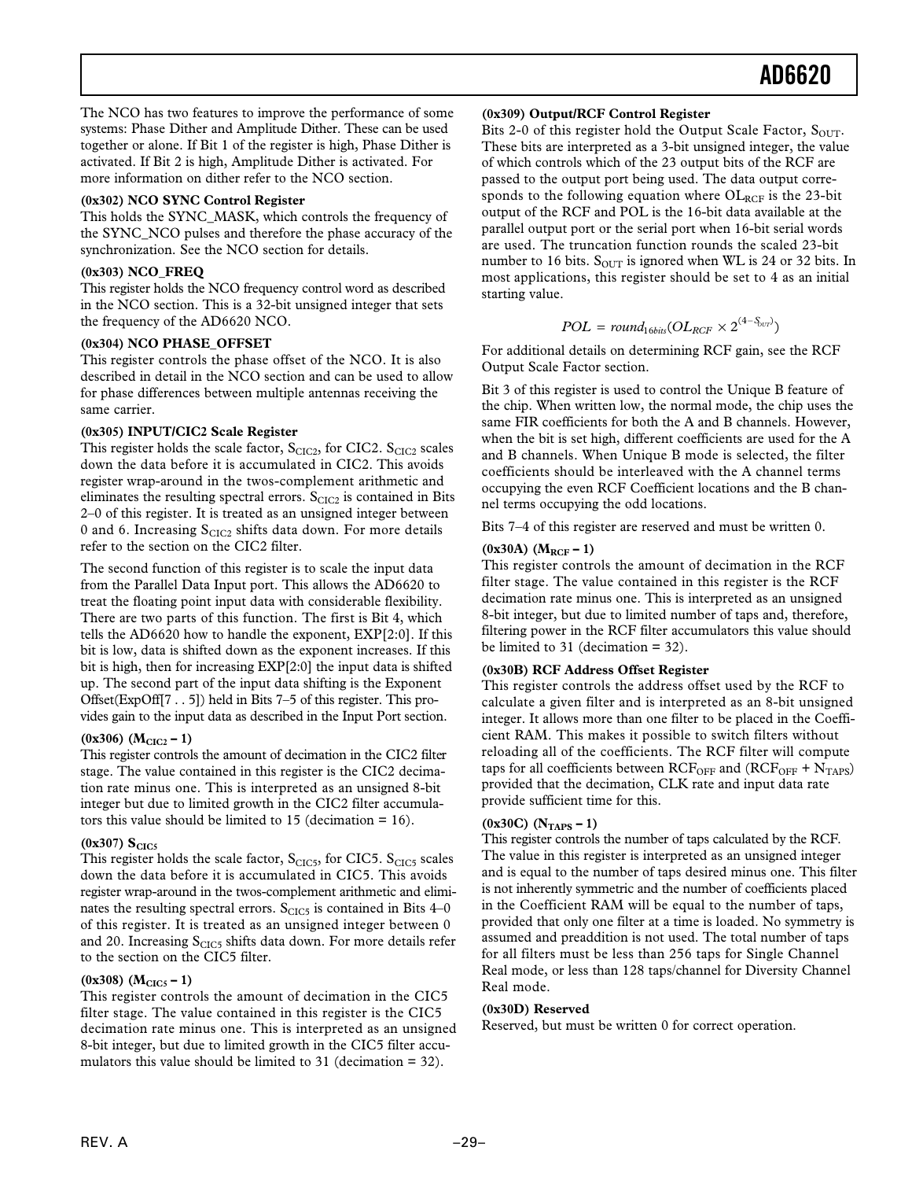The NCO has two features to improve the performance of some systems: Phase Dither and Amplitude Dither. These can be used together or alone. If Bit 1 of the register is high, Phase Dither is activated. If Bit 2 is high, Amplitude Dither is activated. For more information on dither refer to the NCO section.

**(0x302) NCO SYNC Control Register**

This holds the SYNC_MASK, which controls the frequency of the SYNC_NCO pulses and therefore the phase accuracy of the synchronization. See the NCO section for details.

**(0x303) NCO_FREQ**

This register holds the NCO frequency control word as described in the NCO section. This is a 32-bit unsigned integer that sets the frequency of the AD6620 NCO.

**(0x304) NCO PHASE_OFFSET**

This register controls the phase offset of the NCO. It is also described in detail in the NCO section and can be used to allow for phase differences between multiple antennas receiving the same carrier.

**(0x305) INPUT/CIC2 Scale Register**

This register holds the scale factor, $S_{CIC2}$, for CIC2. $S_{CIC2}$ scales down the data before it is accumulated in CIC2. This avoids register wrap-around in the twos-complement arithmetic and eliminates the resulting spectral errors. $S_{CIC2}$ is contained in Bits 2–0 of this register. It is treated as an unsigned integer between 0 and 6. Increasing $S_{CIC2}$ shifts data down. For more details refer to the section on the CIC2 filter.

The second function of this register is to scale the input data from the Parallel Data Input port. This allows the AD6620 to treat the floating point input data with considerable flexibility. There are two parts of this function. The first is Bit 4, which tells the AD6620 how to handle the exponent, EXP[2:0]. If this bit is low, data is shifted down as the exponent increases. If this bit is high, then for increasing EXP[2:0] the input data is shifted up. The second part of the input data shifting is the Exponent Offset(ExpOff[7 . . 5]) held in Bits 7–5 of this register. This provides gain to the input data as described in the Input Port section.

**(0x306) ($M_{CIC2}$ – 1)**

This register controls the amount of decimation in the CIC2 filter stage. The value contained in this register is the CIC2 decimation rate minus one. This is interpreted as an unsigned 8-bit integer but due to limited growth in the CIC2 filter accumulators this value should be limited to 15 (decimation = 16).

**(0x307) $S_{CIC5}$**

This register holds the scale factor, $S_{CIC5}$, for CIC5. $S_{CIC5}$ scales down the data before it is accumulated in CIC5. This avoids register wrap-around in the twos-complement arithmetic and eliminates the resulting spectral errors. $S_{CIC5}$ is contained in Bits 4–0 of this register. It is treated as an unsigned integer between 0 and 20. Increasing $S_{CIC5}$ shifts data down. For more details refer to the section on the CIC5 filter.

**(0x308) ($M_{CIC5}$ – 1)**

This register controls the amount of decimation in the CIC5 filter stage. The value contained in this register is the CIC5 decimation rate minus one. This is interpreted as an unsigned 8-bit integer, but due to limited growth in the CIC5 filter accumulators this value should be limited to 31 (decimation = 32).

**(0x309) Output/RCF Control Register**

Bits 2-0 of this register hold the Output Scale Factor, $S_{OUT}$. These bits are interpreted as a 3-bit unsigned integer, the value of which controls which of the 23 output bits of the RCF are passed to the output port being used. The data output corresponds to the following equation where $OL_{RCF}$ is the 23-bit output of the RCF and POL is the 16-bit data available at the parallel output port or the serial port when 16-bit serial words are used. The truncation function rounds the scaled 23-bit number to 16 bits. $S_{OUT}$ is ignored when WL is 24 or 32 bits. In most applications, this register should be set to 4 as an initial starting value.

$$POL = round_{16bits}(OL_{RCF} \times 2^{(4-S_{OUT})})$$

For additional details on determining RCF gain, see the RCF Output Scale Factor section.

Bit 3 of this register is used to control the Unique B feature of the chip. When written low, the normal mode, the chip uses the same FIR coefficients for both the A and B channels. However, when the bit is set high, different coefficients are used for the A and B channels. When Unique B mode is selected, the filter coefficients should be interleaved with the A channel terms occupying the even RCF Coefficient locations and the B channel terms occupying the odd locations.

Bits 7–4 of this register are reserved and must be written 0.

**(0x30A) ($M_{RCF}$ – 1)**

This register controls the amount of decimation in the RCF filter stage. The value contained in this register is the RCF decimation rate minus one. This is interpreted as an unsigned 8-bit integer, but due to limited number of taps and, therefore, filtering power in the RCF filter accumulators this value should be limited to 31 (decimation = 32).

**(0x30B) RCF Address Offset Register**

This register controls the address offset used by the RCF to calculate a given filter and is interpreted as an 8-bit unsigned integer. It allows more than one filter to be placed in the Coefficient RAM. This makes it possible to switch filters without reloading all of the coefficients. The RCF filter will compute taps for all coefficients between $RCF_{OFF}$ and ($RCF_{OFF}$ + $N_{TAPS}$) provided that the decimation, CLK rate and input data rate provide sufficient time for this.

**(0x30C) ($N_{TAPS}$ – 1)**

This register controls the number of taps calculated by the RCF. The value in this register is interpreted as an unsigned integer and is equal to the number of taps desired minus one. This filter is not inherently symmetric and the number of coefficients placed in the Coefficient RAM will be equal to the number of taps, provided that only one filter at a time is loaded. No symmetry is assumed and preaddition is not used. The total number of taps for all filters must be less than 256 taps for Single Channel Real mode, or less than 128 taps/channel for Diversity Channel Real mode.

**(0x30D) Reserved**

Reserved, but must be written 0 for correct operation.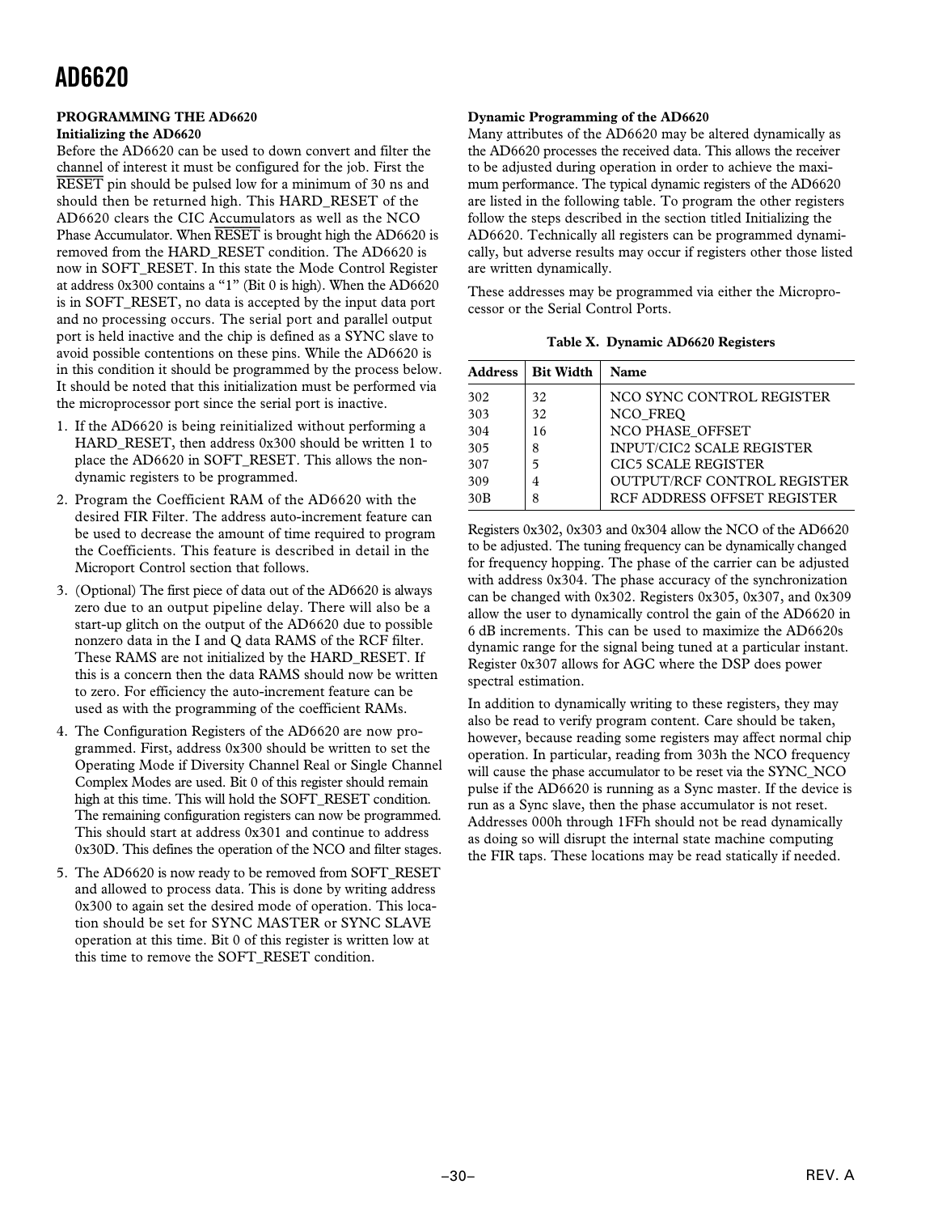## PROGRAMMING THE AD6620

### Initializing the AD6620

Before the AD6620 can be used to down convert and filter the channel of interest it must be configured for the job. First the RESET pin should be pulsed low for a minimum of 30 ns and should then be returned high. This HARD_RESET of the AD6620 clears the CIC Accumulators as well as the NCO Phase Accumulator. When RESET is brought high the AD6620 is removed from the HARD_RESET condition. The AD6620 is now in SOFT_RESET. In this state the Mode Control Register at address 0x300 contains a "1" (Bit 0 is high). When the AD6620 is in SOFT_RESET, no data is accepted by the input data port and no processing occurs. The serial port and parallel output port is held inactive and the chip is defined as a SYNC slave to avoid possible contentions on these pins. While the AD6620 is in this condition it should be programmed by the process below. It should be noted that this initialization must be performed via the microprocessor port since the serial port is inactive.

1. If the AD6620 is being reinitialized without performing a HARD_RESET, then address 0x300 should be written 1 to place the AD6620 in SOFT_RESET. This allows the non-dynamic registers to be programmed.
2. Program the Coefficient RAM of the AD6620 with the desired FIR Filter. The address auto-increment feature can be used to decrease the amount of time required to program the Coefficients. This feature is described in detail in the Microport Control section that follows.
3. (Optional) The first piece of data out of the AD6620 is always zero due to an output pipeline delay. There will also be a start-up glitch on the output of the AD6620 due to possible nonzero data in the I and Q data RAMS of the RCF filter. These RAMS are not initialized by the HARD_RESET. If this is a concern then the data RAMS should now be written to zero. For efficiency the auto-increment feature can be used as with the programming of the coefficient RAMs.
4. The Configuration Registers of the AD6620 are now programmed. First, address 0x300 should be written to set the Operating Mode if Diversity Channel Real or Single Channel Complex Modes are used. Bit 0 of this register should remain high at this time. This will hold the SOFT_RESET condition. The remaining configuration registers can now be programmed. This should start at address 0x301 and continue to address 0x30D. This defines the operation of the NCO and filter stages.
5. The AD6620 is now ready to be removed from SOFT_RESET and allowed to process data. This is done by writing address 0x300 to again set the desired mode of operation. This location should be set for SYNC MASTER or SYNC SLAVE operation at this time. Bit 0 of this register is written low at this time to remove the SOFT_RESET condition.

### Dynamic Programming of the AD6620

Many attributes of the AD6620 may be altered dynamically as the AD6620 processes the received data. This allows the receiver to be adjusted during operation in order to achieve the maximum performance. The typical dynamic registers of the AD6620 are listed in the following table. To program the other registers follow the steps described in the section titled Initializing the AD6620. Technically all registers can be programmed dynamically, but adverse results may occur if registers other those listed are written dynamically.

These addresses may be programmed via either the Microprocessor or the Serial Control Ports.

**Table X. Dynamic AD6620 Registers**

| Address | Bit Width | Name |
|---|---|---|
| 302 | 32 | NCO SYNC CONTROL REGISTER |
| 303 | 32 | NCO_FREQ |
| 304 | 16 | NCO PHASE_OFFSET |
| 305 | 8 | INPUT/CIC2 SCALE REGISTER |
| 307 | 5 | CIC5 SCALE REGISTER |
| 309 | 4 | OUTPUT/RCF CONTROL REGISTER |
| 30B | 8 | RCF ADDRESS OFFSET REGISTER |

Registers 0x302, 0x303 and 0x304 allow the NCO of the AD6620 to be adjusted. The tuning frequency can be dynamically changed for frequency hopping. The phase of the carrier can be adjusted with address 0x304. The phase accuracy of the synchronization can be changed with 0x302. Registers 0x305, 0x307, and 0x309 allow the user to dynamically control the gain of the AD6620 in 6 dB increments. This can be used to maximize the AD6620s dynamic range for the signal being tuned at a particular instant. Register 0x307 allows for AGC where the DSP does power spectral estimation.

In addition to dynamically writing to these registers, they may also be read to verify program content. Care should be taken, however, because reading some registers may affect normal chip operation. In particular, reading from 303h the NCO frequency will cause the phase accumulator to be reset via the SYNC_NCO pulse if the AD6620 is running as a Sync master. If the device is run as a Sync slave, then the phase accumulator is not reset. Addresses 000h through 1FFh should not be read dynamically as doing so will disrupt the internal state machine computing the FIR taps. These locations may be read statically if needed.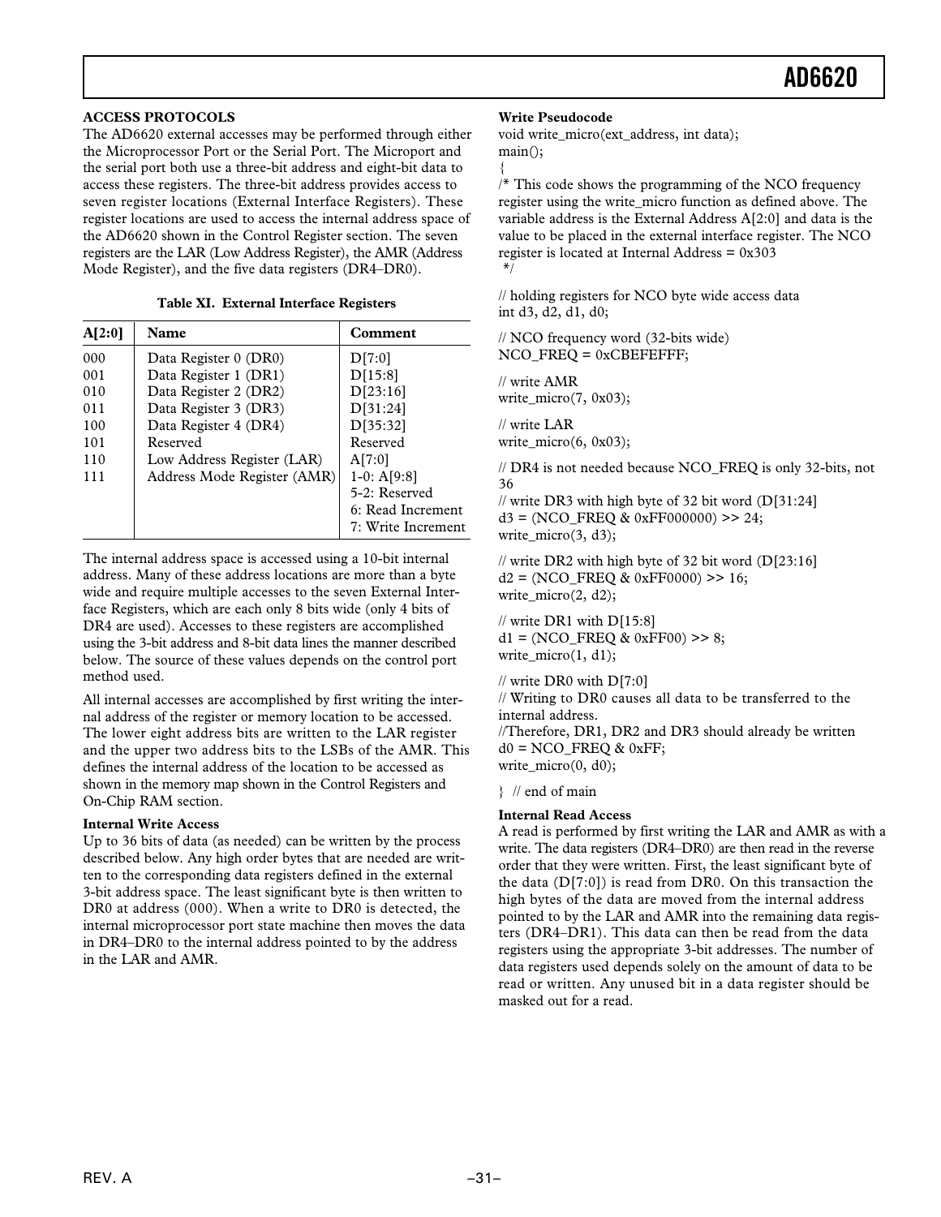### ACCESS PROTOCOLS

The AD6620 external accesses may be performed through either the Microprocessor Port or the Serial Port. The Microport and the serial port both use a three-bit address and eight-bit data to access these registers. The three-bit address provides access to seven register locations (External Interface Registers). These register locations are used to access the internal address space of the AD6620 shown in the Control Register section. The seven registers are the LAR (Low Address Register), the AMR (Address Mode Register), and the five data registers (DR4–DR0).

**Table XI. External Interface Registers**

| A[2:0] | Name | Comment |
|---|---|---|
| 000 | Data Register 0 (DR0) | D[7:0] |
| 001 | Data Register 1 (DR1) | D[15:8] |
| 010 | Data Register 2 (DR2) | D[23:16] |
| 011 | Data Register 3 (DR3) | D[31:24] |
| 100 | Data Register 4 (DR4) | D[35:32] |
| 101 | Reserved | Reserved |
| 110 | Low Address Register (LAR) | A[7:0] |
| 111 | Address Mode Register (AMR) | 1-0: A[9:8]<br>5-2: Reserved<br>6: Read Increment<br>7: Write Increment |

The internal address space is accessed using a 10-bit internal address. Many of these address locations are more than a byte wide and require multiple accesses to the seven External Interface Registers, which are each only 8 bits wide (only 4 bits of DR4 are used). Accesses to these registers are accomplished using the 3-bit address and 8-bit data lines the manner described below. The source of these values depends on the control port method used.

All internal accesses are accomplished by first writing the internal address of the register or memory location to be accessed. The lower eight address bits are written to the LAR register and the upper two address bits to the LSBs of the AMR. This defines the internal address of the location to be accessed as shown in the memory map shown in the Control Registers and On-Chip RAM section.

**Internal Write Access**

Up to 36 bits of data (as needed) can be written by the process described below. Any high order bytes that are needed are written to the corresponding data registers defined in the external 3-bit address space. The least significant byte is then written to DR0 at address (000). When a write to DR0 is detected, the internal microprocessor port state machine then moves the data in DR4–DR0 to the internal address pointed to by the address in the LAR and AMR.

**Write Pseudocode**

```
void write_micro(ext_address, int data);
main();
{
/* This code shows the programming of the NCO frequency
register using the write_micro function as defined above. The
variable address is the External Address A[2:0] and data is the
value to be placed in the external interface register. The NCO
register is located at Internal Address = 0x303
 */

// holding registers for NCO byte wide access data
int d3, d2, d1, d0;

// NCO frequency word (32-bits wide)
NCO_FREQ = 0xCBEFEFFF;

// write AMR
write_micro(7, 0x03);

// write LAR
write_micro(6, 0x03);

// DR4 is not needed because NCO_FREQ is only 32-bits, not
36
// write DR3 with high byte of 32 bit word (D[31:24]
d3 = (NCO_FREQ & 0xFF000000) >> 24;
write_micro(3, d3);

// write DR2 with high byte of 32 bit word (D[23:16]
d2 = (NCO_FREQ & 0xFF0000) >> 16;
write_micro(2, d2);

// write DR1 with D[15:8]
d1 = (NCO_FREQ & 0xFF00) >> 8;
write_micro(1, d1);

// write DR0 with D[7:0]
// Writing to DR0 causes all data to be transferred to the
internal address.
//Therefore, DR1, DR2 and DR3 should already be written
d0 = NCO_FREQ & 0xFF;
write_micro(0, d0);

} // end of main
```

**Internal Read Access**

A read is performed by first writing the LAR and AMR as with a write. The data registers (DR4–DR0) are then read in the reverse order that they were written. First, the least significant byte of the data (D[7:0]) is read from DR0. On this transaction the high bytes of the data are moved from the internal address pointed to by the LAR and AMR into the remaining data registers (DR4–DR1). This data can then be read from the data registers using the appropriate 3-bit addresses. The number of data registers used depends solely on the amount of data to be read or written. Any unused bit in a data register should be masked out for a read.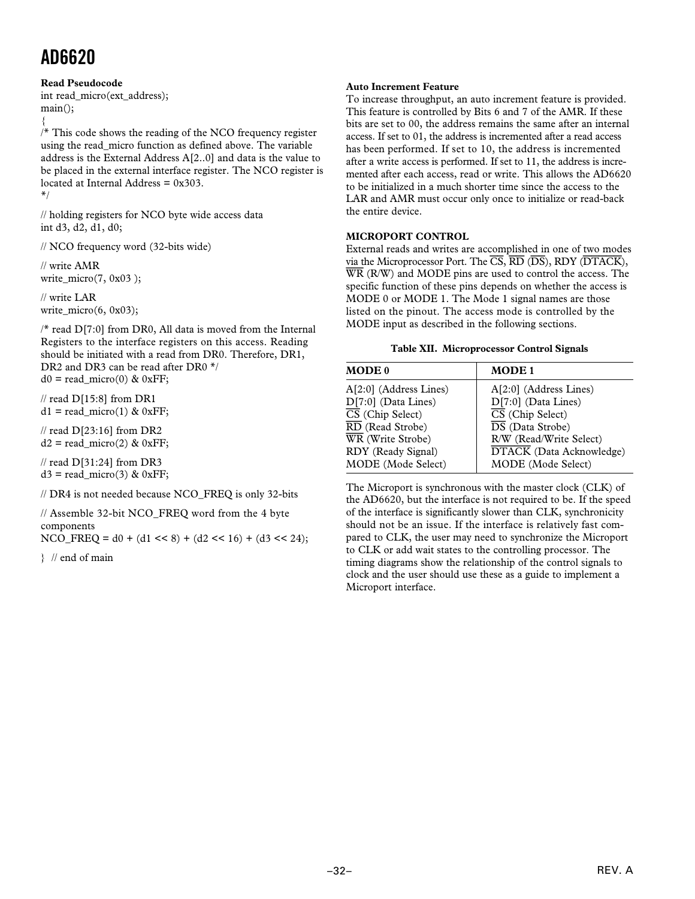**Read Pseudocode**

```
int read_micro(ext_address);
main();
{
/* This code shows the reading of the NCO frequency register
using the read_micro function as defined above. The variable
address is the External Address A[2..0] and data is the value to
be placed in the external interface register. The NCO register is
located at Internal Address = 0x303.
*/

// holding registers for NCO byte wide access data
int d3, d2, d1, d0;

// NCO frequency word (32-bits wide)

// write AMR
write_micro(7, 0x03 );

// write LAR
write_micro(6, 0x03);

/* read D[7:0] from DR0, All data is moved from the Internal
Registers to the interface registers on this access. Reading
should be initiated with a read from DR0. Therefore, DR1,
DR2 and DR3 can be read after DR0 */
d0 = read_micro(0) & 0xFF;

// read D[15:8] from DR1
d1 = read_micro(1) & 0xFF;

// read D[23:16] from DR2
d2 = read_micro(2) & 0xFF;

// read D[31:24] from DR3
d3 = read_micro(3) & 0xFF;

// DR4 is not needed because NCO_FREQ is only 32-bits

// Assemble 32-bit NCO_FREQ word from the 4 byte
components
NCO_FREQ = d0 + (d1 << 8) + (d2 << 16) + (d3 << 24);

}  // end of main
```

**Auto Increment Feature**

To increase throughput, an auto increment feature is provided. This feature is controlled by Bits 6 and 7 of the AMR. If these bits are set to 00, the address remains the same after an internal access. If set to 01, the address is incremented after a read access has been performed. If set to 10, the address is incremented after a write access is performed. If set to 11, the address is incremented after each access, read or write. This allows the AD6620 to be initialized in a much shorter time since the access to the LAR and AMR must occur only once to initialize or read-back the entire device.

## MICROPORT CONTROL

External reads and writes are accomplished in one of two modes via the Microprocessor Port. The $\overline{CS}$, $\overline{RD}$ ($\overline{DS}$), RDY ($\overline{DTACK}$), $\overline{WR}$ (R/W) and MODE pins are used to control the access. The specific function of these pins depends on whether the access is MODE 0 or MODE 1. The Mode 1 signal names are those listed on the pinout. The access mode is controlled by the MODE input as described in the following sections.

**Table XII. Microprocessor Control Signals**

| MODE 0 | MODE 1 |
|---|---|
| A[2:0] (Address Lines) | A[2:0] (Address Lines) |
| D[7:0] (Data Lines) | D[7:0] (Data Lines) |
| $\overline{CS}$ (Chip Select) | $\overline{CS}$ (Chip Select) |
| $\overline{RD}$ (Read Strobe) | $\overline{DS}$ (Data Strobe) |
| $\overline{WR}$ (Write Strobe) | R/$\overline{W}$ (Read/Write Select) |
| RDY (Ready Signal) | $\overline{DTACK}$ (Data Acknowledge) |
| MODE (Mode Select) | MODE (Mode Select) |

The Microport is synchronous with the master clock (CLK) of the AD6620, but the interface is not required to be. If the speed of the interface is significantly slower than CLK, synchronicity should not be an issue. If the interface is relatively fast compared to CLK, the user may need to synchronize the Microport to CLK or add wait states to the controlling processor. The timing diagrams show the relationship of the control signals to clock and the user should use these as a guide to implement a Microport interface.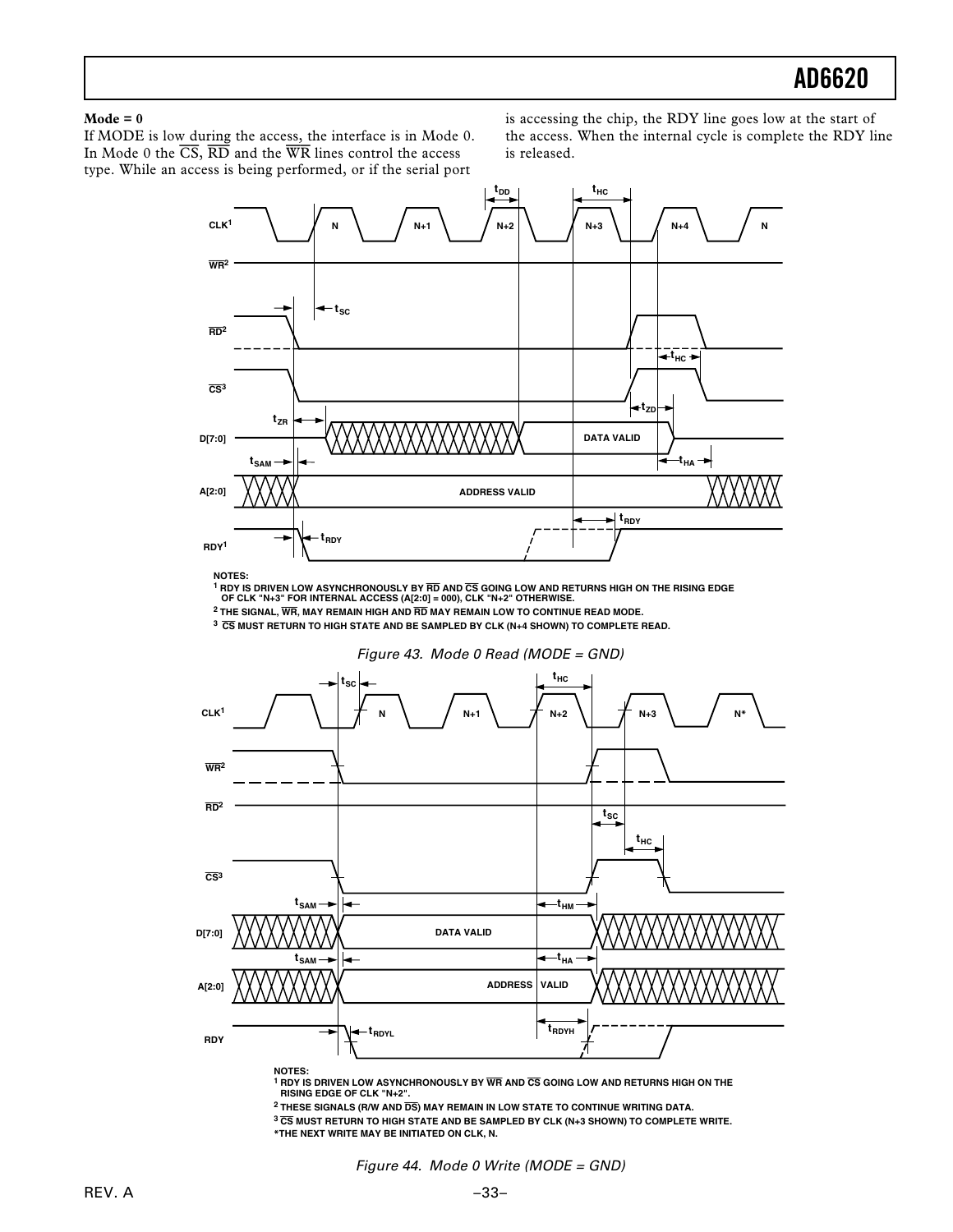**Mode = 0**

If MODE is low during the access, the interface is in Mode 0. In Mode 0 the $\overline{CS}$, $\overline{RD}$ and the $\overline{WR}$ lines control the access type. While an access is being performed, or if the serial port is accessing the chip, the RDY line goes low at the start of the access. When the internal cycle is complete the RDY line is released.

NOTES:
1 RDY IS DRIVEN LOW ASYNCHRONOUSLY BY $\overline{RD}$ AND $\overline{CS}$ GOING LOW AND RETURNS HIGH ON THE RISING EDGE OF CLK "N+3" FOR INTERNAL ACCESS (A[2:0] = 000), CLK "N+2" OTHERWISE.
2 THE SIGNAL, $\overline{WR}$, MAY REMAIN HIGH AND $\overline{RD}$ MAY REMAIN LOW TO CONTINUE READ MODE.
3 $\overline{CS}$ MUST RETURN TO HIGH STATE AND BE SAMPLED BY CLK (N+4 SHOWN) TO COMPLETE READ.

*Figure 43. Mode 0 Read (MODE = GND)*

NOTES:
1 RDY IS DRIVEN LOW ASYNCHRONOUSLY BY $\overline{WR}$ AND $\overline{CS}$ GOING LOW AND RETURNS HIGH ON THE RISING EDGE OF CLK "N+2".
2 THESE SIGNALS (R/W AND $\overline{DS}$) MAY REMAIN IN LOW STATE TO CONTINUE WRITING DATA.
3 $\overline{CS}$ MUST RETURN TO HIGH STATE AND BE SAMPLED BY CLK (N+3 SHOWN) TO COMPLETE WRITE.
*THE NEXT WRITE MAY BE INITIATED ON CLK, N.

*Figure 44. Mode 0 Write (MODE = GND)*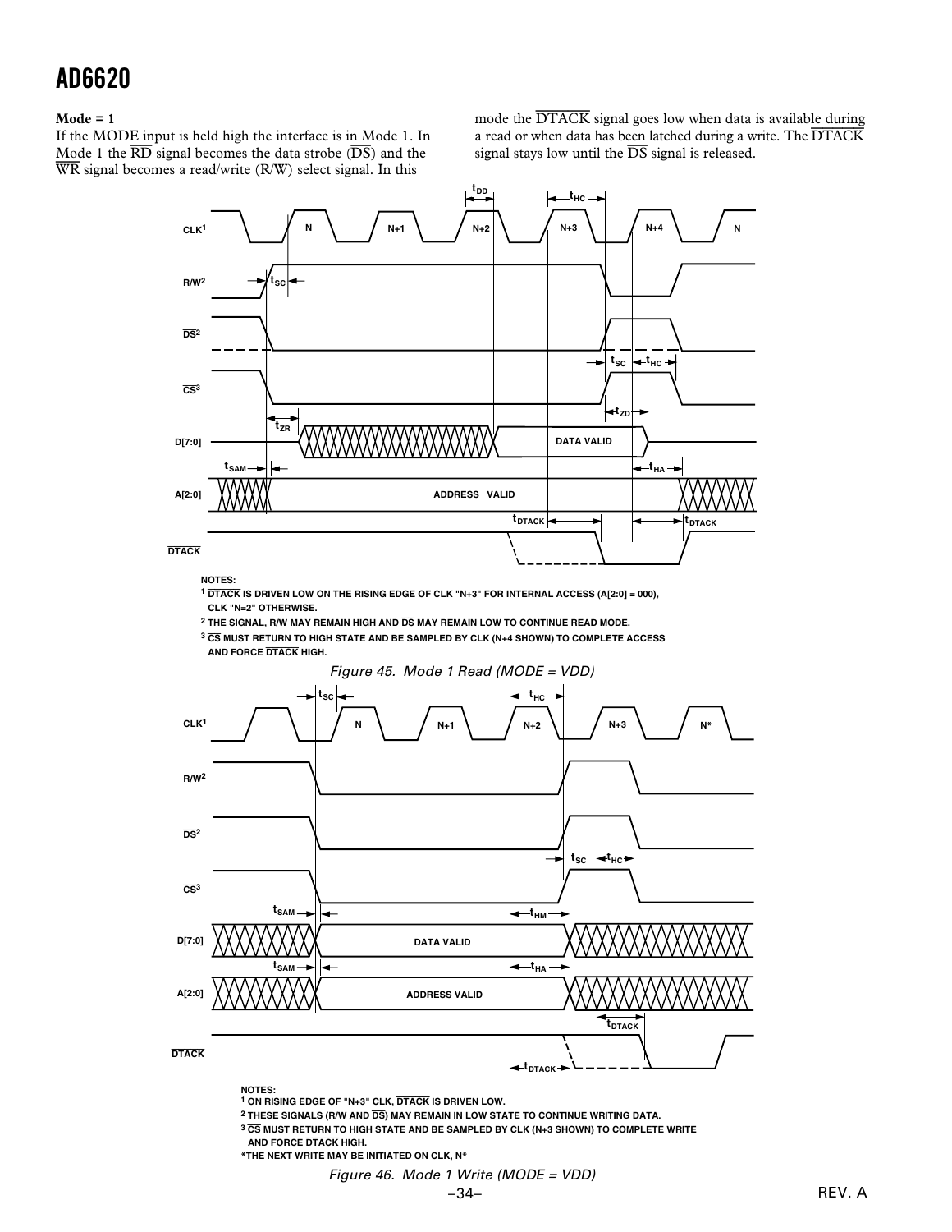**Mode = 1**

If the MODE input is held high the interface is in Mode 1. In Mode 1 the $\overline{RD}$ signal becomes the data strobe ($\overline{DS}$) and the $\overline{WR}$ signal becomes a read/write (R/W) select signal. In this mode the $\overline{DTACK}$ signal goes low when data is available during a read or when data has been latched during a write. The $\overline{DTACK}$ signal stays low until the $\overline{DS}$ signal is released.

NOTES:
1 $\overline{DTACK}$ IS DRIVEN LOW ON THE RISING EDGE OF CLK "N+3" FOR INTERNAL ACCESS (A[2:0] = 000), CLK "N=2" OTHERWISE.
2 THE SIGNAL, R/W MAY REMAIN HIGH AND $\overline{DS}$ MAY REMAIN LOW TO CONTINUE READ MODE.
3 $\overline{CS}$ MUST RETURN TO HIGH STATE AND BE SAMPLED BY CLK (N+4 SHOWN) TO COMPLETE ACCESS AND FORCE $\overline{DTACK}$ HIGH.

*Figure 45. Mode 1 Read (MODE = VDD)*

NOTES:
1 ON RISING EDGE OF "N+3" CLK, $\overline{DTACK}$ IS DRIVEN LOW.
2 THESE SIGNALS (R/W AND $\overline{DS}$) MAY REMAIN IN LOW STATE TO CONTINUE WRITING DATA.
3 $\overline{CS}$ MUST RETURN TO HIGH STATE AND BE SAMPLED BY CLK (N+3 SHOWN) TO COMPLETE WRITE AND FORCE $\overline{DTACK}$ HIGH.
*THE NEXT WRITE MAY BE INITIATED ON CLK, N*

*Figure 46. Mode 1 Write (MODE = VDD)*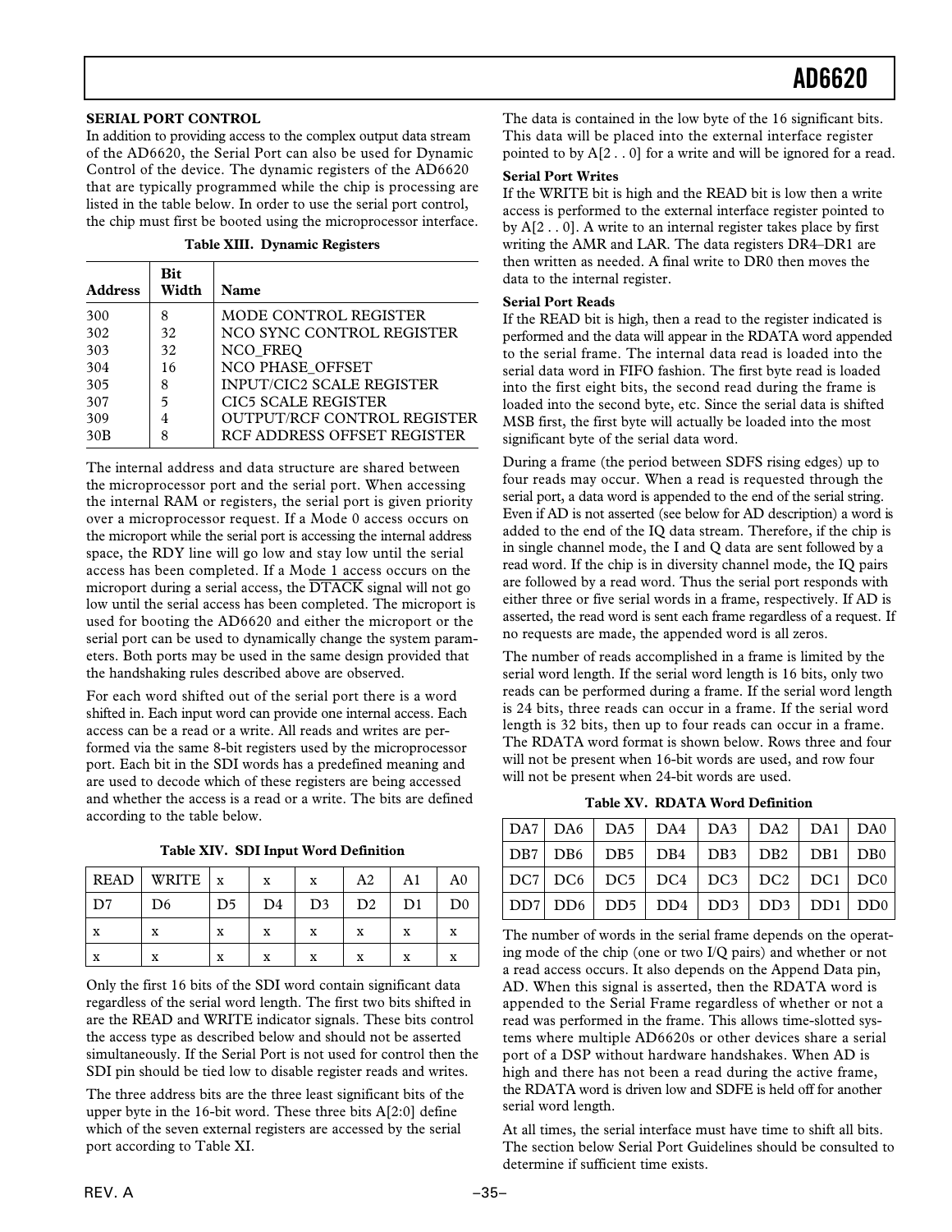## SERIAL PORT CONTROL

In addition to providing access to the complex output data stream of the AD6620, the Serial Port can also be used for Dynamic Control of the device. The dynamic registers of the AD6620 that are typically programmed while the chip is processing are listed in the table below. In order to use the serial port control, the chip must first be booted using the microprocessor interface.

**Table XIII. Dynamic Registers**

| Address | Bit Width | Name |
|---|---|---|
| 300 | 8 | MODE CONTROL REGISTER |
| 302 | 32 | NCO SYNC CONTROL REGISTER |
| 303 | 32 | NCO_FREQ |
| 304 | 16 | NCO PHASE_OFFSET |
| 305 | 8 | INPUT/CIC2 SCALE REGISTER |
| 307 | 5 | CIC5 SCALE REGISTER |
| 309 | 4 | OUTPUT/RCF CONTROL REGISTER |
| 30B | 8 | RCF ADDRESS OFFSET REGISTER |

The internal address and data structure are shared between the microprocessor port and the serial port. When accessing the internal RAM or registers, the serial port is given priority over a microprocessor request. If a Mode 0 access occurs on the microport while the serial port is accessing the internal address space, the RDY line will go low and stay low until the serial access has been completed. If a Mode 1 access occurs on the microport during a serial access, the $\overline{\text{DTACK}}$ signal will not go low until the serial access has been completed. The microport is used for booting the AD6620 and either the microport or the serial port can be used to dynamically change the system parameters. Both ports may be used in the same design provided that the handshaking rules described above are observed.

For each word shifted out of the serial port there is a word shifted in. Each input word can provide one internal access. Each access can be a read or a write. All reads and writes are performed via the same 8-bit registers used by the microprocessor port. Each bit in the SDI words has a predefined meaning and are used to decode which of these registers are being accessed and whether the access is a read or a write. The bits are defined according to the table below.

**Table XIV. SDI Input Word Definition**

| READ | WRITE | x | x | x | A2 | A1 | A0 |
|---|---|---|---|---|---|---|---|
| D7 | D6 | D5 | D4 | D3 | D2 | D1 | D0 |
| x | x | x | x | x | x | x | x |
| x | x | x | x | x | x | x | x |

Only the first 16 bits of the SDI word contain significant data regardless of the serial word length. The first two bits shifted in are the READ and WRITE indicator signals. These bits control the access type as described below and should not be asserted simultaneously. If the Serial Port is not used for control then the SDI pin should be tied low to disable register reads and writes.

The three address bits are the three least significant bits of the upper byte in the 16-bit word. These three bits A[2:0] define which of the seven external registers are accessed by the serial port according to Table XI.

The data is contained in the low byte of the 16 significant bits. This data will be placed into the external interface register pointed to by A[2 . . 0] for a write and will be ignored for a read.

**Serial Port Writes**

If the WRITE bit is high and the READ bit is low then a write access is performed to the external interface register pointed to by A[2 . . 0]. A write to an internal register takes place by first writing the AMR and LAR. The data registers DR4–DR1 are then written as needed. A final write to DR0 then moves the data to the internal register.

**Serial Port Reads**

If the READ bit is high, then a read to the register indicated is performed and the data will appear in the RDATA word appended to the serial frame. The internal data read is loaded into the serial data word in FIFO fashion. The first byte read is loaded into the first eight bits, the second read during the frame is loaded into the second byte, etc. Since the serial data is shifted MSB first, the first byte will actually be loaded into the most significant byte of the serial data word.

During a frame (the period between SDFS rising edges) up to four reads may occur. When a read is requested through the serial port, a data word is appended to the end of the serial string. Even if AD is not asserted (see below for AD description) a word is added to the end of the IQ data stream. Therefore, if the chip is in single channel mode, the I and Q data are sent followed by a read word. If the chip is in diversity channel mode, the IQ pairs are followed by a read word. Thus the serial port responds with either three or five serial words in a frame, respectively. If AD is asserted, the read word is sent each frame regardless of a request. If no requests are made, the appended word is all zeros.

The number of reads accomplished in a frame is limited by the serial word length. If the serial word length is 16 bits, only two reads can be performed during a frame. If the serial word length is 24 bits, three reads can occur in a frame. If the serial word length is 32 bits, then up to four reads can occur in a frame. The RDATA word format is shown below. Rows three and four will not be present when 16-bit words are used, and row four will not be present when 24-bit words are used.

**Table XV. RDATA Word Definition**

| DA7 | DA6 | DA5 | DA4 | DA3 | DA2 | DA1 | DA0 |
|---|---|---|---|---|---|---|---|
| DB7 | DB6 | DB5 | DB4 | DB3 | DB2 | DB1 | DB0 |
| DC7 | DC6 | DC5 | DC4 | DC3 | DC2 | DC1 | DC0 |
| DD7 | DD6 | DD5 | DD4 | DD3 | DD3 | DD1 | DD0 |

The number of words in the serial frame depends on the operating mode of the chip (one or two I/Q pairs) and whether or not a read access occurs. It also depends on the Append Data pin, AD. When this signal is asserted, then the RDATA word is appended to the Serial Frame regardless of whether or not a read was performed in the frame. This allows time-slotted systems where multiple AD6620s or other devices share a serial port of a DSP without hardware handshakes. When AD is high and there has not been a read during the active frame, the RDATA word is driven low and SDFE is held off for another serial word length.

At all times, the serial interface must have time to shift all bits. The section below Serial Port Guidelines should be consulted to determine if sufficient time exists.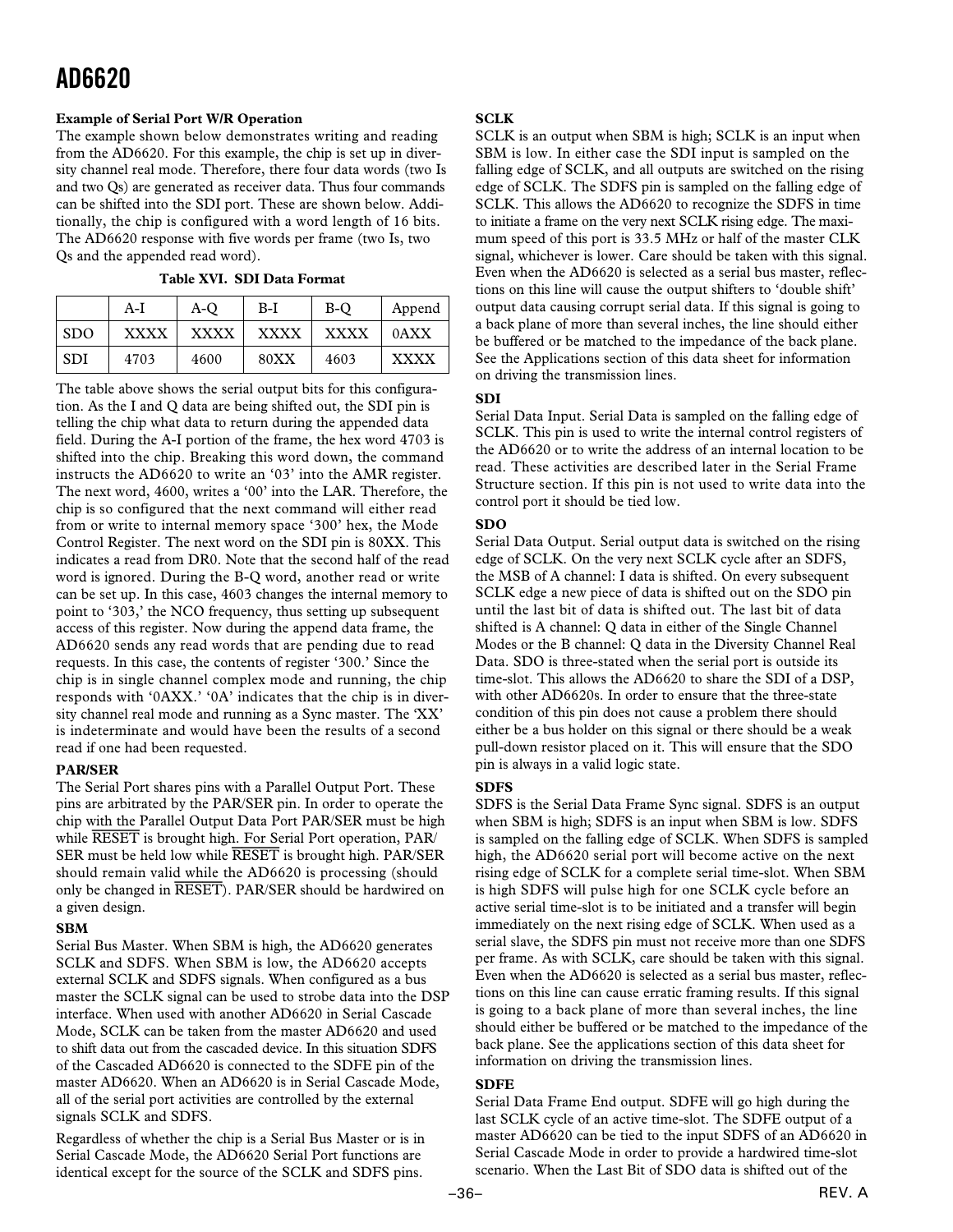### Example of Serial Port W/R Operation

The example shown below demonstrates writing and reading from the AD6620. For this example, the chip is set up in diversity channel real mode. Therefore, there four data words (two Is and two Qs) are generated as receiver data. Thus four commands can be shifted into the SDI port. These are shown below. Additionally, the chip is configured with a word length of 16 bits. The AD6620 response with five words per frame (two Is, two Qs and the appended read word).

**Table XVI. SDI Data Format**

| | A-I | A-Q | B-I | B-Q | Append |
|---|---|---|---|---|---|
| SDO | XXXX | XXXX | XXXX | XXXX | 0AXX |
| SDI | 4703 | 4600 | 80XX | 4603 | XXXX |

The table above shows the serial output bits for this configuration. As the I and Q data are being shifted out, the SDI pin is telling the chip what data to return during the appended data field. During the A-I portion of the frame, the hex word 4703 is shifted into the chip. Breaking this word down, the command instructs the AD6620 to write an '03' into the AMR register. The next word, 4600, writes a '00' into the LAR. Therefore, the chip is so configured that the next command will either read from or write to internal memory space '300' hex, the Mode Control Register. The next word on the SDI pin is 80XX. This indicates a read from DR0. Note that the second half of the read word is ignored. During the B-Q word, another read or write can be set up. In this case, 4603 changes the internal memory to point to '303,' the NCO frequency, thus setting up subsequent access of this register. Now during the append data frame, the AD6620 sends any read words that are pending due to read requests. In this case, the contents of register '300.' Since the chip is in single channel complex mode and running, the chip responds with '0AXX.' '0A' indicates that the chip is in diversity channel real mode and running as a Sync master. The 'XX' is indeterminate and would have been the results of a second read if one had been requested.

### PAR/SER

The Serial Port shares pins with a Parallel Output Port. These pins are arbitrated by the PAR/SER pin. In order to operate the chip with the Parallel Output Data Port PAR/SER must be high while RESET is brought high. For Serial Port operation, PAR/SER must be held low while RESET is brought high. PAR/SER should remain valid while the AD6620 is processing (should only be changed in RESET). PAR/SER should be hardwired on a given design.

### SBM

Serial Bus Master. When SBM is high, the AD6620 generates SCLK and SDFS. When SBM is low, the AD6620 accepts external SCLK and SDFS signals. When configured as a bus master the SCLK signal can be used to strobe data into the DSP interface. When used with another AD6620 in Serial Cascade Mode, SCLK can be taken from the master AD6620 and used to shift data out from the cascaded device. In this situation SDFS of the Cascaded AD6620 is connected to the SDFE pin of the master AD6620. When an AD6620 is in Serial Cascade Mode, all of the serial port activities are controlled by the external signals SCLK and SDFS.

Regardless of whether the chip is a Serial Bus Master or is in Serial Cascade Mode, the AD6620 Serial Port functions are identical except for the source of the SCLK and SDFS pins.

### SCLK

SCLK is an output when SBM is high; SCLK is an input when SBM is low. In either case the SDI input is sampled on the falling edge of SCLK, and all outputs are switched on the rising edge of SCLK. The SDFS pin is sampled on the falling edge of SCLK. This allows the AD6620 to recognize the SDFS in time to initiate a frame on the very next SCLK rising edge. The maximum speed of this port is 33.5 MHz or half of the master CLK signal, whichever is lower. Care should be taken with this signal. Even when the AD6620 is selected as a serial bus master, reflections on this line will cause the output shifters to 'double shift' output data causing corrupt serial data. If this signal is going to a back plane of more than several inches, the line should either be buffered or be matched to the impedance of the back plane. See the Applications section of this data sheet for information on driving the transmission lines.

### SDI

Serial Data Input. Serial Data is sampled on the falling edge of SCLK. This pin is used to write the internal control registers of the AD6620 or to write the address of an internal location to be read. These activities are described later in the Serial Frame Structure section. If this pin is not used to write data into the control port it should be tied low.

### SDO

Serial Data Output. Serial output data is switched on the rising edge of SCLK. On the very next SCLK cycle after an SDFS, the MSB of A channel: I data is shifted. On every subsequent SCLK edge a new piece of data is shifted out on the SDO pin until the last bit of data is shifted out. The last bit of data shifted is A channel: Q data in either of the Single Channel Modes or the B channel: Q data in the Diversity Channel Real Data. SDO is three-stated when the serial port is outside its time-slot. This allows the AD6620 to share the SDI of a DSP, with other AD6620s. In order to ensure that the three-state condition of this pin does not cause a problem there should either be a bus holder on this signal or there should be a weak pull-down resistor placed on it. This will ensure that the SDO pin is always in a valid logic state.

### SDFS

SDFS is the Serial Data Frame Sync signal. SDFS is an output when SBM is high; SDFS is an input when SBM is low. SDFS is sampled on the falling edge of SCLK. When SDFS is sampled high, the AD6620 serial port will become active on the next rising edge of SCLK for a complete serial time-slot. When SBM is high SDFS will pulse high for one SCLK cycle before an active serial time-slot is to be initiated and a transfer will begin immediately on the next rising edge of SCLK. When used as a serial slave, the SDFS pin must not receive more than one SDFS per frame. As with SCLK, care should be taken with this signal. Even when the AD6620 is selected as a serial bus master, reflections on this line can cause erratic framing results. If this signal is going to a back plane of more than several inches, the line should either be buffered or be matched to the impedance of the back plane. See the applications section of this data sheet for information on driving the transmission lines.

### SDFE

Serial Data Frame End output. SDFE will go high during the last SCLK cycle of an active time-slot. The SDFE output of a master AD6620 can be tied to the input SDFS of an AD6620 in Serial Cascade Mode in order to provide a hardwired time-slot scenario. When the Last Bit of SDO data is shifted out of the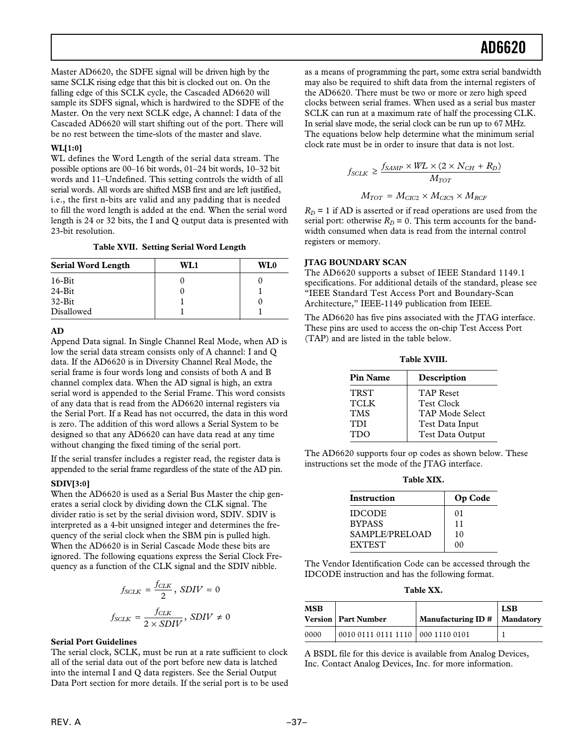Master AD6620, the SDFE signal will be driven high by the same SCLK rising edge that this bit is clocked out on. On the falling edge of this SCLK cycle, the Cascaded AD6620 will sample its SDFS signal, which is hardwired to the SDFE of the Master. On the very next SCLK edge, A channel: I data of the Cascaded AD6620 will start shifting out of the port. There will be no rest between the time-slots of the master and slave.

**WL[1:0]**

WL defines the Word Length of the serial data stream. The possible options are 00–16 bit words, 01–24 bit words, 10–32 bit words and 11–Undefined. This setting controls the width of all serial words. All words are shifted MSB first and are left justified, i.e., the first n-bits are valid and any padding that is needed to fill the word length is added at the end. When the serial word length is 24 or 32 bits, the I and Q output data is presented with 23-bit resolution.

**Table XVII. Setting Serial Word Length**

| Serial Word Length | WL1 | WL0 |
|---|---|---|
| 16-Bit | 0 | 0 |
| 24-Bit | 0 | 1 |
| 32-Bit | 1 | 0 |
| Disallowed | 1 | 1 |

**AD**

Append Data signal. In Single Channel Real Mode, when AD is low the serial data stream consists only of A channel: I and Q data. If the AD6620 is in Diversity Channel Real Mode, the serial frame is four words long and consists of both A and B channel complex data. When the AD signal is high, an extra serial word is appended to the Serial Frame. This word consists of any data that is read from the AD6620 internal registers via the Serial Port. If a Read has not occurred, the data in this word is zero. The addition of this word allows a Serial System to be designed so that any AD6620 can have data read at any time without changing the fixed timing of the serial port.

If the serial transfer includes a register read, the register data is appended to the serial frame regardless of the state of the AD pin.

**SDIV[3:0]**

When the AD6620 is used as a Serial Bus Master the chip generates a serial clock by dividing down the CLK signal. The divider ratio is set by the serial division word, SDIV. SDIV is interpreted as a 4-bit unsigned integer and determines the frequency of the serial clock when the SBM pin is pulled high. When the AD6620 is in Serial Cascade Mode these bits are ignored. The following equations express the Serial Clock Frequency as a function of the CLK signal and the SDIV nibble.

$$f_{SCLK} = \frac{f_{CLK}}{2},\ SDIV = 0$$

$$f_{SCLK} = \frac{f_{CLK}}{2 \times SDIV},\ SDIV \neq 0$$

**Serial Port Guidelines**

The serial clock, SCLK, must be run at a rate sufficient to clock all of the serial data out of the port before new data is latched into the internal I and Q data registers. See the Serial Output Data Port section for more details. If the serial port is to be used as a means of programming the part, some extra serial bandwidth may also be required to shift data from the internal registers of the AD6620. There must be two or more or zero high speed clocks between serial frames. When used as a serial bus master SCLK can run at a maximum rate of half the processing CLK. In serial slave mode, the serial clock can be run up to 67 MHz. The equations below help determine what the minimum serial clock rate must be in order to insure that data is not lost.

$$f_{SCLK} \geq \frac{f_{SAMP} \times WL \times (2 \times N_{CH} + R_D)}{M_{TOT}}$$

$$M_{TOT} = M_{CIC2} \times M_{CIC5} \times M_{RCF}$$

$R_D = 1$ if AD is asserted or if read operations are used from the serial port: otherwise $R_D = 0$. This term accounts for the bandwidth consumed when data is read from the internal control registers or memory.

**JTAG BOUNDARY SCAN**

The AD6620 supports a subset of IEEE Standard 1149.1 specifications. For additional details of the standard, please see "IEEE Standard Test Access Port and Boundary-Scan Architecture," IEEE-1149 publication from IEEE.

The AD6620 has five pins associated with the JTAG interface. These pins are used to access the on-chip Test Access Port (TAP) and are listed in the table below.

**Table XVIII.**

| Pin Name | Description |
|---|---|
| TRST | TAP Reset |
| TCLK | Test Clock |
| TMS | TAP Mode Select |
| TDI | Test Data Input |
| TDO | Test Data Output |

The AD6620 supports four op codes as shown below. These instructions set the mode of the JTAG interface.

**Table XIX.**

| Instruction | Op Code |
|---|---|
| IDCODE | 01 |
| BYPASS | 11 |
| SAMPLE/PRELOAD | 10 |
| EXTEST | 00 |

The Vendor Identification Code can be accessed through the IDCODE instruction and has the following format.

**Table XX.**

| MSB Version | Part Number | Manufacturing ID # | LSB Mandatory |
|---|---|---|---|
| 0000 | 0010 0111 0111 1110 | 000 1110 0101 | 1 |

A BSDL file for this device is available from Analog Devices, Inc. Contact Analog Devices, Inc. for more information.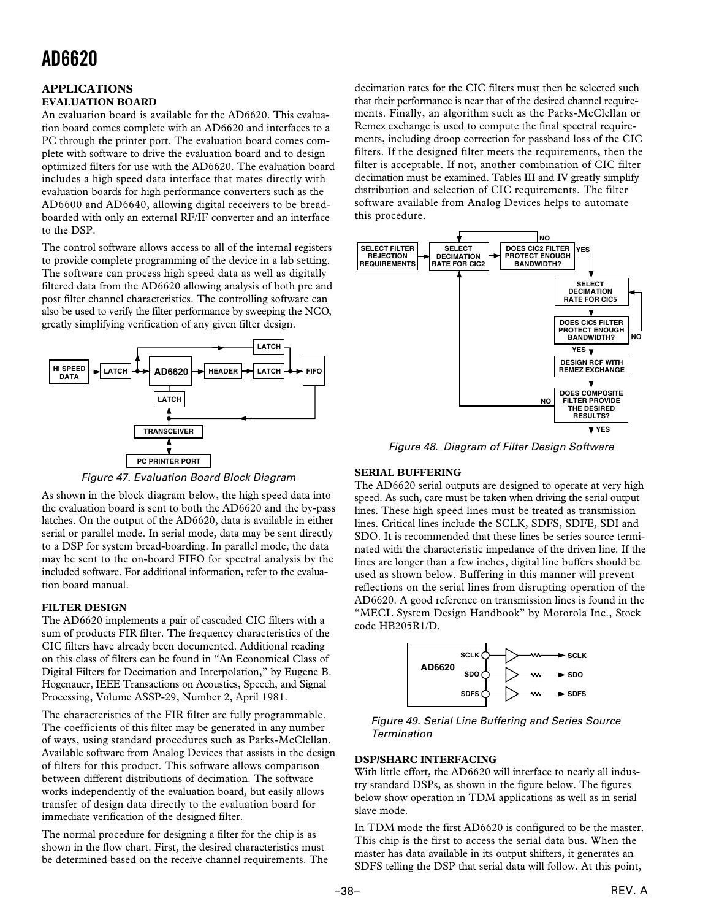## APPLICATIONS

### EVALUATION BOARD

An evaluation board is available for the AD6620. This evaluation board comes complete with an AD6620 and interfaces to a PC through the printer port. The evaluation board comes complete with software to drive the evaluation board and to design optimized filters for use with the AD6620. The evaluation board includes a high speed data interface that mates directly with evaluation boards for high performance converters such as the AD6600 and AD6640, allowing digital receivers to be breadboarded with only an external RF/IF converter and an interface to the DSP.

The control software allows access to all of the internal registers to provide complete programming of the device in a lab setting. The software can process high speed data as well as digitally filtered data from the AD6620 allowing analysis of both pre and post filter channel characteristics. The controlling software can also be used to verify the filter performance by sweeping the NCO, greatly simplifying verification of any given filter design.

*Figure 47. Evaluation Board Block Diagram*

As shown in the block diagram below, the high speed data into the evaluation board is sent to both the AD6620 and the by-pass latches. On the output of the AD6620, data is available in either serial or parallel mode. In serial mode, data may be sent directly to a DSP for system bread-boarding. In parallel mode, the data may be sent to the on-board FIFO for spectral analysis by the included software. For additional information, refer to the evaluation board manual.

### FILTER DESIGN

The AD6620 implements a pair of cascaded CIC filters with a sum of products FIR filter. The frequency characteristics of the CIC filters have already been documented. Additional reading on this class of filters can be found in "An Economical Class of Digital Filters for Decimation and Interpolation," by Eugene B. Hogenauer, IEEE Transactions on Acoustics, Speech, and Signal Processing, Volume ASSP-29, Number 2, April 1981.

The characteristics of the FIR filter are fully programmable. The coefficients of this filter may be generated in any number of ways, using standard procedures such as Parks-McClellan. Available software from Analog Devices that assists in the design of filters for this product. This software allows comparison between different distributions of decimation. The software works independently of the evaluation board, but easily allows transfer of design data directly to the evaluation board for immediate verification of the designed filter.

The normal procedure for designing a filter for the chip is as shown in the flow chart. First, the desired characteristics must be determined based on the receive channel requirements. The decimation rates for the CIC filters must then be selected such that their performance is near that of the desired channel requirements. Finally, an algorithm such as the Parks-McClellan or Remez exchange is used to compute the final spectral requirements, including droop correction for passband loss of the CIC filters. If the designed filter meets the requirements, then the filter is acceptable. If not, another combination of CIC filter decimation must be examined. Tables III and IV greatly simplify distribution and selection of CIC requirements. The filter software available from Analog Devices helps to automate this procedure.

*Figure 48. Diagram of Filter Design Software*

### SERIAL BUFFERING

The AD6620 serial outputs are designed to operate at very high speed. As such, care must be taken when driving the serial output lines. These high speed lines must be treated as transmission lines. Critical lines include the SCLK, SDFS, SDFE, SDI and SDO. It is recommended that these lines be series source terminated with the characteristic impedance of the driven line. If the lines are longer than a few inches, digital line buffers should be used as shown below. Buffering in this manner will prevent reflections on the serial lines from disrupting operation of the AD6620. A good reference on transmission lines is found in the "MECL System Design Handbook" by Motorola Inc., Stock code HB205R1/D.

*Figure 49. Serial Line Buffering and Series Source Termination*

### DSP/SHARC INTERFACING

With little effort, the AD6620 will interface to nearly all industry standard DSPs, as shown in the figure below. The figures below show operation in TDM applications as well as in serial slave mode.

In TDM mode the first AD6620 is configured to be the master. This chip is the first to access the serial data bus. When the master has data available in its output shifters, it generates an SDFS telling the DSP that serial data will follow. At this point,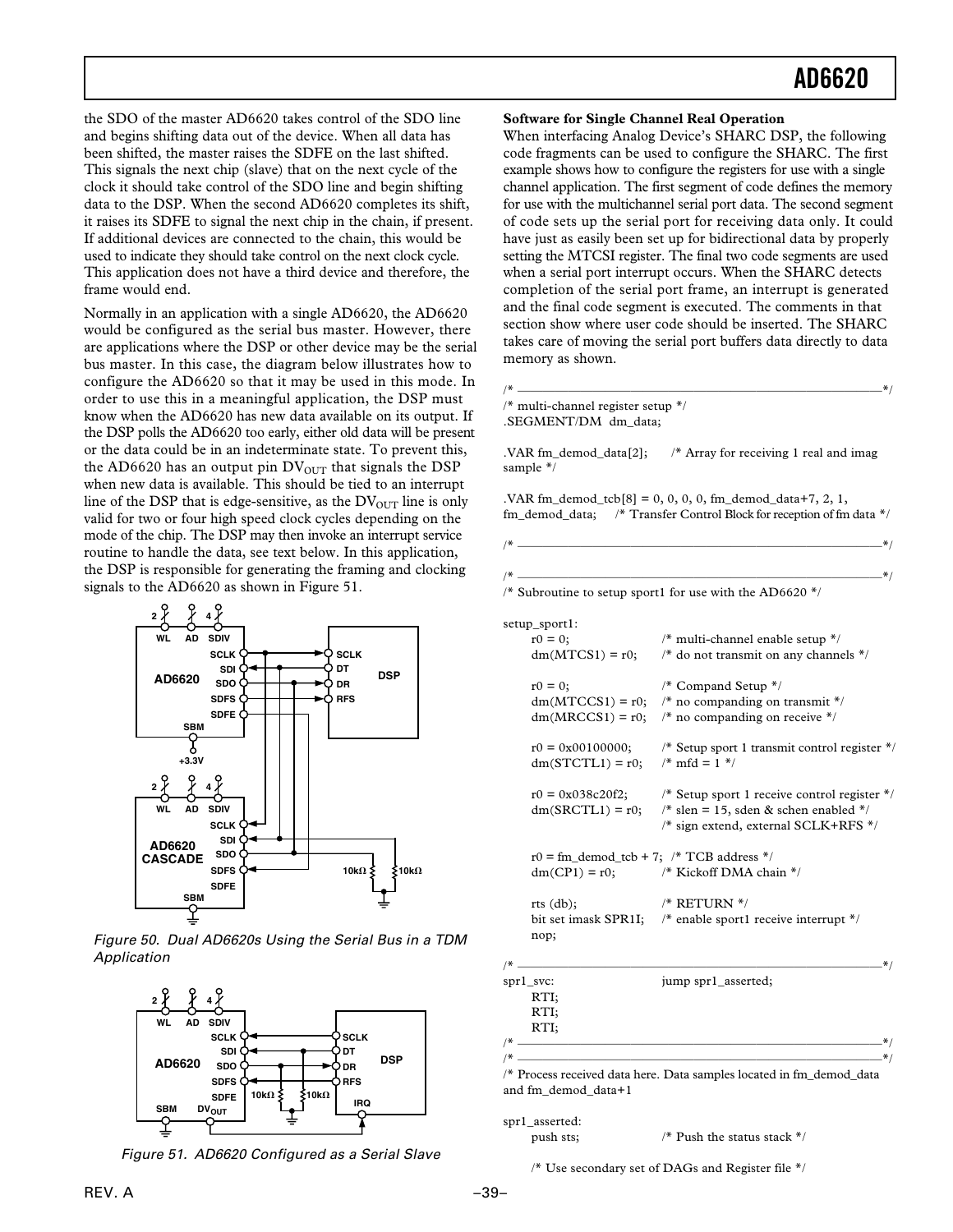the SDO of the master AD6620 takes control of the SDO line and begins shifting data out of the device. When all data has been shifted, the master raises the SDFE on the last shifted. This signals the next chip (slave) that on the next cycle of the clock it should take control of the SDO line and begin shifting data to the DSP. When the second AD6620 completes its shift, it raises its SDFE to signal the next chip in the chain, if present. If additional devices are connected to the chain, this would be used to indicate they should take control on the next clock cycle. This application does not have a third device and therefore, the frame would end.

Normally in an application with a single AD6620, the AD6620 would be configured as the serial bus master. However, there are applications where the DSP or other device may be the serial bus master. In this case, the diagram below illustrates how to configure the AD6620 so that it may be used in this mode. In order to use this in a meaningful application, the DSP must know when the AD6620 has new data available on its output. If the DSP polls the AD6620 too early, either old data will be present or the data could be in an indeterminate state. To prevent this, the AD6620 has an output pin $DV_{OUT}$ that signals the DSP when new data is available. This should be tied to an interrupt line of the DSP that is edge-sensitive, as the $DV_{OUT}$ line is only valid for two or four high speed clock cycles depending on the mode of the chip. The DSP may then invoke an interrupt service routine to handle the data, see text below. In this application, the DSP is responsible for generating the framing and clocking signals to the AD6620 as shown in Figure 51.

*Figure 50. Dual AD6620s Using the Serial Bus in a TDM Application*

*Figure 51. AD6620 Configured as a Serial Slave*

**Software for Single Channel Real Operation**

When interfacing Analog Device's SHARC DSP, the following code fragments can be used to configure the SHARC. The first example shows how to configure the registers for use with a single channel application. The first segment of code defines the memory for use with the multichannel serial port data. The second segment of code sets up the serial port for receiving data only. It could have just as easily been set up for bidirectional data by properly setting the MTCSI register. The final two code segments are used when a serial port interrupt occurs. When the SHARC detects completion of the serial port frame, an interrupt is generated and the final code segment is executed. The comments in that section show where user code should be inserted. The SHARC takes care of moving the serial port buffers data directly to data memory as shown.

```
/* ---------------------------------------------------------------------- */
/* multi-channel register setup */
.SEGMENT/DM  dm_data;

.VAR fm_demod_data[2];      /* Array for receiving 1 real and imag sample */

.VAR fm_demod_tcb[8] = 0, 0, 0, 0, fm_demod_data+7, 2, 1,
fm_demod_data;    /* Transfer Control Block for reception of fm data */

/* ---------------------------------------------------------------------- */

/* ---------------------------------------------------------------------- */
/* Subroutine to setup sport1 for use with the AD6620 */

setup_sport1:
      r0 = 0;                /* multi-channel enable setup */
      dm(MTCS1) = r0;        /* do not transmit on any channels */

      r0 = 0;                /* Compand Setup */
      dm(MTCCS1) = r0;       /* no companding on transmit */
      dm(MRCCS1) = r0;       /* no companding on receive */

      r0 = 0x00100000;       /* Setup sport 1 transmit control register */
      dm(STCTL1) = r0;       /* mfd = 1 */

      r0 = 0x038c20f2;       /* Setup sport 1 receive control register */
      dm(SRCTL1) = r0;       /* slen = 15, sden & schen enabled */
                             /* sign extend, external SCLK+RFS */

      r0 = fm_demod_tcb + 7;  /* TCB address */
      dm(CP1) = r0;          /* Kickoff DMA chain */

      rts (db);              /* RETURN */
      bit set imask SPR1I;   /* enable sport1 receive interrupt */
      nop;

/* ---------------------------------------------------------------------- */
spr1_svc:                    jump spr1_asserted;
      RTI;
      RTI;
      RTI;
/* ---------------------------------------------------------------------- */
/* ---------------------------------------------------------------------- */
/* Process received data here. Data samples located in fm_demod_data
and fm_demod_data+1

spr1_asserted:
      push sts;              /* Push the status stack */

      /* Use secondary set of DAGs and Register file */
```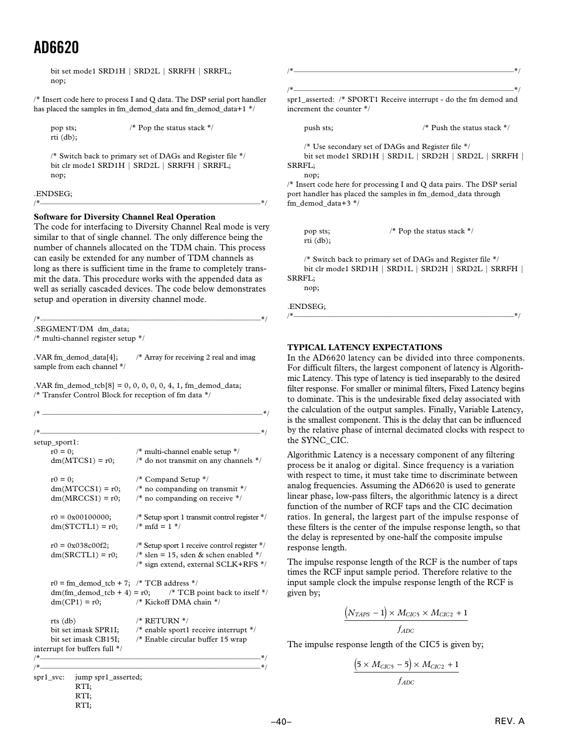```
    bit set mode1 SRD1H | SRD2L | SRRFH | SRRFL;
    nop;

/* Insert code here to process I and Q data. The DSP serial port handler
has placed the samples in fm_demod_data and fm_demod_data+1 */

    pop sts;                /* Pop the status stack */
    rti (db);

    /* Switch back to primary set of DAGs and Register file */
    bit clr mode1 SRD1H | SRD2L | SRRFH | SRRFL;
    nop;

.ENDSEG;
/*————————————————————————————————————————————————————*/
```

**Software for Diversity Channel Real Operation**

The code for interfacing to Diversity Channel Real mode is very similar to that of single channel. The only difference being the number of channels allocated on the TDM chain. This process can easily be extended for any number of TDM channels as long as there is sufficient time in the frame to completely transmit the data. This procedure works with the appended data as well as serially cascaded devices. The code below demonstrates setup and operation in diversity channel mode.

```
/*————————————————————————————————————————————————————*/
.SEGMENT/DM  dm_data;
/* multi-channel register setup */

.VAR fm_demod_data[4];      /* Array for receiving 2 real and imag
sample from each channel */

.VAR fm_demod_tcb[8] = 0, 0, 0, 0, 0, 4, 1, fm_demod_data;
/* Transfer Control Block for reception of fm data */

/* ———————————————————————————————————————————————————*/

/*————————————————————————————————————————————————————*/
setup_sport1:
    r0 = 0;                 /* multi-channel enable setup */
    dm(MTCS1) = r0;         /* do not transmit on any channels */

    r0 = 0;                 /* Compand Setup */
    dm(MTCCS1) = r0;        /* no companding on transmit */
    dm(MRCCS1) = r0;        /* no companding on receive */

    r0 = 0x00100000;        /* Setup sport 1 transmit control register */
    dm(STCTL1) = r0;        /* mfd = 1 */

    r0 = 0x038c00f2;        /* Setup sport 1 receive control register */
    dm(SRCTL1) = r0;        /* slen = 15, sden & schen enabled */
                            /* sign extend, external SCLK+RFS */

    r0 = fm_demod_tcb + 7;  /* TCB address */
    dm(fm_demod_tcb + 4) = r0;      /* TCB point back to itself */
    dm(CP1) = r0;           /* Kickoff DMA chain */

    rts (db)                /* RETURN */
    bit set imask SPR1I;    /* enable sport1 receive interrupt */
    bit set imask CB15I;    /* Enable circular buffer 15 wrap
interrupt for buffers full */
/*————————————————————————————————————————————————————*/
/*————————————————————————————————————————————————————*/
spr1_svc:   jump spr1_asserted;
            RTI;
            RTI;
            RTI;
/*————————————————————————————————————————————————————*/

/*————————————————————————————————————————————————————*/
spr1_asserted:  /* SPORT1 Receive interrupt - do the fm demod and
increment the counter */

    push sts;               /* Push the status stack */

    /* Use secondary set of DAGs and Register file */
    bit set mode1 SRD1H | SRD1L | SRD2H | SRD2L | SRRFH |
SRRFL;
    nop;
/* Insert code here for processing I and Q data pairs. The DSP serial
port handler has placed the samples in fm_demod_data through
fm_demod_data+3 */


    pop sts;                /* Pop the status stack */
    rti (db);

    /* Switch back to primary set of DAGs and Register file */
    bit clr mode1 SRD1H | SRD1L | SRD2H | SRD2L | SRRFH |
SRRFL;
    nop;

.ENDSEG;
/*————————————————————————————————————————————————————*/
```

## TYPICAL LATENCY EXPECTATIONS

In the AD6620 latency can be divided into three components. For difficult filters, the largest component of latency is Algorithmic Latency. This type of latency is tied inseparably to the desired filter response. For smaller or minimal filters, Fixed Latency begins to dominate. This is the undesirable fixed delay associated with the calculation of the output samples. Finally, Variable Latency, is the smallest component. This is the delay that can be influenced by the relative phase of internal decimated clocks with respect to the SYNC_CIC.

Algorithmic Latency is a necessary component of any filtering process be it analog or digital. Since frequency is a variation with respect to time, it must take time to discriminate between analog frequencies. Assuming the AD6620 is used to generate linear phase, low-pass filters, the algorithmic latency is a direct function of the number of RCF taps and the CIC decimation ratios. In general, the largest part of the impulse response of these filters is the center of the impulse response length, so that the delay is represented by one-half the composite impulse response length.

The impulse response length of the RCF is the number of taps times the RCF input sample period. Therefore relative to the input sample clock the impulse response length of the RCF is given by;

$$\frac{\left(N_{TAPS} - 1\right) \times M_{CIC5} \times M_{CIC2} + 1}{f_{ADC}}$$

The impulse response length of the CIC5 is given by;

$$\frac{\left(5 \times M_{CIC5} - 5\right) \times M_{CIC2} + 1}{f_{ADC}}$$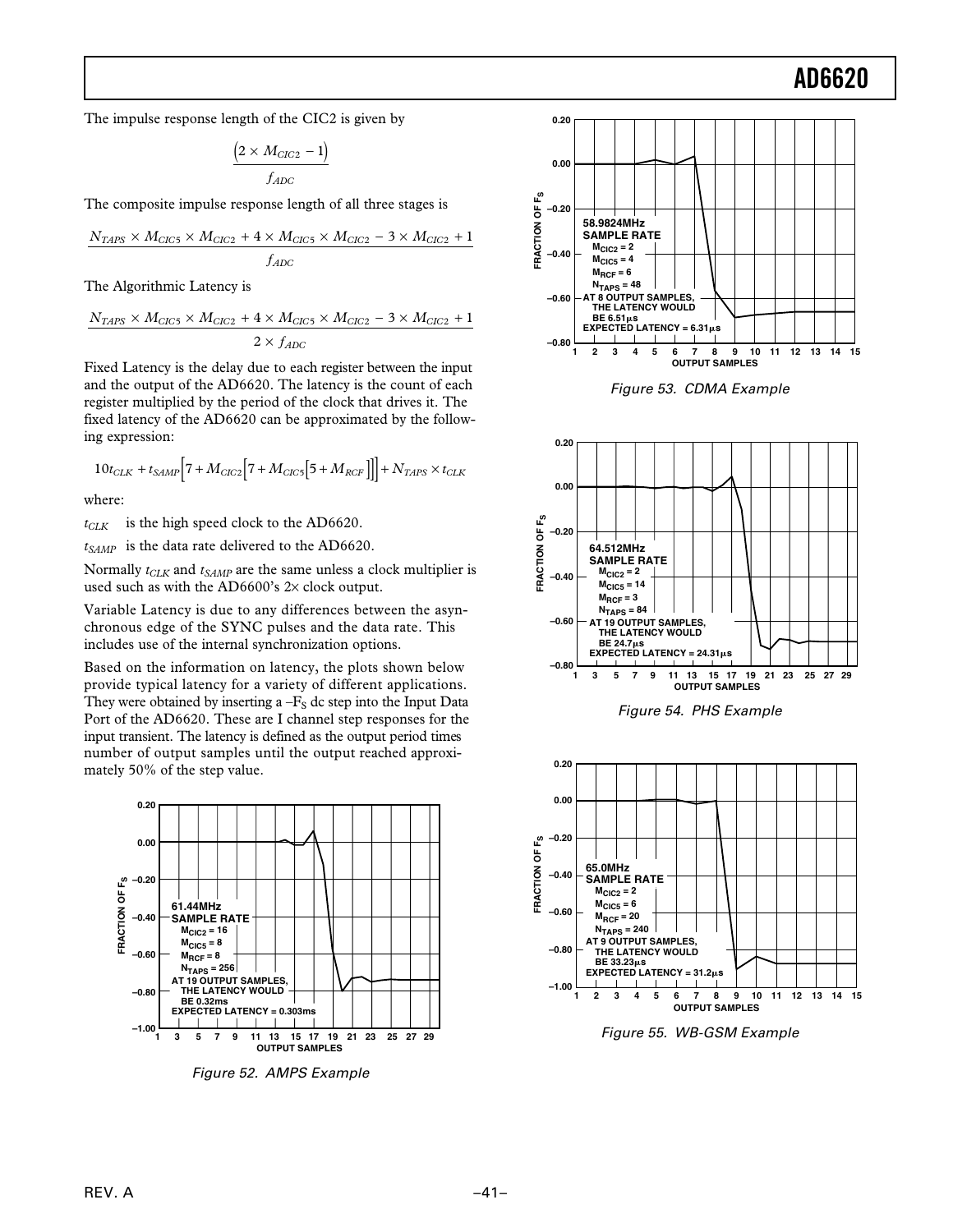The impulse response length of the CIC2 is given by

$$\frac{(2 \times M_{CIC2} - 1)}{f_{ADC}}$$

The composite impulse response length of all three stages is

$$\frac{N_{TAPS} \times M_{CIC5} \times M_{CIC2} + 4 \times M_{CIC5} \times M_{CIC2} - 3 \times M_{CIC2} + 1}{f_{ADC}}$$

The Algorithmic Latency is

$$\frac{N_{TAPS} \times M_{CIC5} \times M_{CIC2} + 4 \times M_{CIC5} \times M_{CIC2} - 3 \times M_{CIC2} + 1}{2 \times f_{ADC}}$$

Fixed Latency is the delay due to each register between the input and the output of the AD6620. The latency is the count of each register multiplied by the period of the clock that drives it. The fixed latency of the AD6620 can be approximated by the following expression:

$$10t_{CLK} + t_{SAMP}\left[7 + M_{CIC2}\left[7 + M_{CIC5}\left[5 + M_{RCF}\right]\right]\right] + N_{TAPS} \times t_{CLK}$$

where:

$t_{CLK}$ is the high speed clock to the AD6620.

$t_{SAMP}$ is the data rate delivered to the AD6620.

Normally $t_{CLK}$ and $t_{SAMP}$ are the same unless a clock multiplier is used such as with the AD6600's 2× clock output.

Variable Latency is due to any differences between the asynchronous edge of the SYNC pulses and the data rate. This includes use of the internal synchronization options.

Based on the information on latency, the plots shown below provide typical latency for a variety of different applications. They were obtained by inserting a $-F_S$ dc step into the Input Data Port of the AD6620. These are I channel step responses for the input transient. The latency is defined as the output period times number of output samples until the output reached approximately 50% of the step value.

Figure 52. AMPS Example

Figure 53. CDMA Example

Figure 54. PHS Example

Figure 55. WB-GSM Example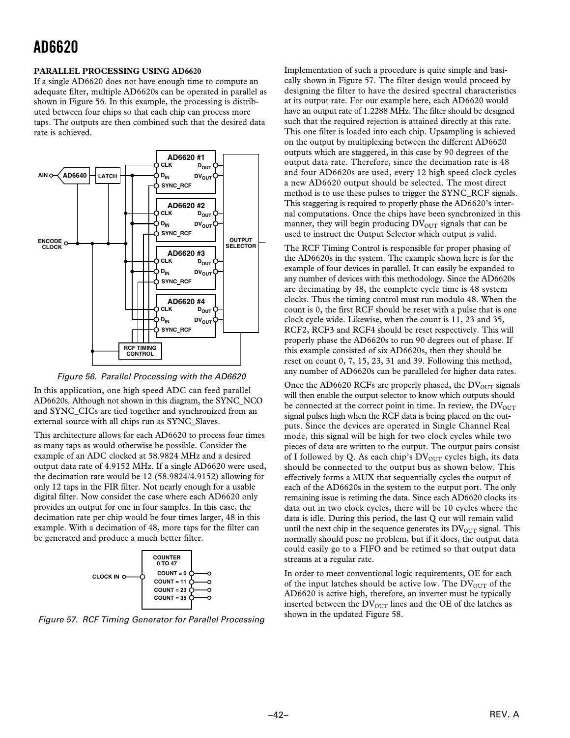## PARALLEL PROCESSING USING AD6620

If a single AD6620 does not have enough time to compute an adequate filter, multiple AD6620s can be operated in parallel as shown in Figure 56. In this example, the processing is distributed between four chips so that each chip can process more taps. The outputs are then combined such that the desired data rate is achieved.

*Figure 56. Parallel Processing with the AD6620*

In this application, one high speed ADC can feed parallel AD6620s. Although not shown in this diagram, the SYNC_NCO and SYNC_CICs are tied together and synchronized from an external source with all chips run as SYNC_Slaves.

This architecture allows for each AD6620 to process four times as many taps as would otherwise be possible. Consider the example of an ADC clocked at 58.9824 MHz and a desired output data rate of 4.9152 MHz. If a single AD6620 were used, the decimation rate would be 12 (58.9824/4.9152) allowing for only 12 taps in the FIR filter. Not nearly enough for a usable digital filter. Now consider the case where each AD6620 only provides an output for one in four samples. In this case, the decimation rate per chip would be four times larger, 48 in this example. With a decimation of 48, more taps for the filter can be generated and produce a much better filter.

*Figure 57. RCF Timing Generator for Parallel Processing*

Implementation of such a procedure is quite simple and basically shown in Figure 57. The filter design would proceed by designing the filter to have the desired spectral characteristics at its output rate. For our example here, each AD6620 would have an output rate of 1.2288 MHz. The filter should be designed such that the required rejection is attained directly at this rate. This one filter is loaded into each chip. Upsampling is achieved on the output by multiplexing between the different AD6620 outputs which are staggered, in this case by 90 degrees of the output data rate. Therefore, since the decimation rate is 48 and four AD6620s are used, every 12 high speed clock cycles a new AD6620 output should be selected. The most direct method is to use these pulses to trigger the SYNC_RCF signals. This staggering is required to properly phase the AD6620's internal computations. Once the chips have been synchronized in this manner, they will begin producing $DV_{OUT}$ signals that can be used to instruct the Output Selector which output is valid.

The RCF Timing Control is responsible for proper phasing of the AD6620s in the system. The example shown here is for the example of four devices in parallel. It can easily be expanded to any number of devices with this methodology. Since the AD6620s are decimating by 48, the complete cycle time is 48 system clocks. Thus the timing control must run modulo 48. When the count is 0, the first RCF should be reset with a pulse that is one clock cycle wide. Likewise, when the count is 11, 23 and 35, RCF2, RCF3 and RCF4 should be reset respectively. This will properly phase the AD6620s to run 90 degrees out of phase. If this example consisted of six AD6620s, then they should be reset on count 0, 7, 15, 23, 31 and 39. Following this method, any number of AD6620s can be paralleled for higher data rates.

Once the AD6620 RCFs are properly phased, the $DV_{OUT}$ signals will then enable the output selector to know which outputs should be connected at the correct point in time. In review, the $DV_{OUT}$ signal pulses high when the RCF data is being placed on the outputs. Since the devices are operated in Single Channel Real mode, this signal will be high for two clock cycles while two pieces of data are written to the output. The output pairs consist of I followed by Q. As each chip's $DV_{OUT}$ cycles high, its data should be connected to the output bus as shown below. This effectively forms a MUX that sequentially cycles the output of each of the AD6620s in the system to the output port. The only remaining issue is retiming the data. Since each AD6620 clocks its data out in two clock cycles, there will be 10 cycles where the data is idle. During this period, the last Q out will remain valid until the next chip in the sequence generates its $DV_{OUT}$ signal. This normally should pose no problem, but if it does, the output data could easily go to a FIFO and be retimed so that output data streams at a regular rate.

In order to meet conventional logic requirements, OE for each of the input latches should be active low. The $DV_{OUT}$ of the AD6620 is active high, therefore, an inverter must be typically inserted between the $DV_{OUT}$ lines and the OE of the latches as shown in the updated Figure 58.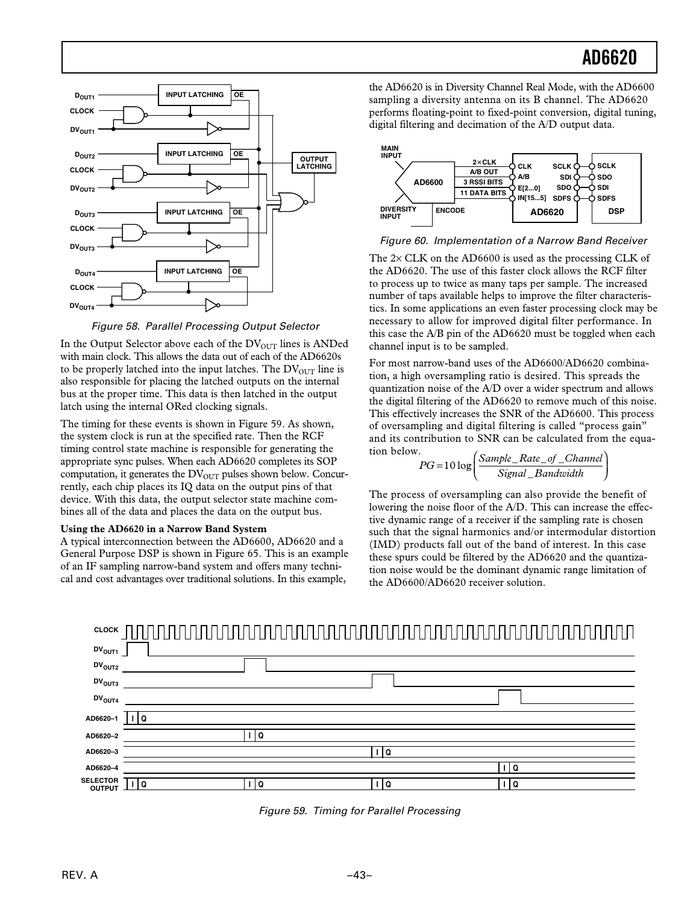Figure 58. Parallel Processing Output Selector

In the Output Selector above each of the $DV_{OUT}$ lines is ANDed with main clock. This allows the data out of each of the AD6620s to be properly latched into the input latches. The $DV_{OUT}$ line is also responsible for placing the latched outputs on the internal bus at the proper time. This data is then latched in the output latch using the internal ORed clocking signals.

The timing for these events is shown in Figure 59. As shown, the system clock is run at the specified rate. Then the RCF timing control state machine is responsible for generating the appropriate sync pulses. When each AD6620 completes its SOP computation, it generates the $DV_{OUT}$ pulses shown below. Concurrently, each chip places its IQ data on the output pins of that device. With this data, the output selector state machine combines all of the data and places the data on the output bus.

**Using the AD6620 in a Narrow Band System**

A typical interconnection between the AD6600, AD6620 and a General Purpose DSP is shown in Figure 65. This is an example of an IF sampling narrow-band system and offers many technical and cost advantages over traditional solutions. In this example, the AD6620 is in Diversity Channel Real Mode, with the AD6600 sampling a diversity antenna on its B channel. The AD6620 performs floating-point to fixed-point conversion, digital tuning, digital filtering and decimation of the A/D output data.

Figure 60. Implementation of a Narrow Band Receiver

The 2× CLK on the AD6600 is used as the processing CLK of the AD6620. The use of this faster clock allows the RCF filter to process up to twice as many taps per sample. The increased number of taps available helps to improve the filter characteristics. In some applications an even faster processing clock may be necessary to allow for improved digital filter performance. In this case the A/B pin of the AD6620 must be toggled when each channel input is to be sampled.

For most narrow-band uses of the AD6600/AD6620 combination, a high oversampling ratio is desired. This spreads the quantization noise of the A/D over a wider spectrum and allows the digital filtering of the AD6620 to remove much of this noise. This effectively increases the SNR of the AD6600. This process of oversampling and digital filtering is called "process gain" and its contribution to SNR can be calculated from the equation below.

$$PG = 10\log\left(\frac{Sample\_Rate\_of\_Channel}{Signal\_Bandwidth}\right)$$

The process of oversampling can also provide the benefit of lowering the noise floor of the A/D. This can increase the effective dynamic range of a receiver if the sampling rate is chosen such that the signal harmonics and/or intermodular distortion (IMD) products fall out of the band of interest. In this case these spurs could be filtered by the AD6620 and the quantization noise would be the dominant dynamic range limitation of the AD6600/AD6620 receiver solution.

Figure 59. Timing for Parallel Processing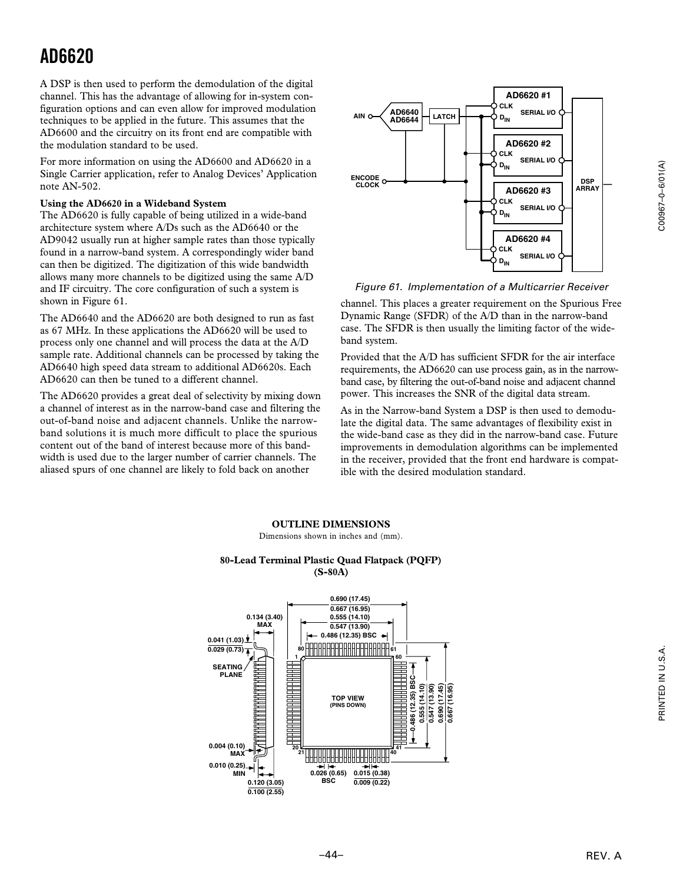A DSP is then used to perform the demodulation of the digital channel. This has the advantage of allowing for in-system configuration options and can even allow for improved modulation techniques to be applied in the future. This assumes that the AD6600 and the circuitry on its front end are compatible with the modulation standard to be used.

For more information on using the AD6600 and AD6620 in a Single Carrier application, refer to Analog Devices' Application note AN-502.

**Using the AD6620 in a Wideband System**

The AD6620 is fully capable of being utilized in a wide-band architecture system where A/Ds such as the AD6640 or the AD9042 usually run at higher sample rates than those typically found in a narrow-band system. A correspondingly wider band can then be digitized. The digitization of this wide bandwidth allows many more channels to be digitized using the same A/D and IF circuitry. The core configuration of such a system is shown in Figure 61.

The AD6640 and the AD6620 are both designed to run as fast as 67 MHz. In these applications the AD6620 will be used to process only one channel and will process the data at the A/D sample rate. Additional channels can be processed by taking the AD6640 high speed data stream to additional AD6620s. Each AD6620 can then be tuned to a different channel.

The AD6620 provides a great deal of selectivity by mixing down a channel of interest as in the narrow-band case and filtering the out-of-band noise and adjacent channels. Unlike the narrow-band solutions it is much more difficult to place the spurious content out of the band of interest because more of this bandwidth is used due to the larger number of carrier channels. The aliased spurs of one channel are likely to fold back on another channel. This places a greater requirement on the Spurious Free Dynamic Range (SFDR) of the A/D than in the narrow-band case. The SFDR is then usually the limiting factor of the wide-band system.

AIN
AD6640
AD6644
LATCH
ENCODE CLOCK
AD6620 #1
CLK
$D_{IN}$
SERIAL I/O
AD6620 #2
CLK
$D_{IN}$
SERIAL I/O
AD6620 #3
CLK
$D_{IN}$
SERIAL I/O
AD6620 #4
CLK
$D_{IN}$
SERIAL I/O
DSP ARRAY

*Figure 61. Implementation of a Multicarrier Receiver*

Provided that the A/D has sufficient SFDR for the air interface requirements, the AD6620 can use process gain, as in the narrow-band case, by filtering the out-of-band noise and adjacent channel power. This increases the SNR of the digital data stream.

As in the Narrow-band System a DSP is then used to demodulate the digital data. The same advantages of flexibility exist in the wide-band case as they did in the narrow-band case. Future improvements in demodulation algorithms can be implemented in the receiver, provided that the front end hardware is compatible with the desired modulation standard.

## OUTLINE DIMENSIONS

Dimensions shown in inches and (mm).

**80-Lead Terminal Plastic Quad Flatpack (PQFP) (S-80A)**

0.690 (17.45)
0.667 (16.95)
0.555 (14.10)
0.547 (13.90)
0.486 (12.35) BSC
0.134 (3.40) MAX
0.041 (1.03)
0.029 (0.73)
SEATING PLANE
80
61
1
60
TOP VIEW (PINS DOWN)
0.486 (12.35) BSC
0.555 (14.10)
0.547 (13.90)
0.690 (17.45)
0.667 (16.95)
0.004 (0.10) MAX
0.010 (0.25) MIN
20
21
41
40
0.120 (3.05)
0.100 (2.55)
0.026 (0.65) BSC
0.015 (0.38)
0.009 (0.22)

C00967–0–6/01(A)

PRINTED IN U.S.A.